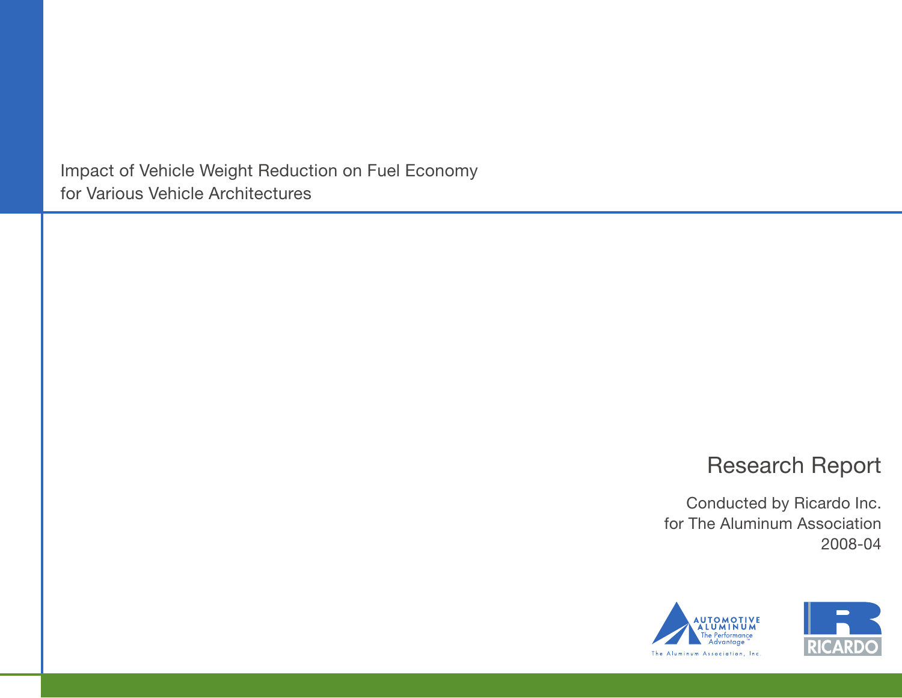# Impact of Vehicle Weight Reduction on Fuel Economy for Various Vehicle Architectures

## Research Report

Conducted by Ricardo Inc.
for The Aluminum Association
2008-04

AUTOMOTIVE ALUMINUM
The Performance Advantage™
The Aluminum Association, Inc.

RICARDO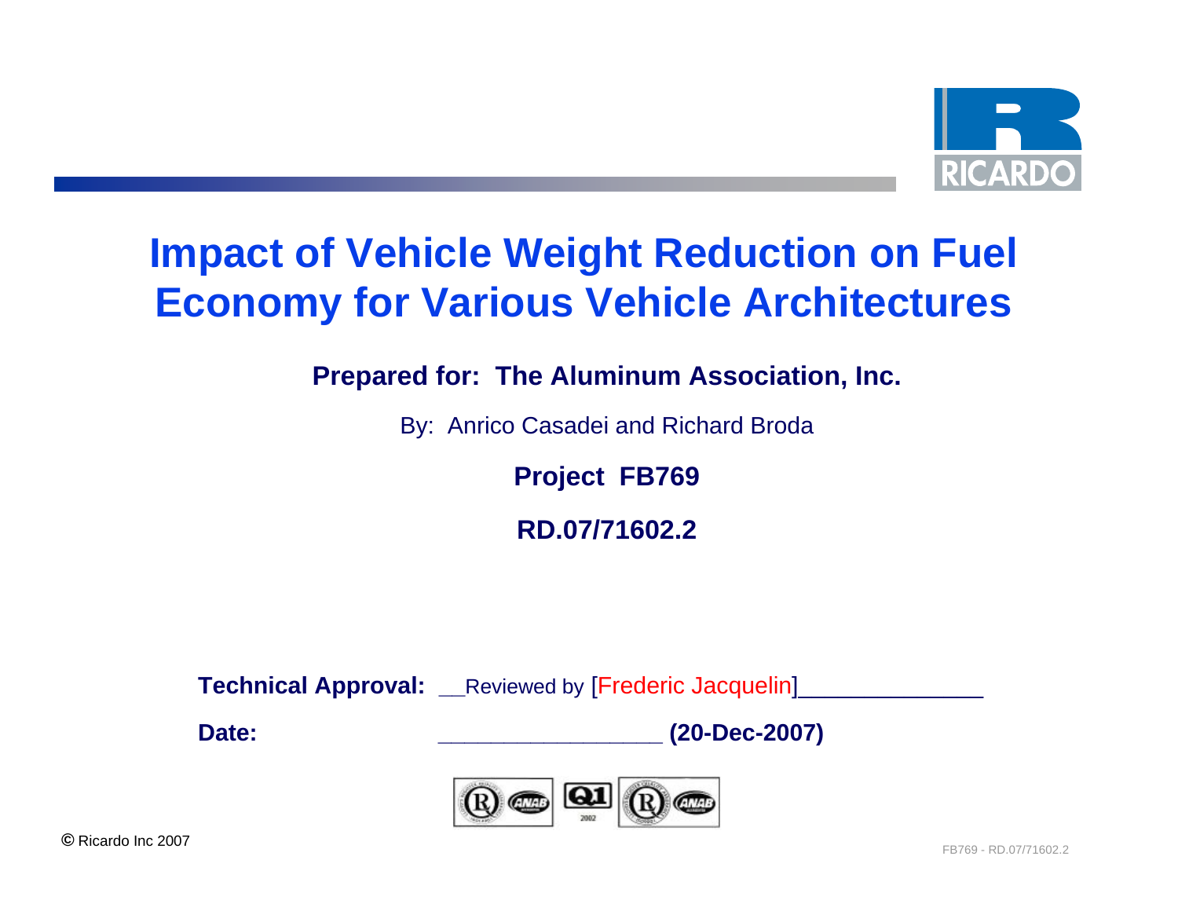# Impact of Vehicle Weight Reduction on Fuel Economy for Various Vehicle Architectures

**Prepared for: The Aluminum Association, Inc.**

By: Anrico Casadei and Richard Broda

**Project FB769**

**RD.07/71602.2**

**Technical Approval:** __Reviewed by [Frederic Jacquelin]_______________

**Date:** ___________________ **(20-Dec-2007)**

© Ricardo Inc 2007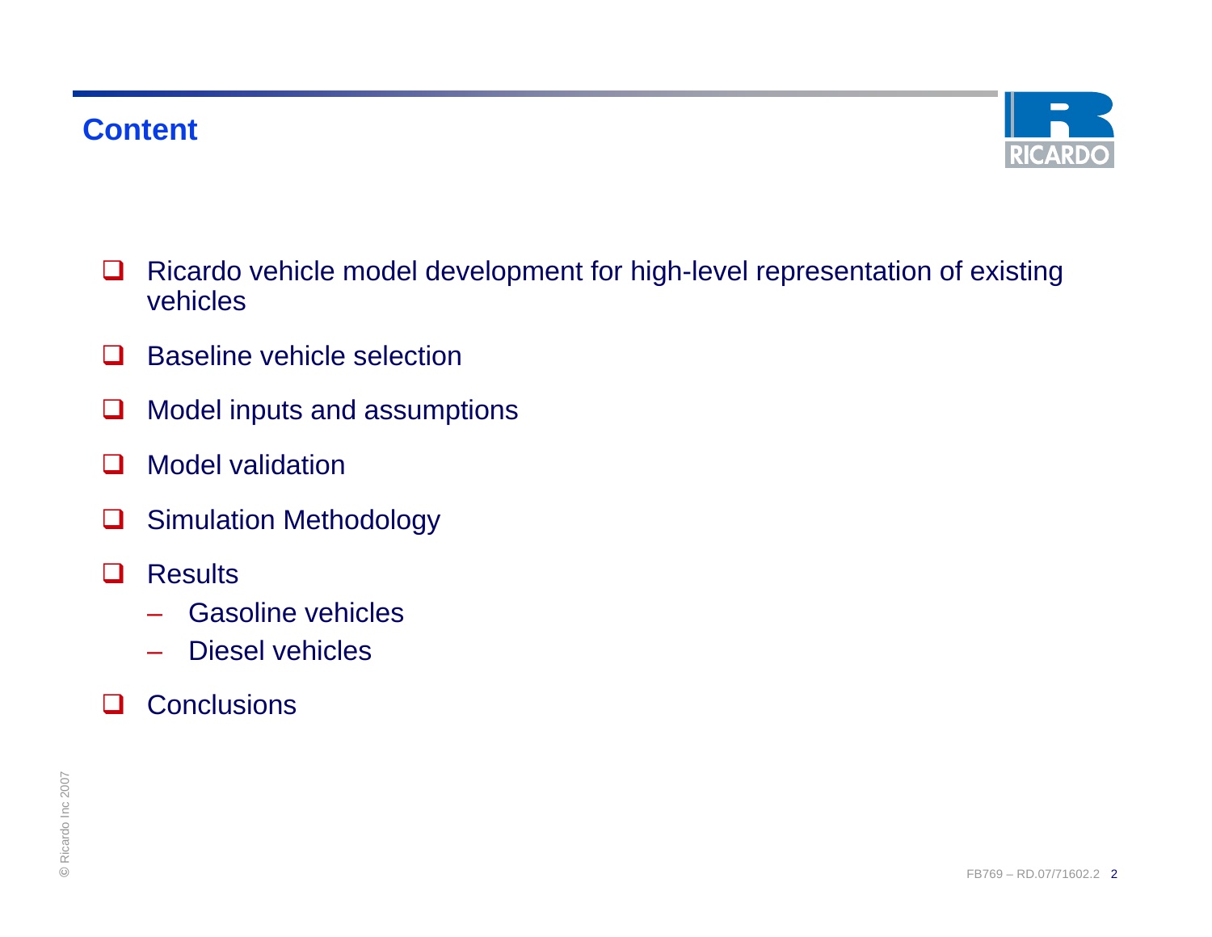## Content

- Ricardo vehicle model development for high-level representation of existing vehicles
- Baseline vehicle selection
- Model inputs and assumptions
- Model validation
- Simulation Methodology
- Results
  - Gasoline vehicles
  - Diesel vehicles
- Conclusions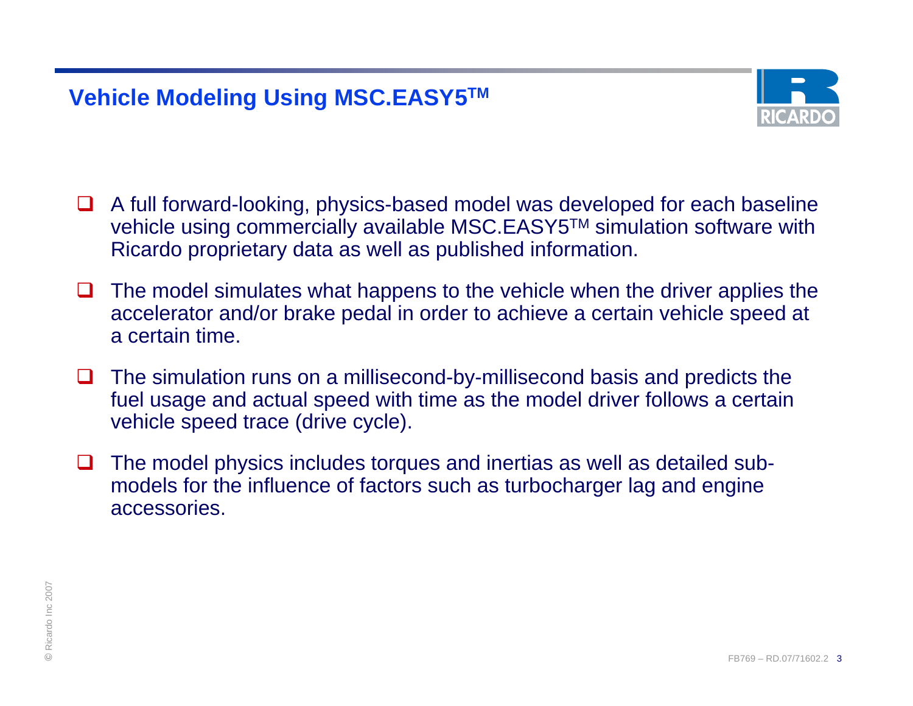# Vehicle Modeling Using MSC.EASY5™

- A full forward-looking, physics-based model was developed for each baseline vehicle using commercially available MSC.EASY5™ simulation software with Ricardo proprietary data as well as published information.
- The model simulates what happens to the vehicle when the driver applies the accelerator and/or brake pedal in order to achieve a certain vehicle speed at a certain time.
- The simulation runs on a millisecond-by-millisecond basis and predicts the fuel usage and actual speed with time as the model driver follows a certain vehicle speed trace (drive cycle).
- The model physics includes torques and inertias as well as detailed sub-models for the influence of factors such as turbocharger lag and engine accessories.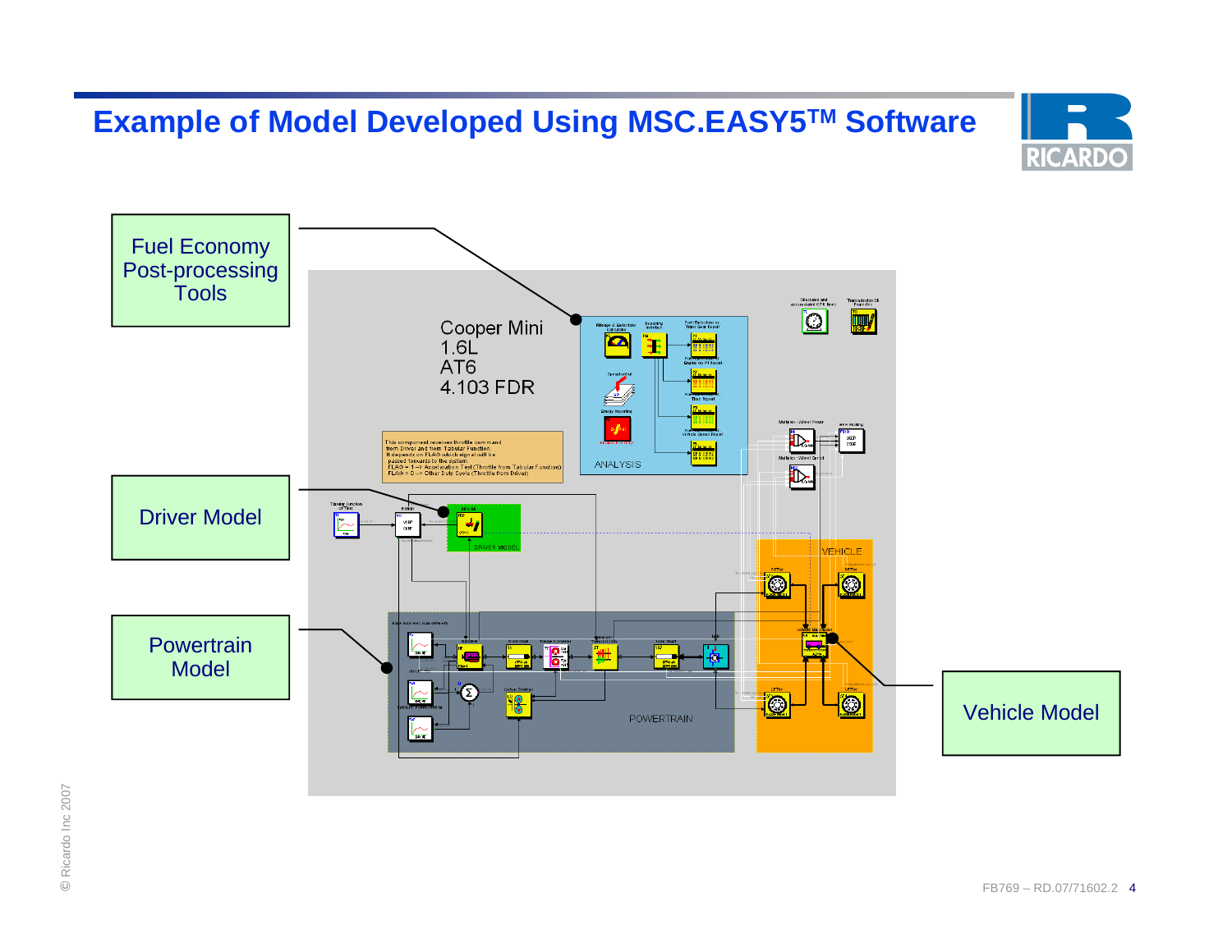# Example of Model Developed Using MSC.EASY5™ Software

Fuel Economy Post-processing Tools

Driver Model

Powertrain Model

Vehicle Model

Cooper Mini
1.6L
AT6
4.103 FDR

This component receives throttle command from Driver and from Tabular Function. It depends on FLAG which signal will be passed forwards to the system:
FLAG = 1 --> Acceleration Test (Throttle from Tabular Function)
FLAG = 0 --> Other Duty Cycle (Throttle from Driver)

ANALYSIS

DRIVER MODEL

VEHICLE

POWERTRAIN

© Ricardo Inc 2007

FB769 – RD.07/71602.2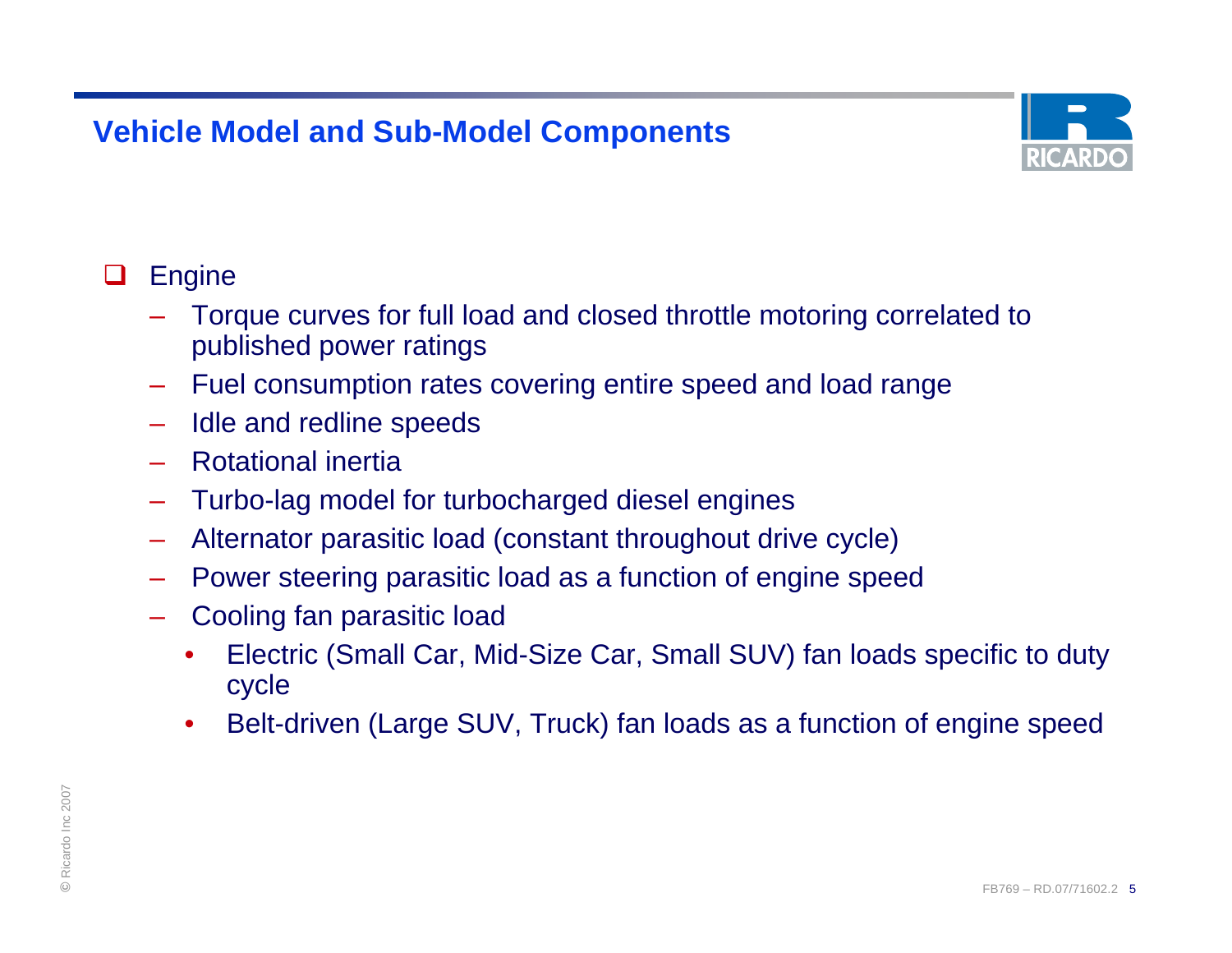## Vehicle Model and Sub-Model Components

- Engine
  - Torque curves for full load and closed throttle motoring correlated to published power ratings
  - Fuel consumption rates covering entire speed and load range
  - Idle and redline speeds
  - Rotational inertia
  - Turbo-lag model for turbocharged diesel engines
  - Alternator parasitic load (constant throughout drive cycle)
  - Power steering parasitic load as a function of engine speed
  - Cooling fan parasitic load
    - Electric (Small Car, Mid-Size Car, Small SUV) fan loads specific to duty cycle
    - Belt-driven (Large SUV, Truck) fan loads as a function of engine speed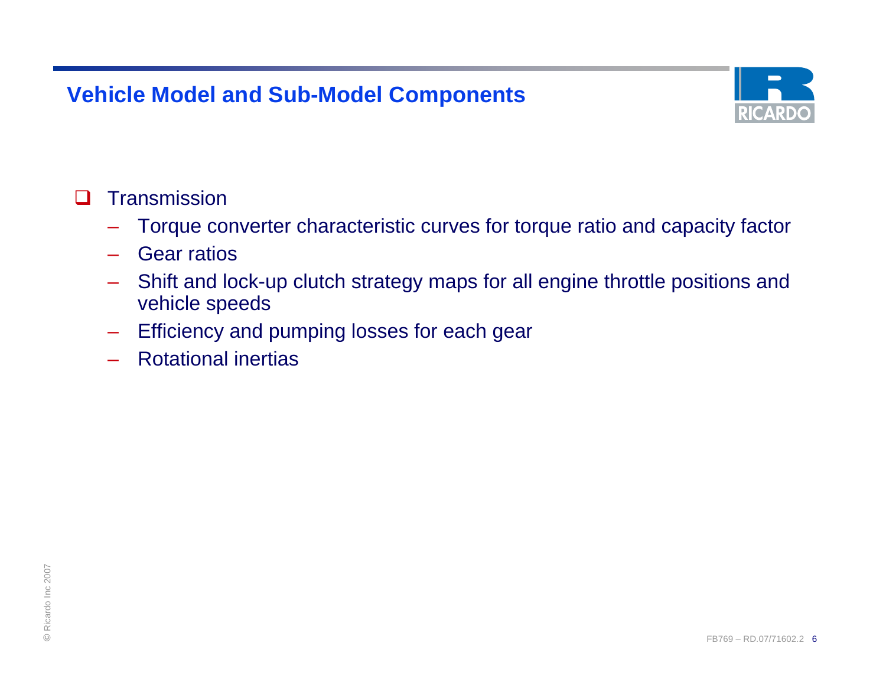## Vehicle Model and Sub-Model Components

- Transmission
  - Torque converter characteristic curves for torque ratio and capacity factor
  - Gear ratios
  - Shift and lock-up clutch strategy maps for all engine throttle positions and vehicle speeds
  - Efficiency and pumping losses for each gear
  - Rotational inertias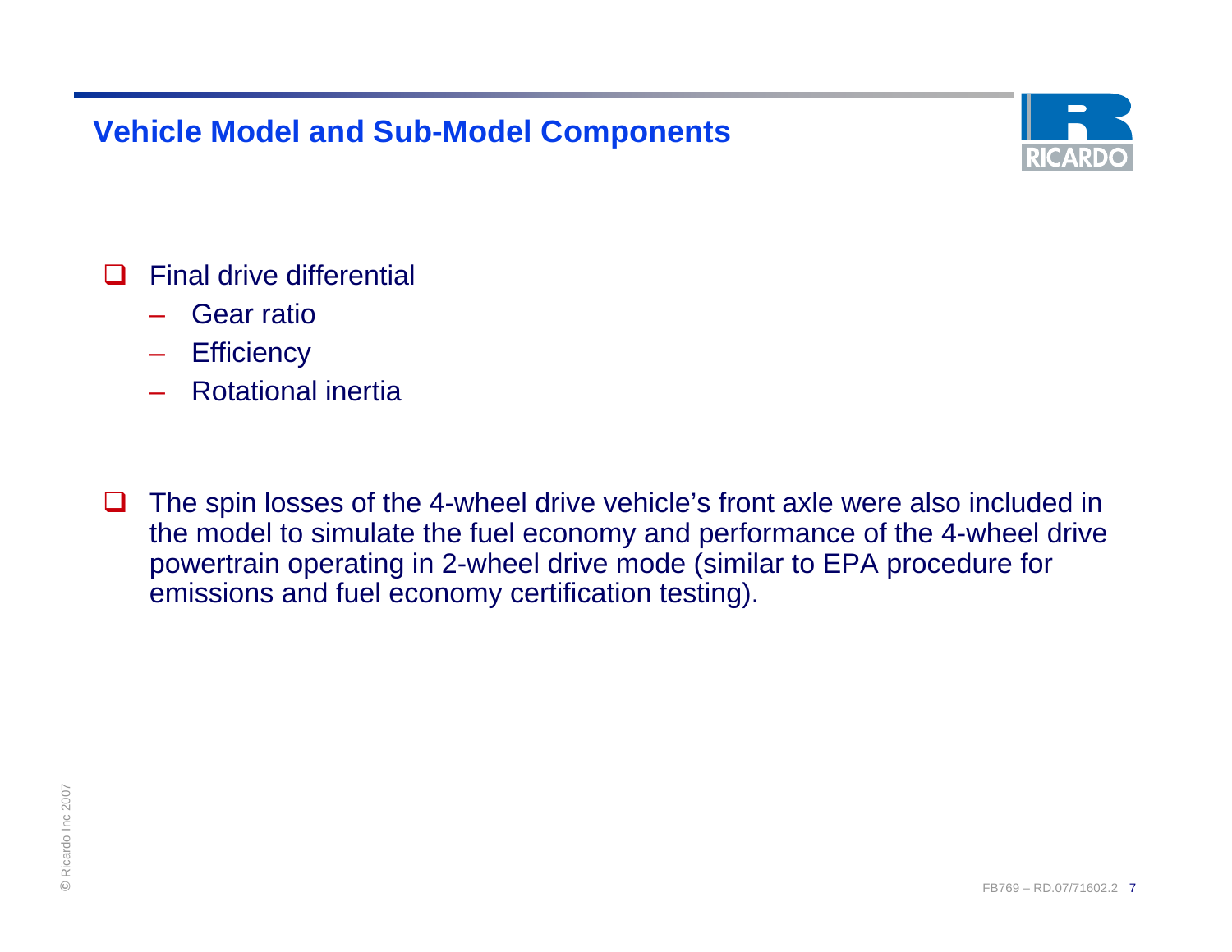## Vehicle Model and Sub-Model Components

- Final drive differential
  - Gear ratio
  - Efficiency
  - Rotational inertia

- The spin losses of the 4-wheel drive vehicle's front axle were also included in the model to simulate the fuel economy and performance of the 4-wheel drive powertrain operating in 2-wheel drive mode (similar to EPA procedure for emissions and fuel economy certification testing).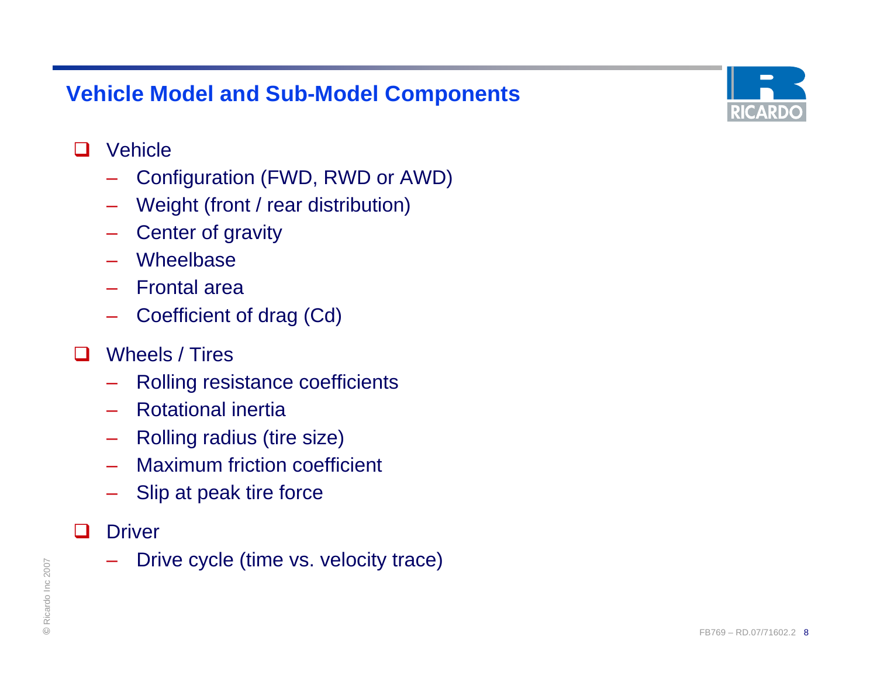# Vehicle Model and Sub-Model Components

- Vehicle
  - Configuration (FWD, RWD or AWD)
  - Weight (front / rear distribution)
  - Center of gravity
  - Wheelbase
  - Frontal area
  - Coefficient of drag (Cd)
- Wheels / Tires
  - Rolling resistance coefficients
  - Rotational inertia
  - Rolling radius (tire size)
  - Maximum friction coefficient
  - Slip at peak tire force
- Driver
  - Drive cycle (time vs. velocity trace)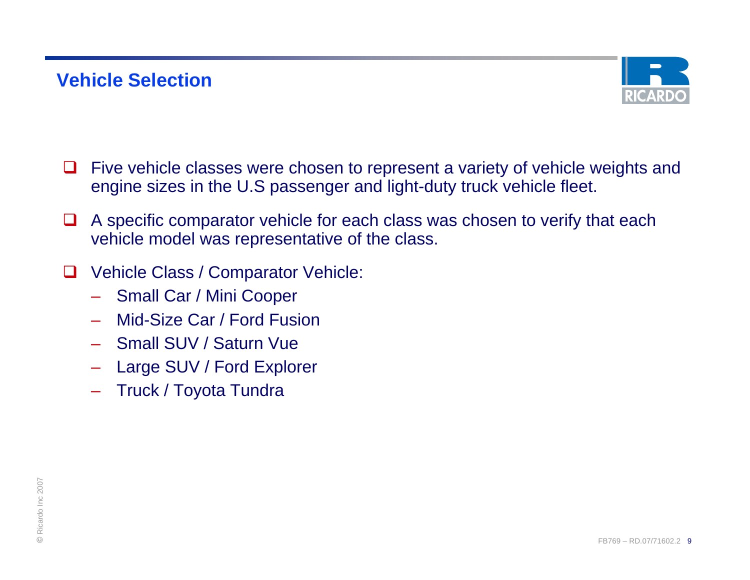## Vehicle Selection

- Five vehicle classes were chosen to represent a variety of vehicle weights and engine sizes in the U.S passenger and light-duty truck vehicle fleet.
- A specific comparator vehicle for each class was chosen to verify that each vehicle model was representative of the class.
- Vehicle Class / Comparator Vehicle:
  - Small Car / Mini Cooper
  - Mid-Size Car / Ford Fusion
  - Small SUV / Saturn Vue
  - Large SUV / Ford Explorer
  - Truck / Toyota Tundra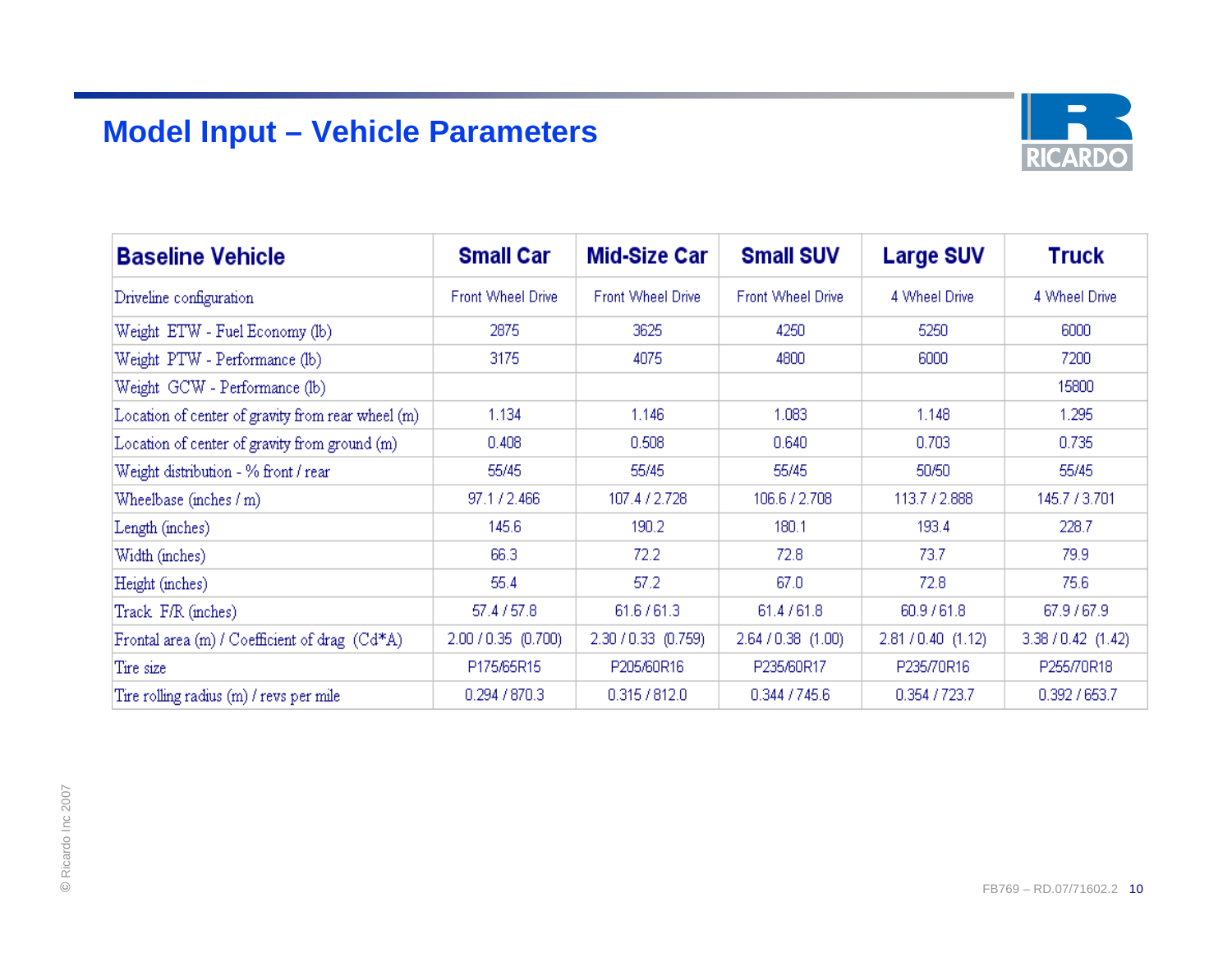# Model Input – Vehicle Parameters

| Baseline Vehicle | Small Car | Mid-Size Car | Small SUV | Large SUV | Truck |
|---|---|---|---|---|---|
| Driveline configuration | Front Wheel Drive | Front Wheel Drive | Front Wheel Drive | 4 Wheel Drive | 4 Wheel Drive |
| Weight ETW - Fuel Economy (lb) | 2875 | 3625 | 4250 | 5250 | 6000 |
| Weight PTW - Performance (lb) | 3175 | 4075 | 4800 | 6000 | 7200 |
| Weight GCW - Performance (lb) | | | | | 15800 |
| Location of center of gravity from rear wheel (m) | 1.134 | 1.146 | 1.083 | 1.148 | 1.295 |
| Location of center of gravity from ground (m) | 0.408 | 0.508 | 0.640 | 0.703 | 0.735 |
| Weight distribution - % front / rear | 55/45 | 55/45 | 55/45 | 50/50 | 55/45 |
| Wheelbase (inches / m) | 97.1 / 2.466 | 107.4 / 2.728 | 106.6 / 2.708 | 113.7 / 2.888 | 145.7 / 3.701 |
| Length (inches) | 145.6 | 190.2 | 180.1 | 193.4 | 228.7 |
| Width (inches) | 66.3 | 72.2 | 72.8 | 73.7 | 79.9 |
| Height (inches) | 55.4 | 57.2 | 67.0 | 72.8 | 75.6 |
| Track F/R (inches) | 57.4 / 57.8 | 61.6 / 61.3 | 61.4 / 61.8 | 60.9 / 61.8 | 67.9 / 67.9 |
| Frontal area (m) / Coefficient of drag (Cd*A) | 2.00 / 0.35 (0.700) | 2.30 / 0.33 (0.759) | 2.64 / 0.38 (1.00) | 2.81 / 0.40 (1.12) | 3.38 / 0.42 (1.42) |
| Tire size | P175/65R15 | P205/60R16 | P235/60R17 | P235/70R16 | P255/70R18 |
| Tire rolling radius (m) / revs per mile | 0.294 / 870.3 | 0.315 / 812.0 | 0.344 / 745.6 | 0.354 / 723.7 | 0.392 / 653.7 |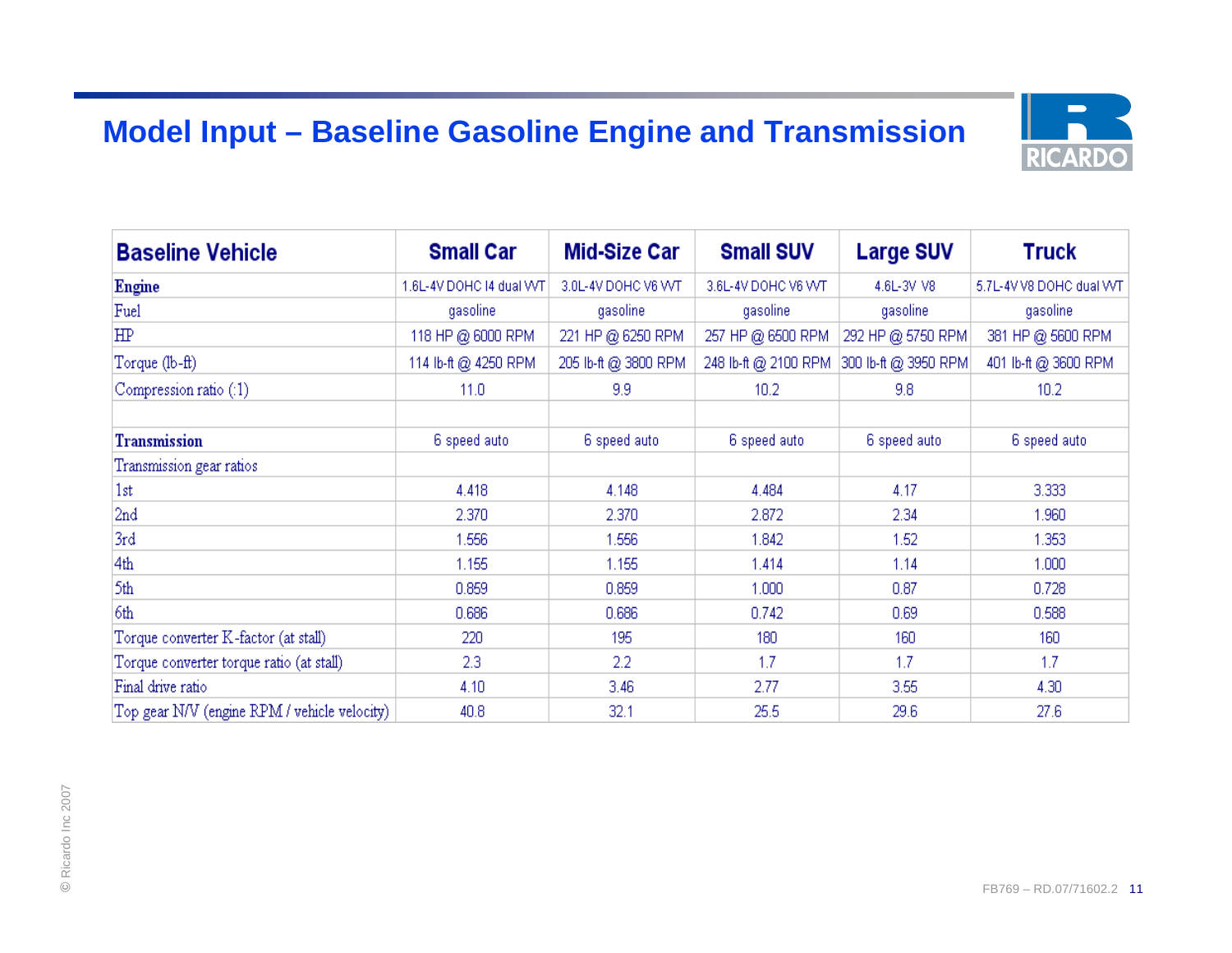# Model Input – Baseline Gasoline Engine and Transmission

| Baseline Vehicle | Small Car | Mid-Size Car | Small SUV | Large SUV | Truck |
|---|---|---|---|---|---|
| **Engine** | 1.6L-4V DOHC I4 dual VVT | 3.0L-4V DOHC V6 VVT | 3.6L-4V DOHC V6 VVT | 4.6L-3V V8 | 5.7L-4V V8 DOHC dual VVT |
| Fuel | gasoline | gasoline | gasoline | gasoline | gasoline |
| HP | 118 HP @ 6000 RPM | 221 HP @ 6250 RPM | 257 HP @ 6500 RPM | 292 HP @ 5750 RPM | 381 HP @ 5600 RPM |
| Torque (lb-ft) | 114 lb-ft @ 4250 RPM | 205 lb-ft @ 3800 RPM | 248 lb-ft @ 2100 RPM | 300 lb-ft @ 3950 RPM | 401 lb-ft @ 3600 RPM |
| Compression ratio (:1) | 11.0 | 9.9 | 10.2 | 9.8 | 10.2 |
| | | | | | |
| **Transmission** | 6 speed auto | 6 speed auto | 6 speed auto | 6 speed auto | 6 speed auto |
| Transmission gear ratios | | | | | |
| 1st | 4.418 | 4.148 | 4.484 | 4.17 | 3.333 |
| 2nd | 2.370 | 2.370 | 2.872 | 2.34 | 1.960 |
| 3rd | 1.556 | 1.556 | 1.842 | 1.52 | 1.353 |
| 4th | 1.155 | 1.155 | 1.414 | 1.14 | 1.000 |
| 5th | 0.859 | 0.859 | 1.000 | 0.87 | 0.728 |
| 6th | 0.686 | 0.686 | 0.742 | 0.69 | 0.588 |
| Torque converter K-factor (at stall) | 220 | 195 | 180 | 160 | 160 |
| Torque converter torque ratio (at stall) | 2.3 | 2.2 | 1.7 | 1.7 | 1.7 |
| Final drive ratio | 4.10 | 3.46 | 2.77 | 3.55 | 4.30 |
| Top gear N/V (engine RPM / vehicle velocity) | 40.8 | 32.1 | 25.5 | 29.6 | 27.6 |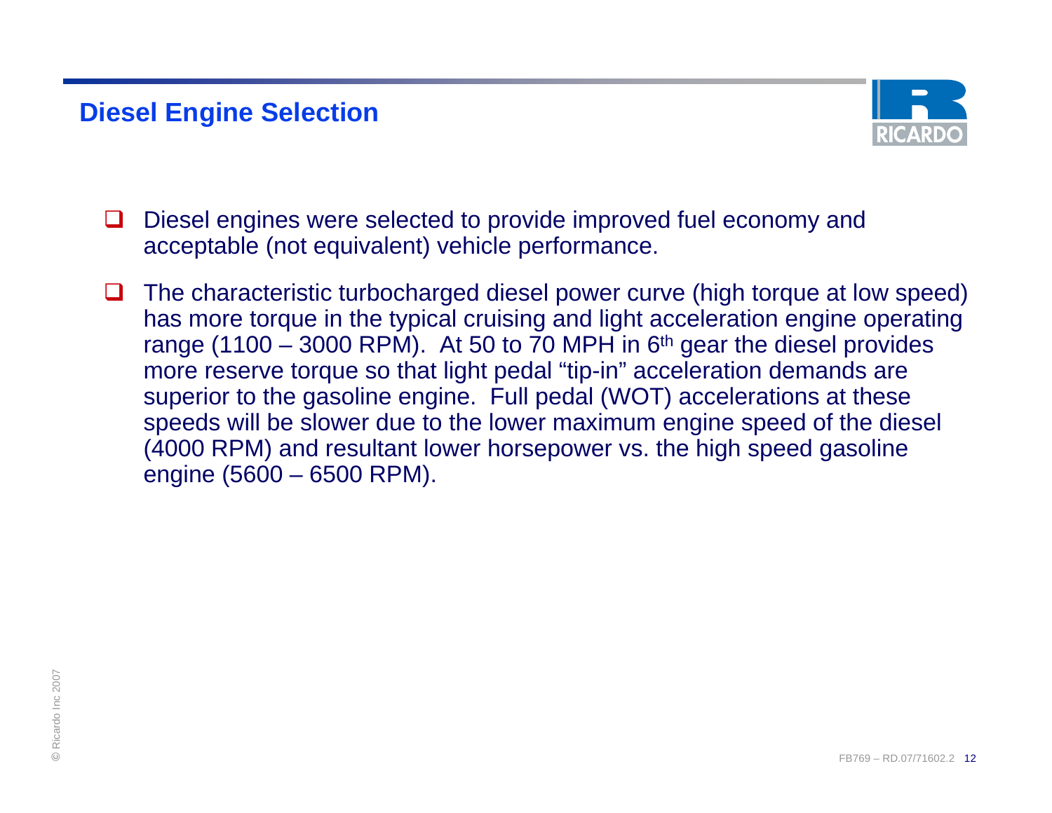## Diesel Engine Selection

- Diesel engines were selected to provide improved fuel economy and acceptable (not equivalent) vehicle performance.
- The characteristic turbocharged diesel power curve (high torque at low speed) has more torque in the typical cruising and light acceleration engine operating range (1100 – 3000 RPM). At 50 to 70 MPH in 6$^{th}$ gear the diesel provides more reserve torque so that light pedal "tip-in" acceleration demands are superior to the gasoline engine. Full pedal (WOT) accelerations at these speeds will be slower due to the lower maximum engine speed of the diesel (4000 RPM) and resultant lower horsepower vs. the high speed gasoline engine (5600 – 6500 RPM).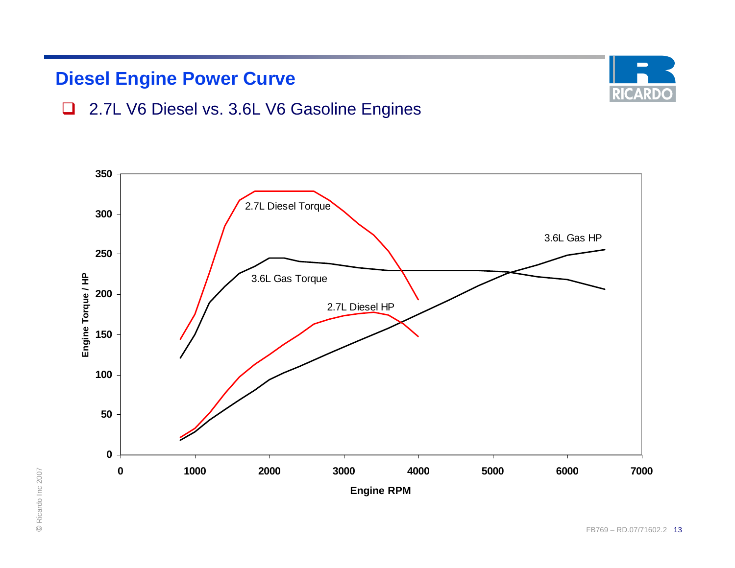## Diesel Engine Power Curve

- 2.7L V6 Diesel vs. 3.6L V6 Gasoline Engines

Engine Torque / HP

350
300
250
200
150
100
50
0

0 1000 2000 3000 4000 5000 6000 7000

Engine RPM

2.7L Diesel Torque

3.6L Gas Torque

2.7L Diesel HP

3.6L Gas HP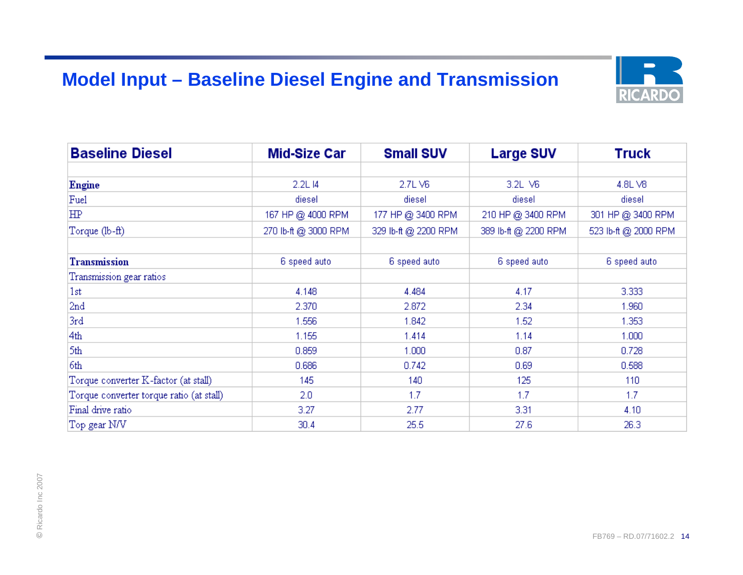# Model Input – Baseline Diesel Engine and Transmission

| Baseline Diesel | Mid-Size Car | Small SUV | Large SUV | Truck |
|---|---|---|---|---|
| | | | | |
| **Engine** | 2.2L I4 | 2.7L V6 | 3.2L V6 | 4.8L V8 |
| Fuel | diesel | diesel | diesel | diesel |
| HP | 167 HP @ 4000 RPM | 177 HP @ 3400 RPM | 210 HP @ 3400 RPM | 301 HP @ 3400 RPM |
| Torque (lb-ft) | 270 lb-ft @ 3000 RPM | 329 lb-ft @ 2200 RPM | 389 lb-ft @ 2200 RPM | 523 lb-ft @ 2000 RPM |
| | | | | |
| **Transmission** | 6 speed auto | 6 speed auto | 6 speed auto | 6 speed auto |
| Transmission gear ratios | | | | |
| 1st | 4.148 | 4.484 | 4.17 | 3.333 |
| 2nd | 2.370 | 2.872 | 2.34 | 1.960 |
| 3rd | 1.556 | 1.842 | 1.52 | 1.353 |
| 4th | 1.155 | 1.414 | 1.14 | 1.000 |
| 5th | 0.859 | 1.000 | 0.87 | 0.728 |
| 6th | 0.686 | 0.742 | 0.69 | 0.588 |
| Torque converter K-factor (at stall) | 145 | 140 | 125 | 110 |
| Torque converter torque ratio (at stall) | 2.0 | 1.7 | 1.7 | 1.7 |
| Final drive ratio | 3.27 | 2.77 | 3.31 | 4.10 |
| Top gear N/V | 30.4 | 25.5 | 27.6 | 26.3 |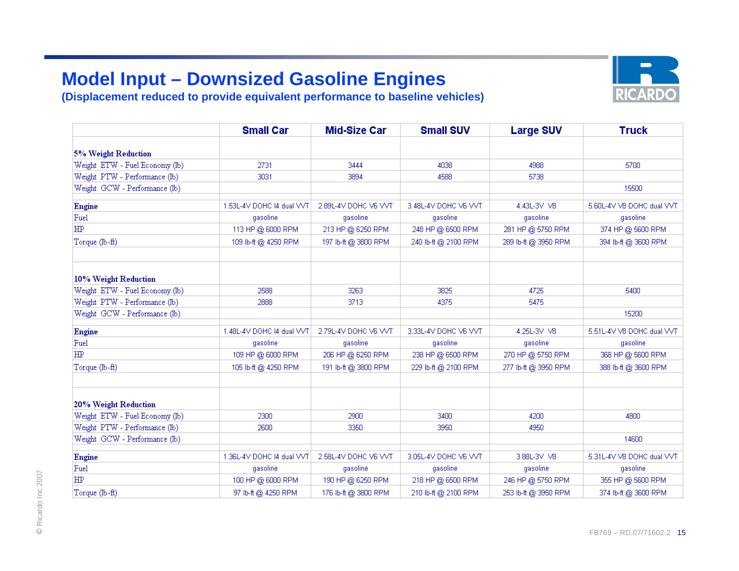# Model Input – Downsized Gasoline Engines

**(Displacement reduced to provide equivalent performance to baseline vehicles)**

| | Small Car | Mid-Size Car | Small SUV | Large SUV | Truck |
|---|---|---|---|---|---|
| **5% Weight Reduction** | | | | | |
| Weight ETW - Fuel Economy (lb) | 2731 | 3444 | 4038 | 4988 | 5700 |
| Weight PTW - Performance (lb) | 3031 | 3894 | 4588 | 5738 | |
| Weight GCW - Performance (lb) | | | | | 15500 |
| **Engine** | 1.53L-4V DOHC I4 dual VVT | 2.89L-4V DOHC V6 VVT | 3.48L-4V DOHC V6 VVT | 4.43L-3V V8 | 5.60L-4V V8 DOHC dual VVT |
| Fuel | gasoline | gasoline | gasoline | gasoline | gasoline |
| HP | 113 HP @ 6000 RPM | 213 HP @ 6250 RPM | 248 HP @ 6500 RPM | 281 HP @ 5750 RPM | 374 HP @ 5600 RPM |
| Torque (lb-ft) | 109 lb-ft @ 4250 RPM | 197 lb-ft @ 3800 RPM | 240 lb-ft @ 2100 RPM | 289 lb-ft @ 3950 RPM | 394 lb-ft @ 3600 RPM |
| | | | | | |
| **10% Weight Reduction** | | | | | |
| Weight ETW - Fuel Economy (lb) | 2588 | 3263 | 3825 | 4725 | 5400 |
| Weight PTW - Performance (lb) | 2888 | 3713 | 4375 | 5475 | |
| Weight GCW - Performance (lb) | | | | | 15200 |
| **Engine** | 1.48L-4V DOHC I4 dual VVT | 2.79L-4V DOHC V6 VVT | 3.33L-4V DOHC V6 VVT | 4.25L-3V V8 | 5.51L-4V V8 DOHC dual VVT |
| Fuel | gasoline | gasoline | gasoline | gasoline | gasoline |
| HP | 109 HP @ 6000 RPM | 206 HP @ 6250 RPM | 238 HP @ 6500 RPM | 270 HP @ 5750 RPM | 368 HP @ 5600 RPM |
| Torque (lb-ft) | 105 lb-ft @ 4250 RPM | 191 lb-ft @ 3800 RPM | 229 lb-ft @ 2100 RPM | 277 lb-ft @ 3950 RPM | 388 lb-ft @ 3600 RPM |
| | | | | | |
| **20% Weight Reduction** | | | | | |
| Weight ETW - Fuel Economy (lb) | 2300 | 2900 | 3400 | 4200 | 4800 |
| Weight PTW - Performance (lb) | 2600 | 3350 | 3950 | 4950 | |
| Weight GCW - Performance (lb) | | | | | 14600 |
| **Engine** | 1.36L-4V DOHC I4 dual VVT | 2.58L-4V DOHC V6 VVT | 3.05L-4V DOHC V6 VVT | 3.88L-3V V8 | 5.31L-4V V8 DOHC dual VVT |
| Fuel | gasoline | gasoline | gasoline | gasoline | gasoline |
| HP | 100 HP @ 6000 RPM | 190 HP @ 6250 RPM | 218 HP @ 6500 RPM | 246 HP @ 5750 RPM | 355 HP @ 5600 RPM |
| Torque (lb-ft) | 97 lb-ft @ 4250 RPM | 176 lb-ft @ 3800 RPM | 210 lb-ft @ 2100 RPM | 253 lb-ft @ 3950 RPM | 374 lb-ft @ 3600 RPM |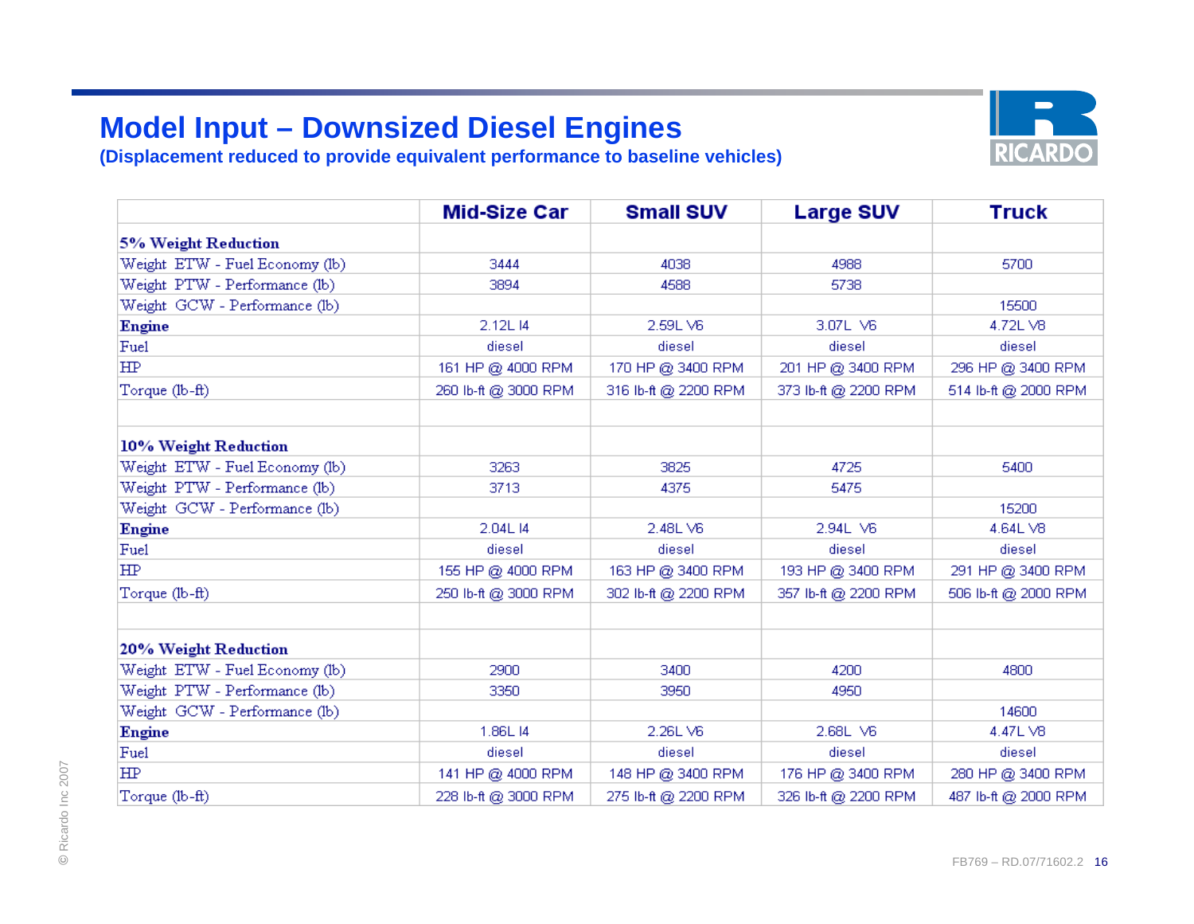# Model Input – Downsized Diesel Engines

**(Displacement reduced to provide equivalent performance to baseline vehicles)**

| | Mid-Size Car | Small SUV | Large SUV | Truck |
|---|---|---|---|---|
| **5% Weight Reduction** | | | | |
| Weight ETW - Fuel Economy (lb) | 3444 | 4038 | 4988 | 5700 |
| Weight PTW - Performance (lb) | 3894 | 4588 | 5738 | |
| Weight GCW - Performance (lb) | | | | 15500 |
| **Engine** | 2.12L I4 | 2.59L V6 | 3.07L V6 | 4.72L V8 |
| Fuel | diesel | diesel | diesel | diesel |
| HP | 161 HP @ 4000 RPM | 170 HP @ 3400 RPM | 201 HP @ 3400 RPM | 296 HP @ 3400 RPM |
| Torque (lb-ft) | 260 lb-ft @ 3000 RPM | 316 lb-ft @ 2200 RPM | 373 lb-ft @ 2200 RPM | 514 lb-ft @ 2000 RPM |
| | | | | |
| **10% Weight Reduction** | | | | |
| Weight ETW - Fuel Economy (lb) | 3263 | 3825 | 4725 | 5400 |
| Weight PTW - Performance (lb) | 3713 | 4375 | 5475 | |
| Weight GCW - Performance (lb) | | | | 15200 |
| **Engine** | 2.04L I4 | 2.48L V6 | 2.94L V6 | 4.64L V8 |
| Fuel | diesel | diesel | diesel | diesel |
| HP | 155 HP @ 4000 RPM | 163 HP @ 3400 RPM | 193 HP @ 3400 RPM | 291 HP @ 3400 RPM |
| Torque (lb-ft) | 250 lb-ft @ 3000 RPM | 302 lb-ft @ 2200 RPM | 357 lb-ft @ 2200 RPM | 506 lb-ft @ 2000 RPM |
| | | | | |
| **20% Weight Reduction** | | | | |
| Weight ETW - Fuel Economy (lb) | 2900 | 3400 | 4200 | 4800 |
| Weight PTW - Performance (lb) | 3350 | 3950 | 4950 | |
| Weight GCW - Performance (lb) | | | | 14600 |
| **Engine** | 1.86L I4 | 2.26L V6 | 2.68L V6 | 4.47L V8 |
| Fuel | diesel | diesel | diesel | diesel |
| HP | 141 HP @ 4000 RPM | 148 HP @ 3400 RPM | 176 HP @ 3400 RPM | 280 HP @ 3400 RPM |
| Torque (lb-ft) | 228 lb-ft @ 3000 RPM | 275 lb-ft @ 2200 RPM | 326 lb-ft @ 2200 RPM | 487 lb-ft @ 2000 RPM |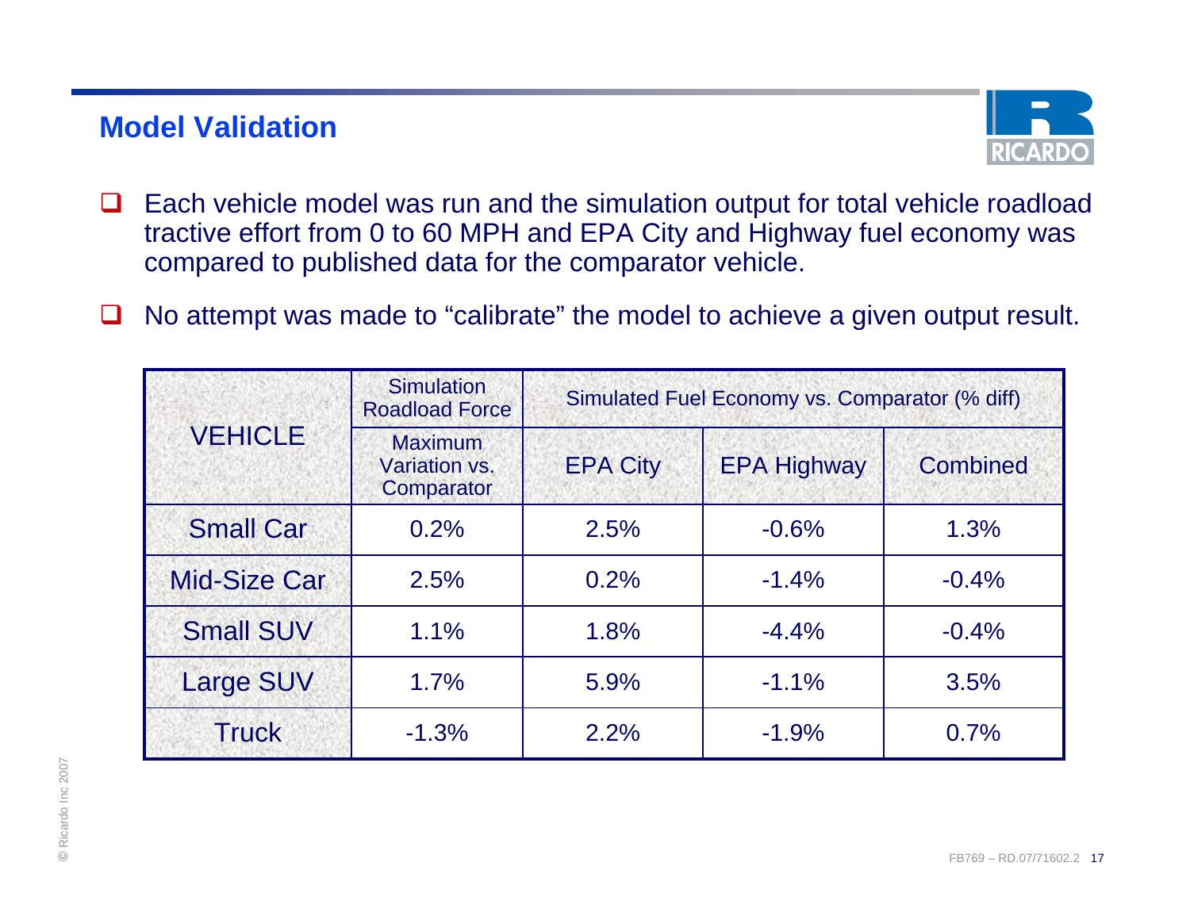## Model Validation

- Each vehicle model was run and the simulation output for total vehicle roadload tractive effort from 0 to 60 MPH and EPA City and Highway fuel economy was compared to published data for the comparator vehicle.
- No attempt was made to “calibrate” the model to achieve a given output result.

| VEHICLE | Simulation Roadload Force | Simulated Fuel Economy vs. Comparator (% diff) | | |
|---|---|---|---|---|
| | Maximum Variation vs. Comparator | EPA City | EPA Highway | Combined |
| Small Car | 0.2% | 2.5% | -0.6% | 1.3% |
| Mid-Size Car | 2.5% | 0.2% | -1.4% | -0.4% |
| Small SUV | 1.1% | 1.8% | -4.4% | -0.4% |
| Large SUV | 1.7% | 5.9% | -1.1% | 3.5% |
| Truck | -1.3% | 2.2% | -1.9% | 0.7% |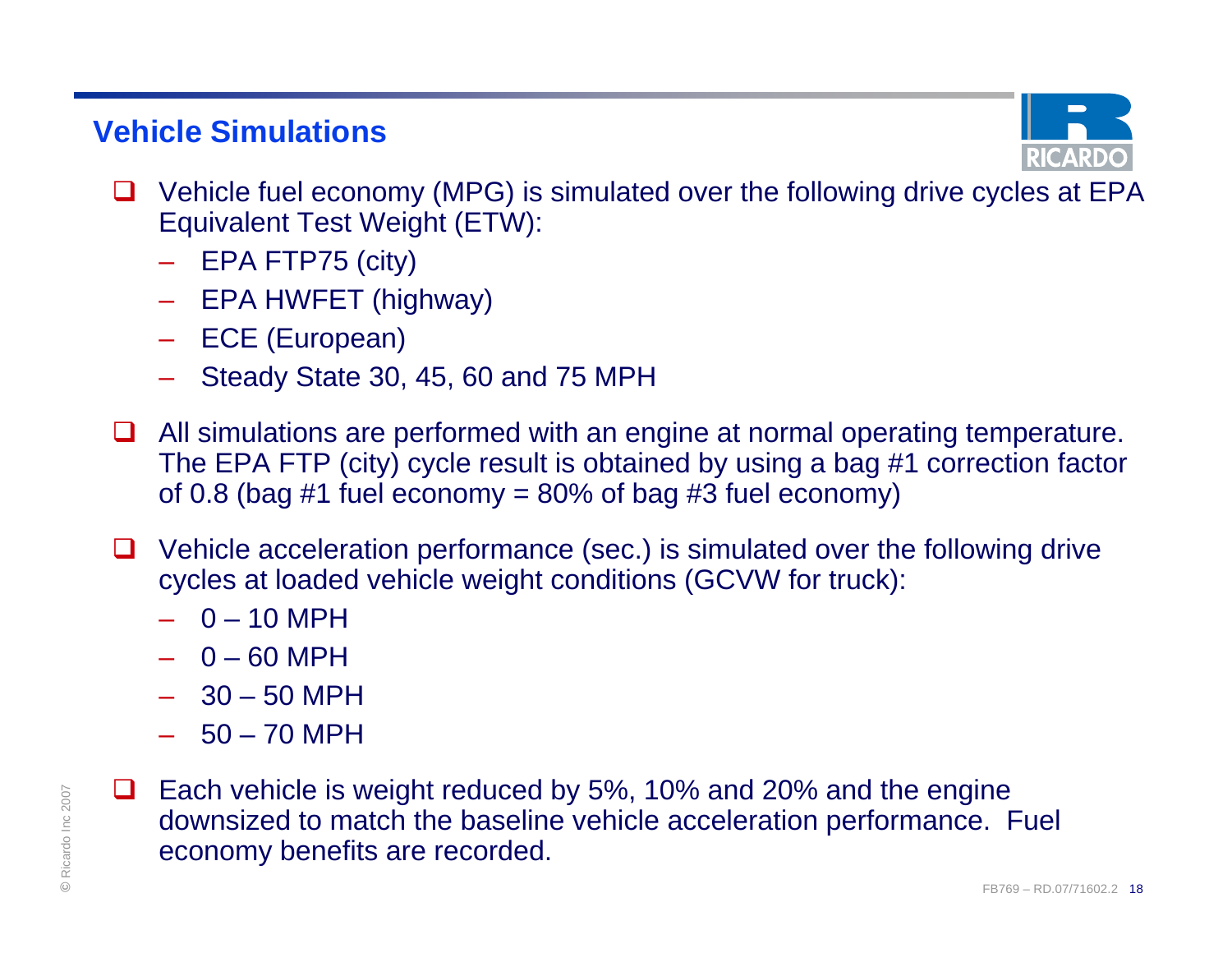## Vehicle Simulations

- Vehicle fuel economy (MPG) is simulated over the following drive cycles at EPA Equivalent Test Weight (ETW):
  - EPA FTP75 (city)
  - EPA HWFET (highway)
  - ECE (European)
  - Steady State 30, 45, 60 and 75 MPH
- All simulations are performed with an engine at normal operating temperature. The EPA FTP (city) cycle result is obtained by using a bag #1 correction factor of 0.8 (bag #1 fuel economy = 80% of bag #3 fuel economy)
- Vehicle acceleration performance (sec.) is simulated over the following drive cycles at loaded vehicle weight conditions (GCVW for truck):
  - 0 – 10 MPH
  - 0 – 60 MPH
  - 30 – 50 MPH
  - 50 – 70 MPH
- Each vehicle is weight reduced by 5%, 10% and 20% and the engine downsized to match the baseline vehicle acceleration performance. Fuel economy benefits are recorded.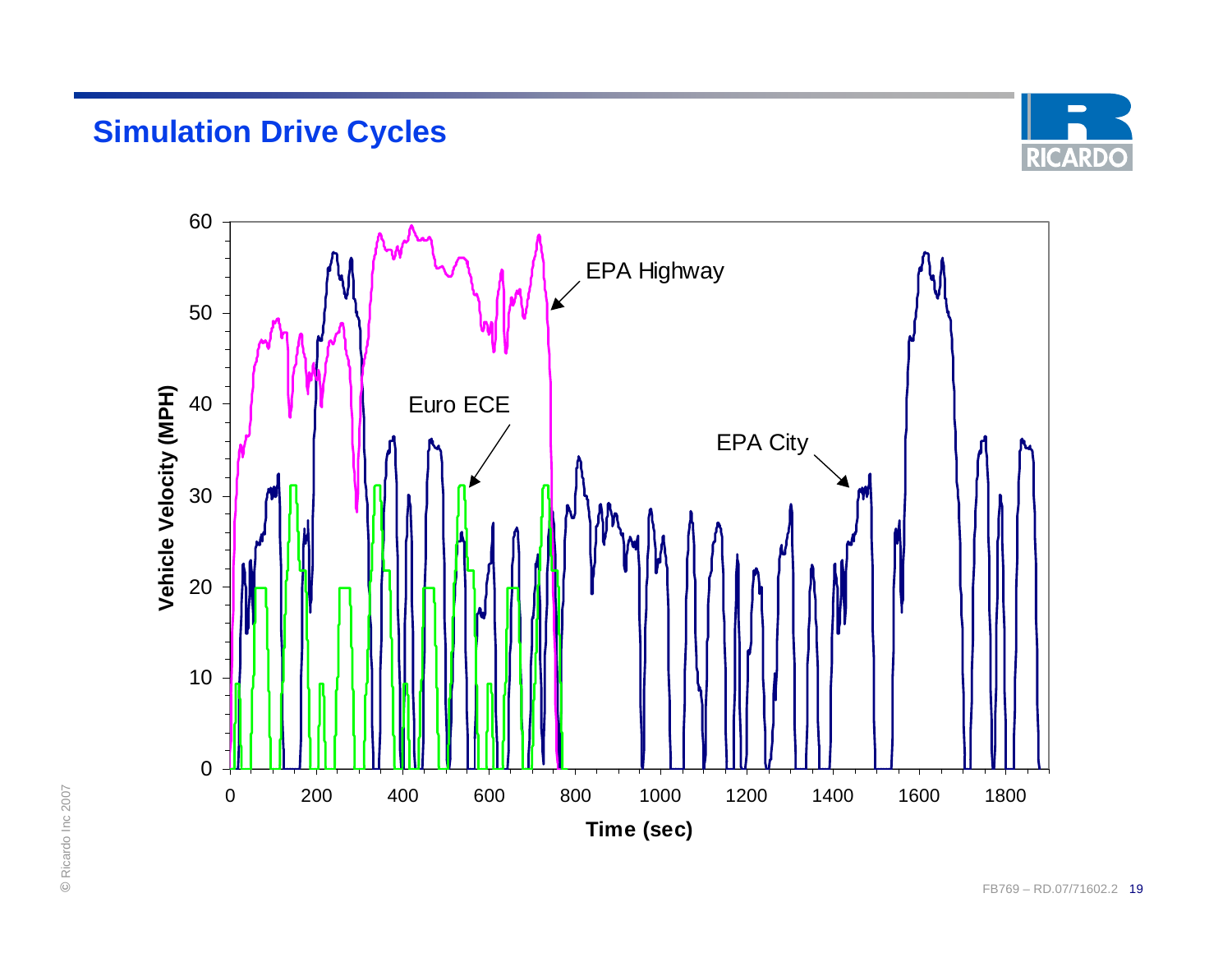# Simulation Drive Cycles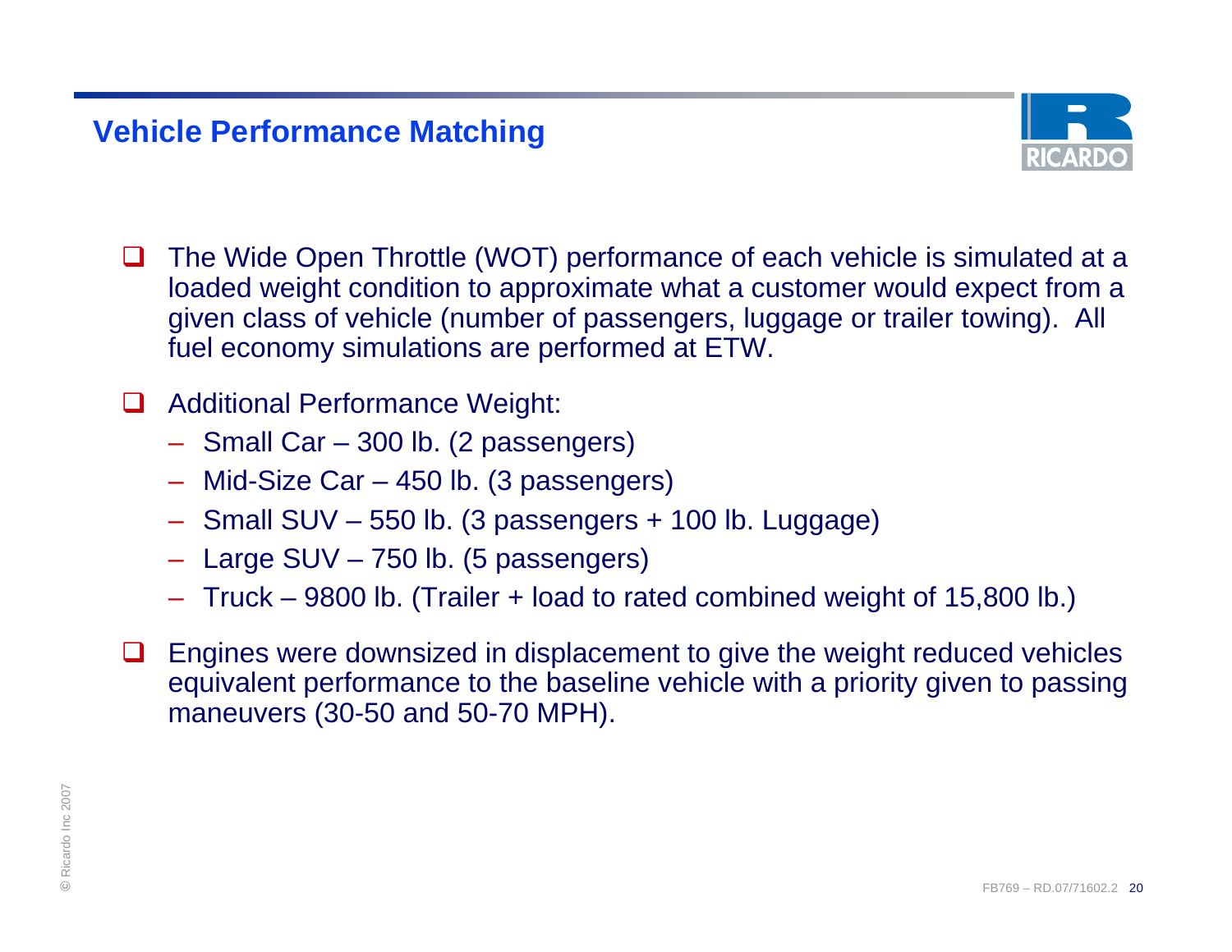## Vehicle Performance Matching

- The Wide Open Throttle (WOT) performance of each vehicle is simulated at a loaded weight condition to approximate what a customer would expect from a given class of vehicle (number of passengers, luggage or trailer towing). All fuel economy simulations are performed at ETW.
- Additional Performance Weight:
  - Small Car – 300 lb. (2 passengers)
  - Mid-Size Car – 450 lb. (3 passengers)
  - Small SUV – 550 lb. (3 passengers + 100 lb. Luggage)
  - Large SUV – 750 lb. (5 passengers)
  - Truck – 9800 lb. (Trailer + load to rated combined weight of 15,800 lb.)
- Engines were downsized in displacement to give the weight reduced vehicles equivalent performance to the baseline vehicle with a priority given to passing maneuvers (30-50 and 50-70 MPH).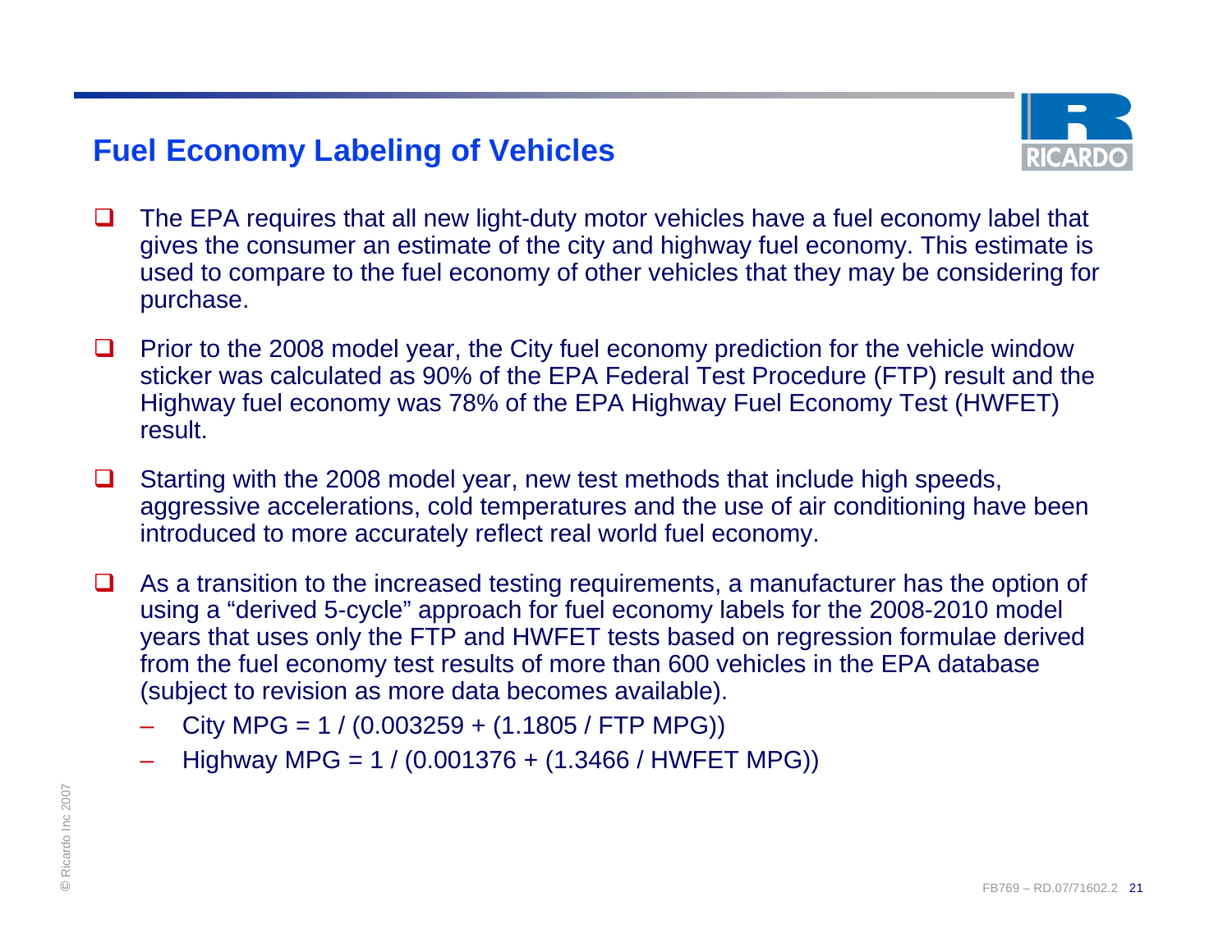## Fuel Economy Labeling of Vehicles

- The EPA requires that all new light-duty motor vehicles have a fuel economy label that gives the consumer an estimate of the city and highway fuel economy. This estimate is used to compare to the fuel economy of other vehicles that they may be considering for purchase.
- Prior to the 2008 model year, the City fuel economy prediction for the vehicle window sticker was calculated as 90% of the EPA Federal Test Procedure (FTP) result and the Highway fuel economy was 78% of the EPA Highway Fuel Economy Test (HWFET) result.
- Starting with the 2008 model year, new test methods that include high speeds, aggressive accelerations, cold temperatures and the use of air conditioning have been introduced to more accurately reflect real world fuel economy.
- As a transition to the increased testing requirements, a manufacturer has the option of using a “derived 5-cycle” approach for fuel economy labels for the 2008-2010 model years that uses only the FTP and HWFET tests based on regression formulae derived from the fuel economy test results of more than 600 vehicles in the EPA database (subject to revision as more data becomes available).
  - City MPG = 1 / (0.003259 + (1.1805 / FTP MPG))
  - Highway MPG = 1 / (0.001376 + (1.3466 / HWFET MPG))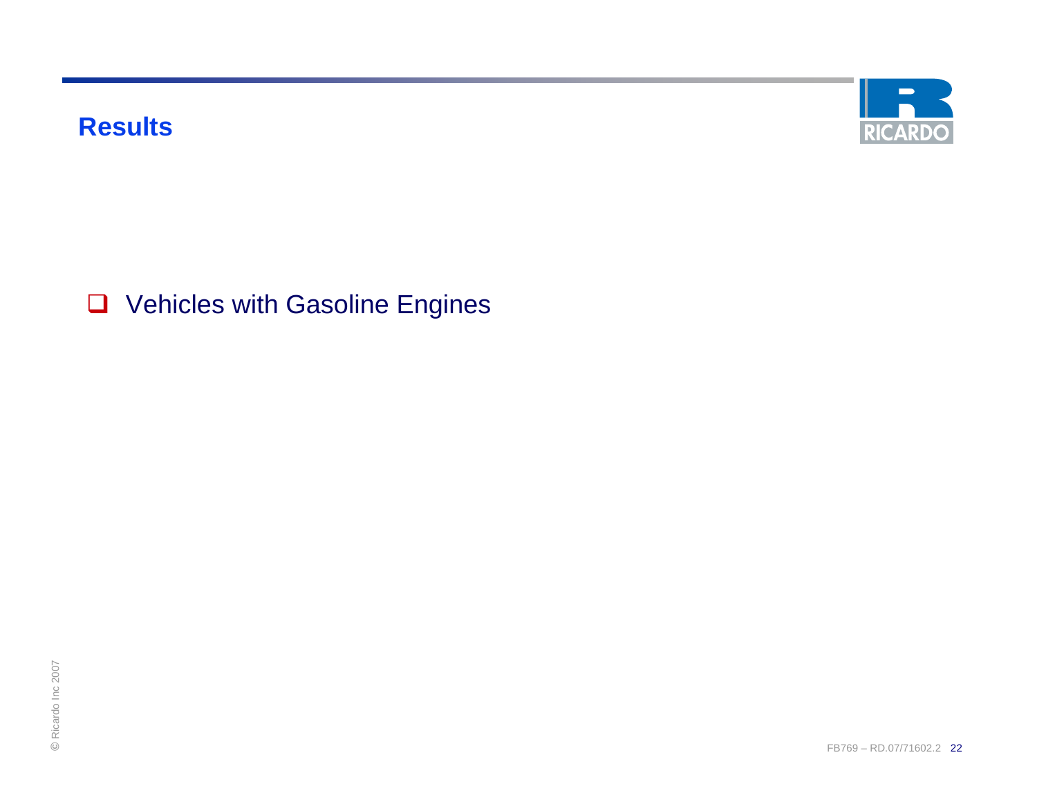## Results

- Vehicles with Gasoline Engines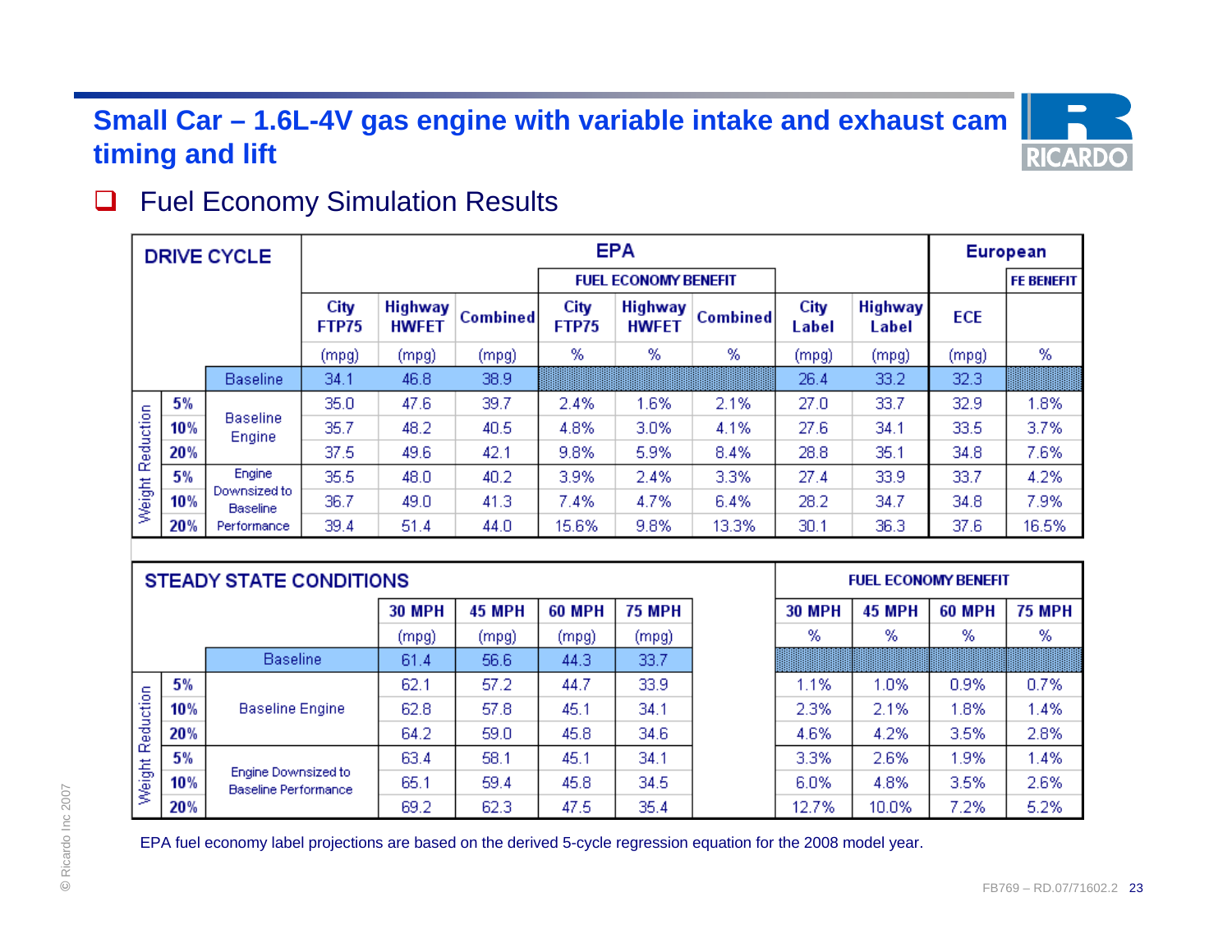# Small Car – 1.6L-4V gas engine with variable intake and exhaust cam timing and lift

- Fuel Economy Simulation Results

| DRIVE CYCLE | | | EPA | | | | | | | | European | |
|---|---|---|---|---|---|---|---|---|---|---|---|---|
| | | | | | | FUEL ECONOMY BENEFIT | | | | | | FE BENEFIT |
| | | | City FTP75 | Highway HWFET | Combined | City FTP75 | Highway HWFET | Combined | City Label | Highway Label | ECE | |
| | | | (mpg) | (mpg) | (mpg) | % | % | % | (mpg) | (mpg) | (mpg) | % |
| | | Baseline | 34.1 | 46.8 | 38.9 | | | | 26.4 | 33.2 | 32.3 | |
| Weight Reduction | 5% | Baseline Engine | 35.0 | 47.6 | 39.7 | 2.4% | 1.6% | 2.1% | 27.0 | 33.7 | 32.9 | 1.8% |
| | 10% | | 35.7 | 48.2 | 40.5 | 4.8% | 3.0% | 4.1% | 27.6 | 34.1 | 33.5 | 3.7% |
| | 20% | | 37.5 | 49.6 | 42.1 | 9.8% | 5.9% | 8.4% | 28.8 | 35.1 | 34.8 | 7.6% |
| | 5% | Engine Downsized to Baseline Performance | 35.5 | 48.0 | 40.2 | 3.9% | 2.4% | 3.3% | 27.4 | 33.9 | 33.7 | 4.2% |
| | 10% | | 36.7 | 49.0 | 41.3 | 7.4% | 4.7% | 6.4% | 28.2 | 34.7 | 34.8 | 7.9% |
| | 20% | | 39.4 | 51.4 | 44.0 | 15.6% | 9.8% | 13.3% | 30.1 | 36.3 | 37.6 | 16.5% |

| STEADY STATE CONDITIONS | | | | | | | FUEL ECONOMY BENEFIT | | | |
|---|---|---|---|---|---|---|---|---|---|---|
| | | | 30 MPH | 45 MPH | 60 MPH | 75 MPH | 30 MPH | 45 MPH | 60 MPH | 75 MPH |
| | | | (mpg) | (mpg) | (mpg) | (mpg) | % | % | % | % |
| | | Baseline | 61.4 | 56.6 | 44.3 | 33.7 | | | | |
| Weight Reduction | 5% | Baseline Engine | 62.1 | 57.2 | 44.7 | 33.9 | 1.1% | 1.0% | 0.9% | 0.7% |
| | 10% | | 62.8 | 57.8 | 45.1 | 34.1 | 2.3% | 2.1% | 1.8% | 1.4% |
| | 20% | | 64.2 | 59.0 | 45.8 | 34.6 | 4.6% | 4.2% | 3.5% | 2.8% |
| | 5% | Engine Downsized to Baseline Performance | 63.4 | 58.1 | 45.1 | 34.1 | 3.3% | 2.6% | 1.9% | 1.4% |
| | 10% | | 65.1 | 59.4 | 45.8 | 34.5 | 6.0% | 4.8% | 3.5% | 2.6% |
| | 20% | | 69.2 | 62.3 | 47.5 | 35.4 | 12.7% | 10.0% | 7.2% | 5.2% |

EPA fuel economy label projections are based on the derived 5-cycle regression equation for the 2008 model year.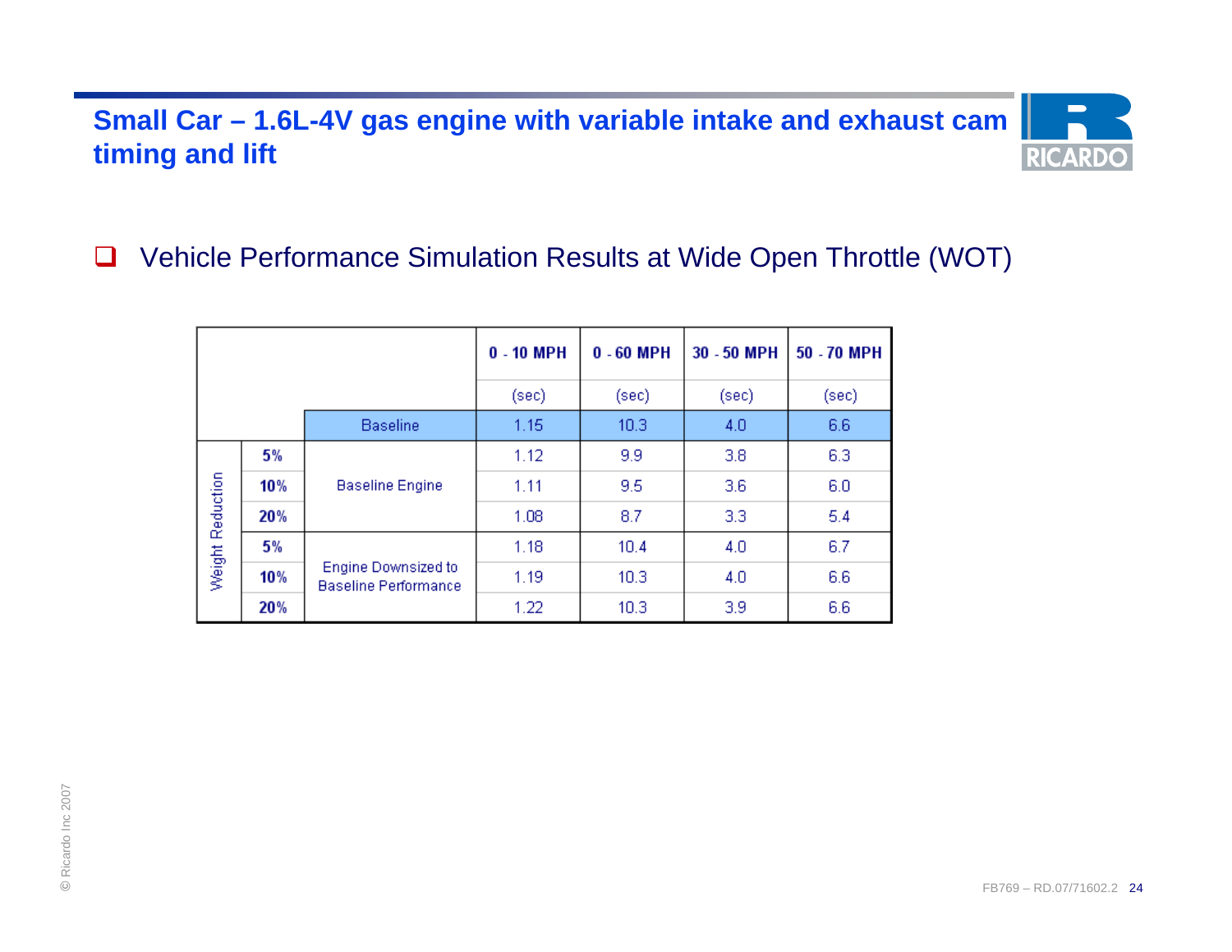# Small Car – 1.6L-4V gas engine with variable intake and exhaust cam timing and lift

- Vehicle Performance Simulation Results at Wide Open Throttle (WOT)

| | | | 0 - 10 MPH | 0 - 60 MPH | 30 - 50 MPH | 50 - 70 MPH |
|---|---|---|---|---|---|---|
| | | | (sec) | (sec) | (sec) | (sec) |
| | | Baseline | 1.15 | 10.3 | 4.0 | 6.6 |
| Weight Reduction | **5%** | Baseline Engine | 1.12 | 9.9 | 3.8 | 6.3 |
| | **10%** | | 1.11 | 9.5 | 3.6 | 6.0 |
| | **20%** | | 1.08 | 8.7 | 3.3 | 5.4 |
| | **5%** | Engine Downsized to Baseline Performance | 1.18 | 10.4 | 4.0 | 6.7 |
| | **10%** | | 1.19 | 10.3 | 4.0 | 6.6 |
| | **20%** | | 1.22 | 10.3 | 3.9 | 6.6 |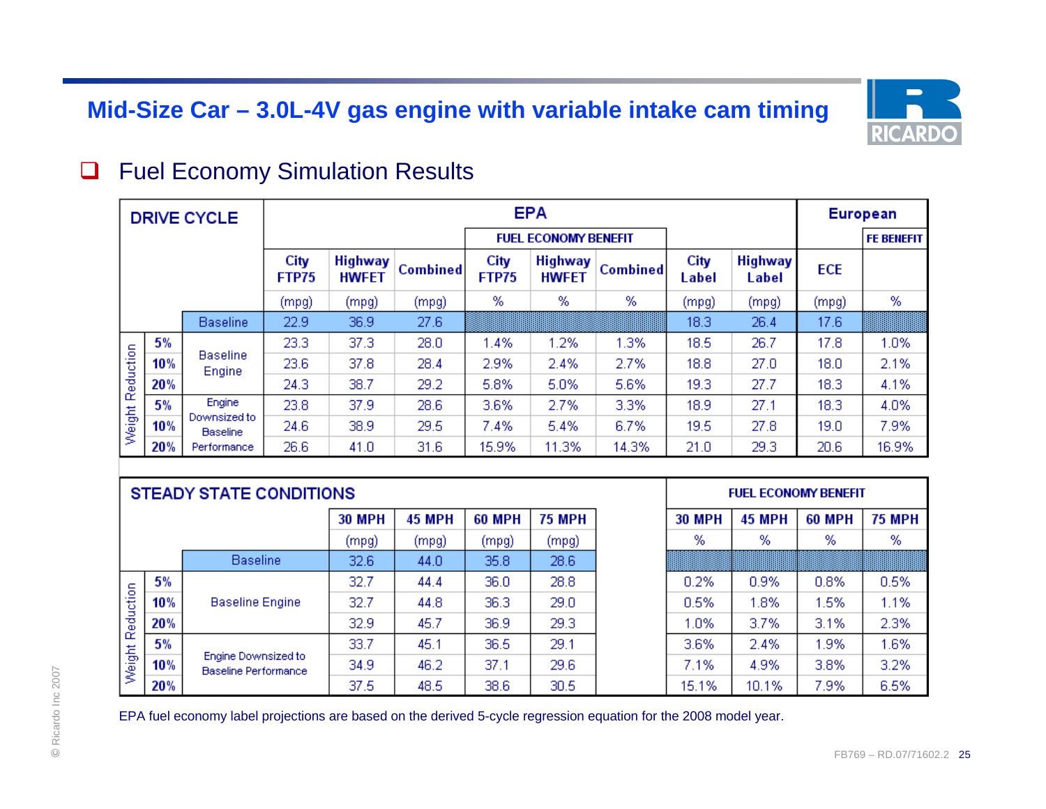# Mid-Size Car – 3.0L-4V gas engine with variable intake cam timing

## Fuel Economy Simulation Results

| DRIVE CYCLE | | | EPA | | | | | | | | European | |
|---|---|---|---|---|---|---|---|---|---|---|---|---|
| | | | | | | FUEL ECONOMY BENEFIT | | | | | | FE BENEFIT |
| | | | City FTP75 | Highway HWFET | Combined | City FTP75 | Highway HWFET | Combined | City Label | Highway Label | ECE | |
| | | | (mpg) | (mpg) | (mpg) | % | % | % | (mpg) | (mpg) | (mpg) | % |
| | | Baseline | 22.9 | 36.9 | 27.6 | | | | 18.3 | 26.4 | 17.6 | |
| Weight Reduction | 5% | Baseline Engine | 23.3 | 37.3 | 28.0 | 1.4% | 1.2% | 1.3% | 18.5 | 26.7 | 17.8 | 1.0% |
| | 10% | | 23.6 | 37.8 | 28.4 | 2.9% | 2.4% | 2.7% | 18.8 | 27.0 | 18.0 | 2.1% |
| | 20% | | 24.3 | 38.7 | 29.2 | 5.8% | 5.0% | 5.6% | 19.3 | 27.7 | 18.3 | 4.1% |
| | 5% | Engine Downsized to Baseline Performance | 23.8 | 37.9 | 28.6 | 3.6% | 2.7% | 3.3% | 18.9 | 27.1 | 18.3 | 4.0% |
| | 10% | | 24.6 | 38.9 | 29.5 | 7.4% | 5.4% | 6.7% | 19.5 | 27.8 | 19.0 | 7.9% |
| | 20% | | 26.6 | 41.0 | 31.6 | 15.9% | 11.3% | 14.3% | 21.0 | 29.3 | 20.6 | 16.9% |

| STEADY STATE CONDITIONS | | | | | | | FUEL ECONOMY BENEFIT | | | |
|---|---|---|---|---|---|---|---|---|---|---|
| | | | 30 MPH | 45 MPH | 60 MPH | 75 MPH | 30 MPH | 45 MPH | 60 MPH | 75 MPH |
| | | | (mpg) | (mpg) | (mpg) | (mpg) | % | % | % | % |
| | | Baseline | 32.6 | 44.0 | 35.8 | 28.6 | | | | |
| Weight Reduction | 5% | Baseline Engine | 32.7 | 44.4 | 36.0 | 28.8 | 0.2% | 0.9% | 0.8% | 0.5% |
| | 10% | | 32.7 | 44.8 | 36.3 | 29.0 | 0.5% | 1.8% | 1.5% | 1.1% |
| | 20% | | 32.9 | 45.7 | 36.9 | 29.3 | 1.0% | 3.7% | 3.1% | 2.3% |
| | 5% | Engine Downsized to Baseline Performance | 33.7 | 45.1 | 36.5 | 29.1 | 3.6% | 2.4% | 1.9% | 1.6% |
| | 10% | | 34.9 | 46.2 | 37.1 | 29.6 | 7.1% | 4.9% | 3.8% | 3.2% |
| | 20% | | 37.5 | 48.5 | 38.6 | 30.5 | 15.1% | 10.1% | 7.9% | 6.5% |

EPA fuel economy label projections are based on the derived 5-cycle regression equation for the 2008 model year.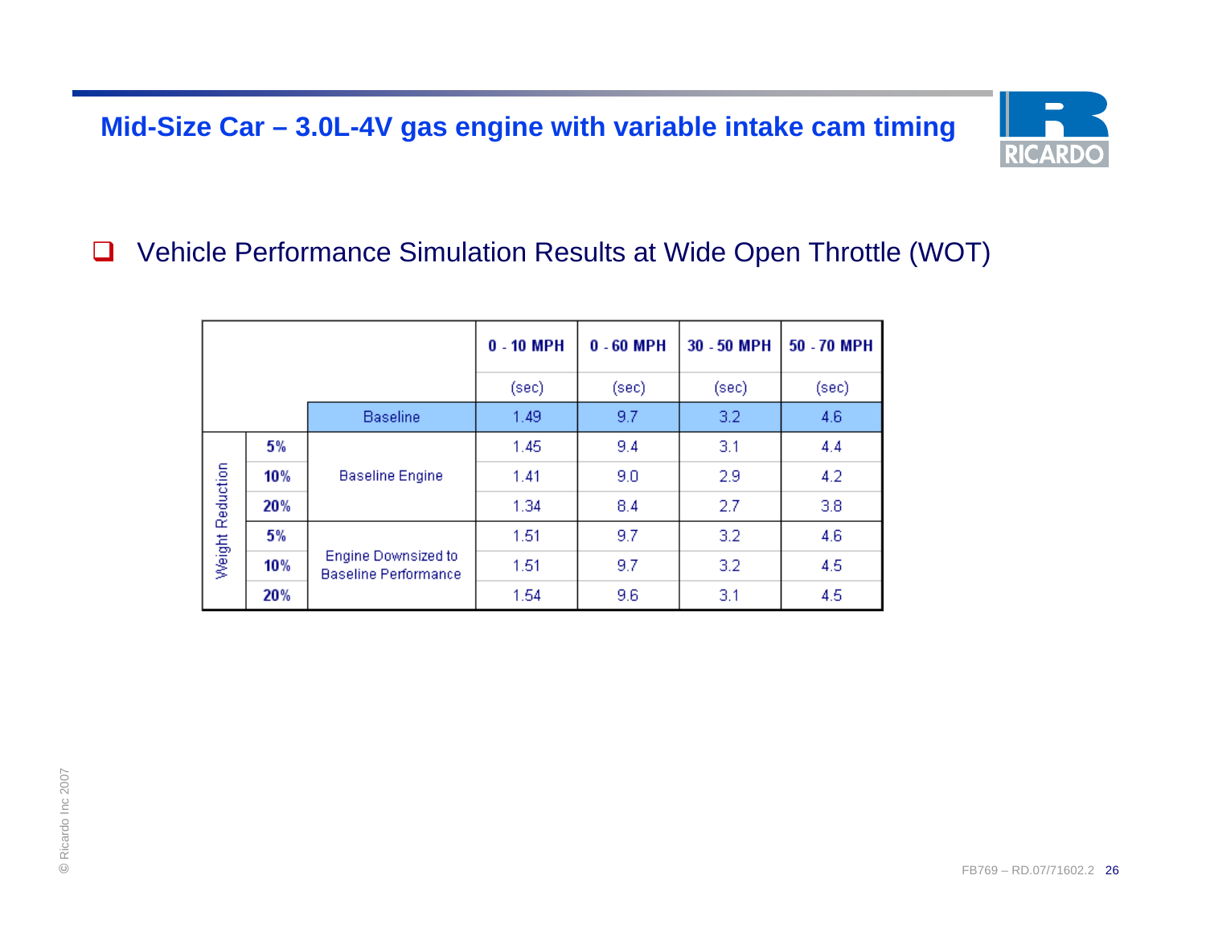# Mid-Size Car – 3.0L-4V gas engine with variable intake cam timing

- Vehicle Performance Simulation Results at Wide Open Throttle (WOT)

| | | | 0 - 10 MPH | 0 - 60 MPH | 30 - 50 MPH | 50 - 70 MPH |
|---|---|---|---|---|---|---|
| | | | (sec) | (sec) | (sec) | (sec) |
| | | Baseline | 1.49 | 9.7 | 3.2 | 4.6 |
| Weight Reduction | 5% | Baseline Engine | 1.45 | 9.4 | 3.1 | 4.4 |
| | 10% | | 1.41 | 9.0 | 2.9 | 4.2 |
| | 20% | | 1.34 | 8.4 | 2.7 | 3.8 |
| | 5% | Engine Downsized to Baseline Performance | 1.51 | 9.7 | 3.2 | 4.6 |
| | 10% | | 1.51 | 9.7 | 3.2 | 4.5 |
| | 20% | | 1.54 | 9.6 | 3.1 | 4.5 |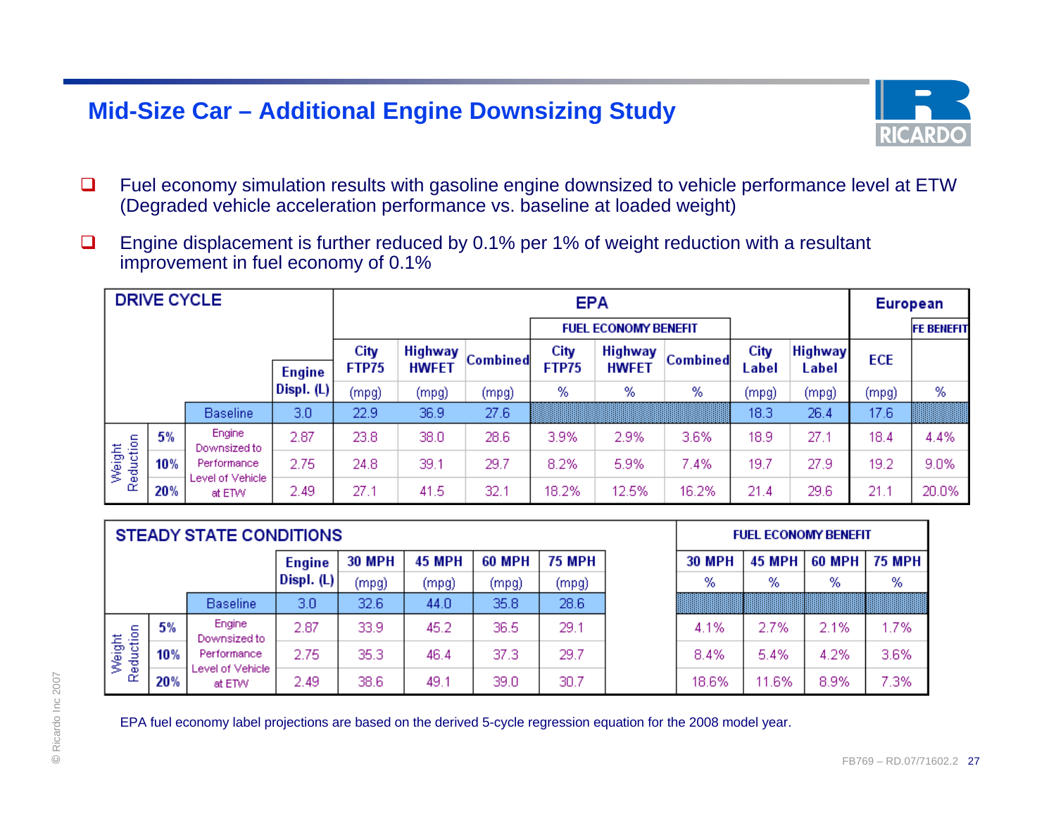# Mid-Size Car – Additional Engine Downsizing Study

- Fuel economy simulation results with gasoline engine downsized to vehicle performance level at ETW (Degraded vehicle acceleration performance vs. baseline at loaded weight)
- Engine displacement is further reduced by 0.1% per 1% of weight reduction with a resultant improvement in fuel economy of 0.1%

| DRIVE CYCLE | | | | EPA | | | | | | | | European | |
|---|---|---|---|---|---|---|---|---|---|---|---|---|---|
| | | | | | | | FUEL ECONOMY BENEFIT | | | | | | FE BENEFIT |
| | | | Engine Displ. (L) | City FTP75 (mpg) | Highway HWFET (mpg) | Combined (mpg) | City FTP75 % | Highway HWFET % | Combined % | City Label (mpg) | Highway Label (mpg) | ECE (mpg) | % |
| | | Baseline | 3.0 | 22.9 | 36.9 | 27.6 | | | | 18.3 | 26.4 | 17.6 | |
| Weight Reduction | 5% | Engine Downsized to Performance Level of Vehicle at ETW | 2.87 | 23.8 | 38.0 | 28.6 | 3.9% | 2.9% | 3.6% | 18.9 | 27.1 | 18.4 | 4.4% |
| | 10% | | 2.75 | 24.8 | 39.1 | 29.7 | 8.2% | 5.9% | 7.4% | 19.7 | 27.9 | 19.2 | 9.0% |
| | 20% | | 2.49 | 27.1 | 41.5 | 32.1 | 18.2% | 12.5% | 16.2% | 21.4 | 29.6 | 21.1 | 20.0% |

| STEADY STATE CONDITIONS | | | | | | | | FUEL ECONOMY BENEFIT | | | |
|---|---|---|---|---|---|---|---|---|---|---|---|
| | | | Engine Displ. (L) | 30 MPH (mpg) | 45 MPH (mpg) | 60 MPH (mpg) | 75 MPH (mpg) | 30 MPH % | 45 MPH % | 60 MPH % | 75 MPH % |
| | | Baseline | 3.0 | 32.6 | 44.0 | 35.8 | 28.6 | | | | |
| Weight Reduction | 5% | Engine Downsized to Performance Level of Vehicle at ETW | 2.87 | 33.9 | 45.2 | 36.5 | 29.1 | 4.1% | 2.7% | 2.1% | 1.7% |
| | 10% | | 2.75 | 35.3 | 46.4 | 37.3 | 29.7 | 8.4% | 5.4% | 4.2% | 3.6% |
| | 20% | | 2.49 | 38.6 | 49.1 | 39.0 | 30.7 | 18.6% | 11.6% | 8.9% | 7.3% |

EPA fuel economy label projections are based on the derived 5-cycle regression equation for the 2008 model year.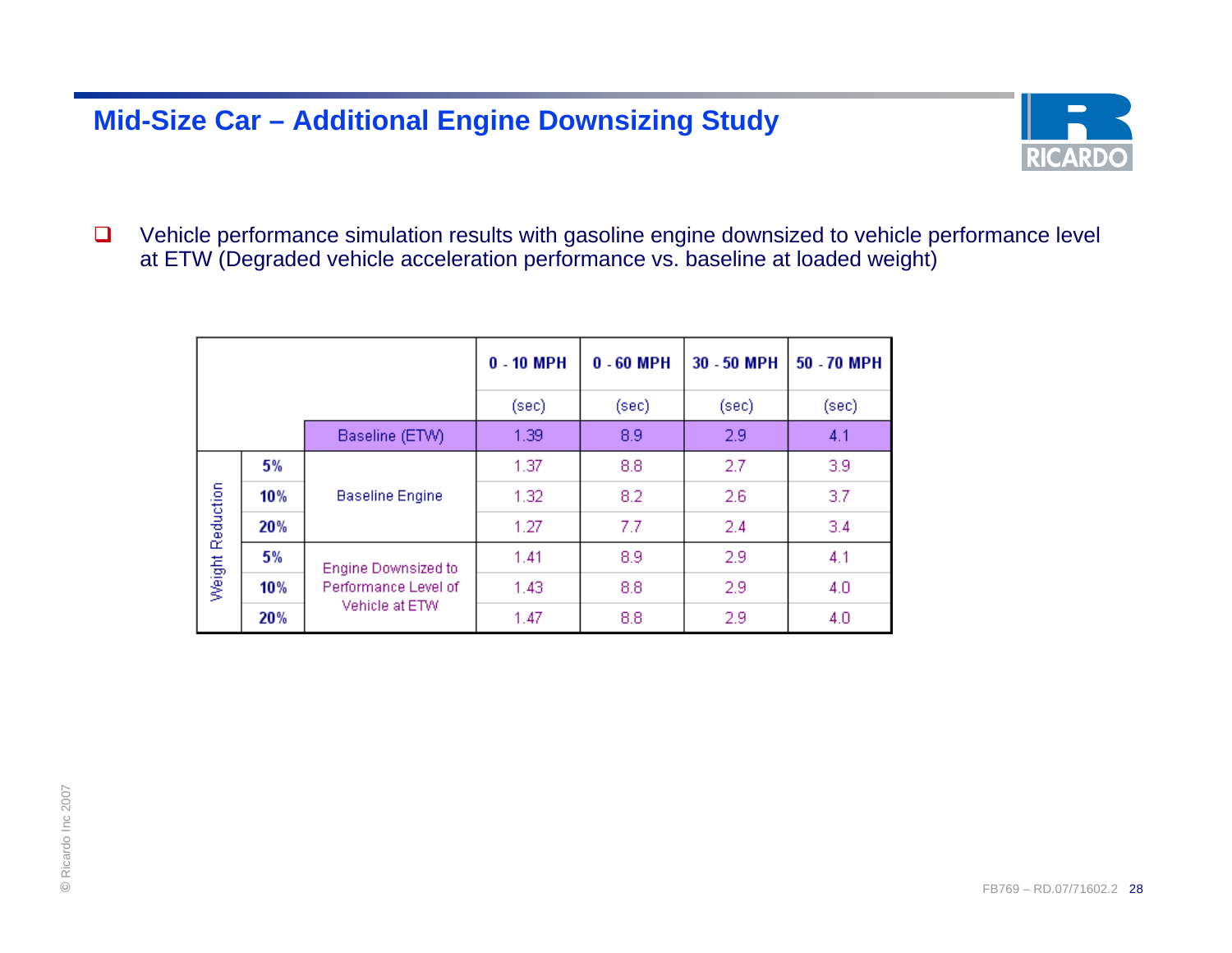## Mid-Size Car – Additional Engine Downsizing Study

- Vehicle performance simulation results with gasoline engine downsized to vehicle performance level at ETW (Degraded vehicle acceleration performance vs. baseline at loaded weight)

| | | | 0 - 10 MPH | 0 - 60 MPH | 30 - 50 MPH | 50 - 70 MPH |
|---|---|---|---|---|---|---|
| | | | (sec) | (sec) | (sec) | (sec) |
| | | Baseline (ETW) | 1.39 | 8.9 | 2.9 | 4.1 |
| Weight Reduction | **5%** | Baseline Engine | 1.37 | 8.8 | 2.7 | 3.9 |
| | **10%** | | 1.32 | 8.2 | 2.6 | 3.7 |
| | **20%** | | 1.27 | 7.7 | 2.4 | 3.4 |
| | **5%** | Engine Downsized to Performance Level of Vehicle at ETW | 1.41 | 8.9 | 2.9 | 4.1 |
| | **10%** | | 1.43 | 8.8 | 2.9 | 4.0 |
| | **20%** | | 1.47 | 8.8 | 2.9 | 4.0 |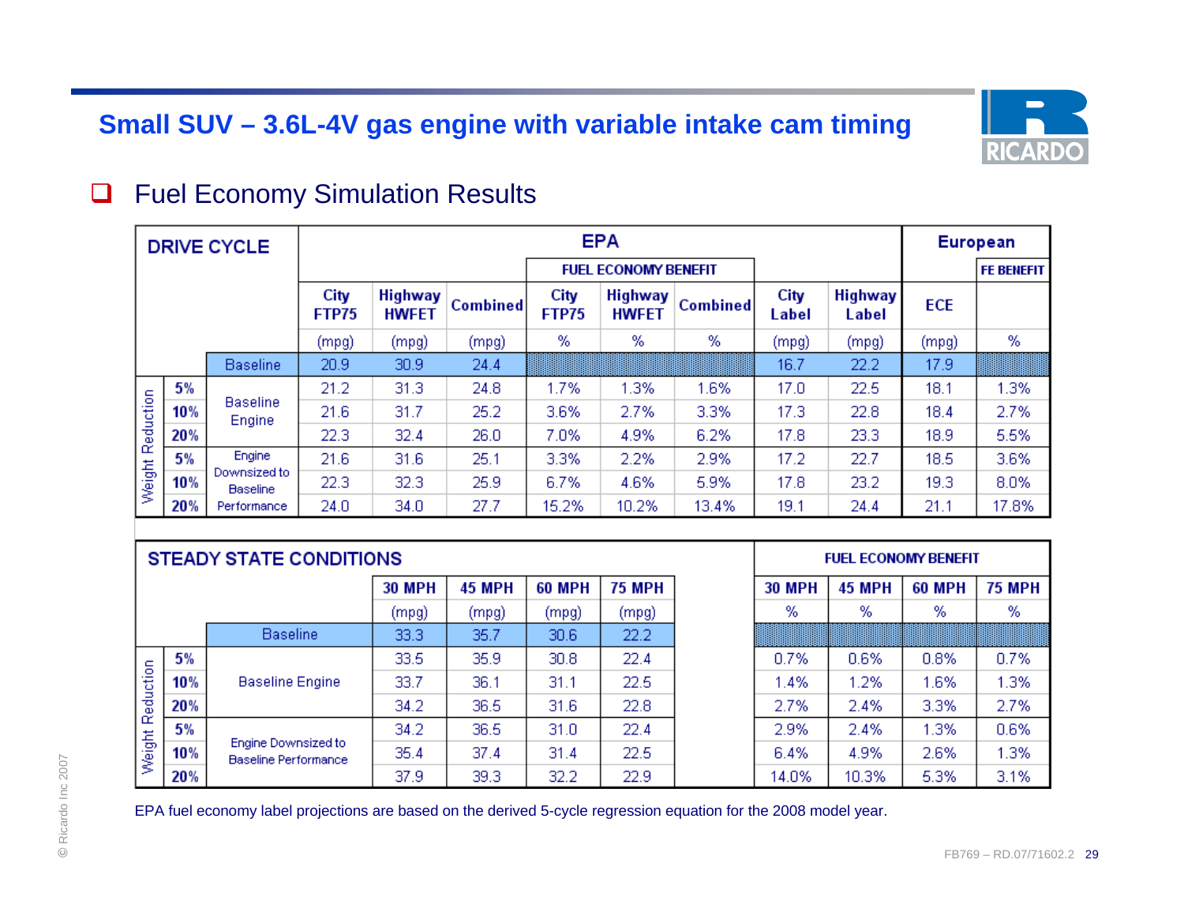# Small SUV – 3.6L-4V gas engine with variable intake cam timing

## Fuel Economy Simulation Results

| DRIVE CYCLE | | | EPA | | | | | | | | European | |
|---|---|---|---|---|---|---|---|---|---|---|---|---|
| | | | | | | FUEL ECONOMY BENEFIT | | | | | | FE BENEFIT |
| | | | City FTP75 | Highway HWFET | Combined | City FTP75 | Highway HWFET | Combined | City Label | Highway Label | ECE | |
| | | | (mpg) | (mpg) | (mpg) | % | % | % | (mpg) | (mpg) | (mpg) | % |
| | | Baseline | 20.9 | 30.9 | 24.4 | | | | 16.7 | 22.2 | 17.9 | |
| Weight Reduction | 5% | Baseline Engine | 21.2 | 31.3 | 24.8 | 1.7% | 1.3% | 1.6% | 17.0 | 22.5 | 18.1 | 1.3% |
| | 10% | | 21.6 | 31.7 | 25.2 | 3.6% | 2.7% | 3.3% | 17.3 | 22.8 | 18.4 | 2.7% |
| | 20% | | 22.3 | 32.4 | 26.0 | 7.0% | 4.9% | 6.2% | 17.8 | 23.3 | 18.9 | 5.5% |
| | 5% | Engine Downsized to Baseline Performance | 21.6 | 31.6 | 25.1 | 3.3% | 2.2% | 2.9% | 17.2 | 22.7 | 18.5 | 3.6% |
| | 10% | | 22.3 | 32.3 | 25.9 | 6.7% | 4.6% | 5.9% | 17.8 | 23.2 | 19.3 | 8.0% |
| | 20% | | 24.0 | 34.0 | 27.7 | 15.2% | 10.2% | 13.4% | 19.1 | 24.4 | 21.1 | 17.8% |

| STEADY STATE CONDITIONS | | | | | | | FUEL ECONOMY BENEFIT | | | |
|---|---|---|---|---|---|---|---|---|---|---|
| | | | 30 MPH | 45 MPH | 60 MPH | 75 MPH | 30 MPH | 45 MPH | 60 MPH | 75 MPH |
| | | | (mpg) | (mpg) | (mpg) | (mpg) | % | % | % | % |
| | | Baseline | 33.3 | 35.7 | 30.6 | 22.2 | | | | |
| Weight Reduction | 5% | Baseline Engine | 33.5 | 35.9 | 30.8 | 22.4 | 0.7% | 0.6% | 0.8% | 0.7% |
| | 10% | | 33.7 | 36.1 | 31.1 | 22.5 | 1.4% | 1.2% | 1.6% | 1.3% |
| | 20% | | 34.2 | 36.5 | 31.6 | 22.8 | 2.7% | 2.4% | 3.3% | 2.7% |
| | 5% | Engine Downsized to Baseline Performance | 34.2 | 36.5 | 31.0 | 22.4 | 2.9% | 2.4% | 1.3% | 0.6% |
| | 10% | | 35.4 | 37.4 | 31.4 | 22.5 | 6.4% | 4.9% | 2.6% | 1.3% |
| | 20% | | 37.9 | 39.3 | 32.2 | 22.9 | 14.0% | 10.3% | 5.3% | 3.1% |

EPA fuel economy label projections are based on the derived 5-cycle regression equation for the 2008 model year.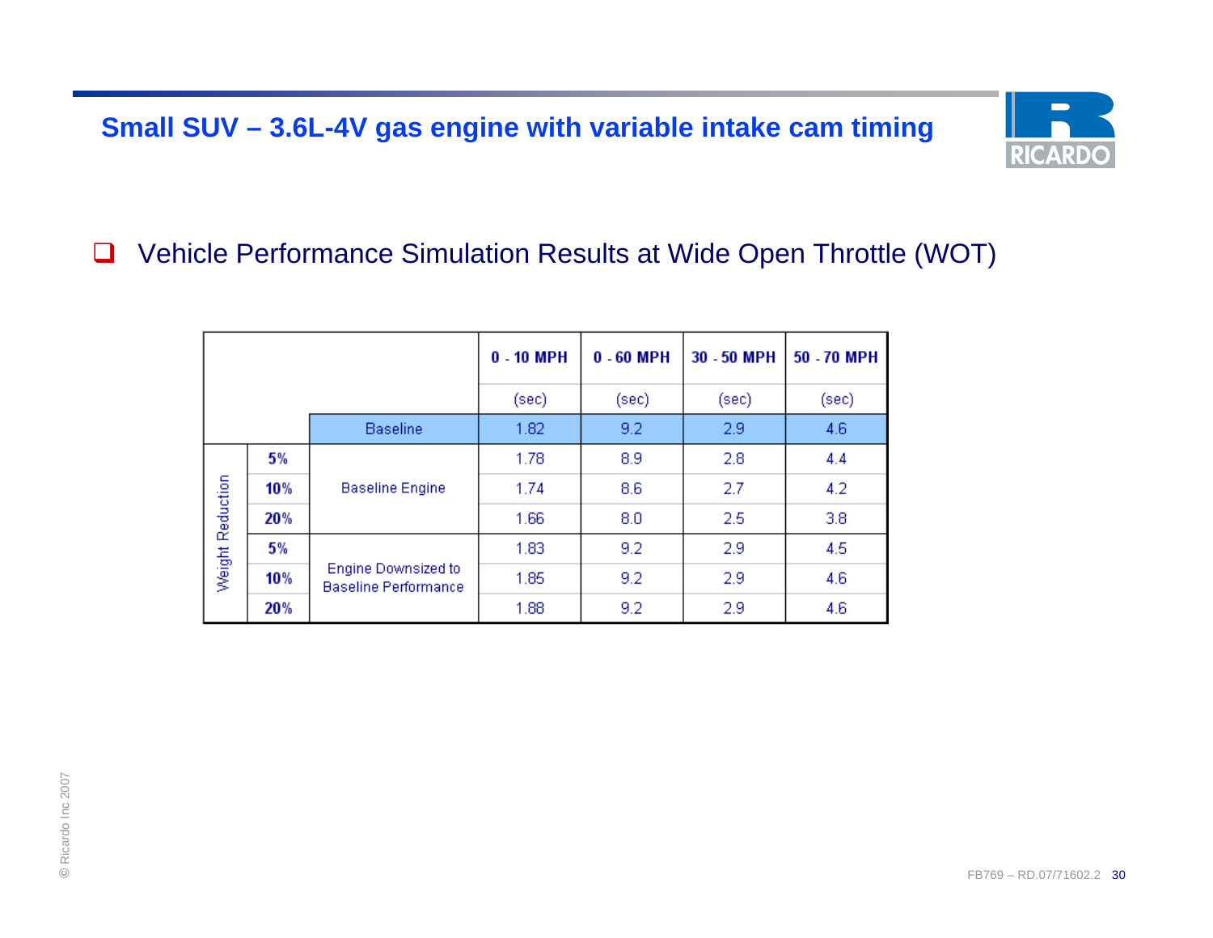## Small SUV – 3.6L-4V gas engine with variable intake cam timing

- Vehicle Performance Simulation Results at Wide Open Throttle (WOT)

| | | | 0 - 10 MPH | 0 - 60 MPH | 30 - 50 MPH | 50 - 70 MPH |
|---|---|---|---|---|---|---|
| | | | (sec) | (sec) | (sec) | (sec) |
| | | Baseline | 1.82 | 9.2 | 2.9 | 4.6 |
| Weight Reduction | 5% | Baseline Engine | 1.78 | 8.9 | 2.8 | 4.4 |
| | 10% | | 1.74 | 8.6 | 2.7 | 4.2 |
| | 20% | | 1.66 | 8.0 | 2.5 | 3.8 |
| | 5% | Engine Downsized to Baseline Performance | 1.83 | 9.2 | 2.9 | 4.5 |
| | 10% | | 1.85 | 9.2 | 2.9 | 4.6 |
| | 20% | | 1.88 | 9.2 | 2.9 | 4.6 |

© Ricardo Inc 2007

FB769 – RD.07/71602.2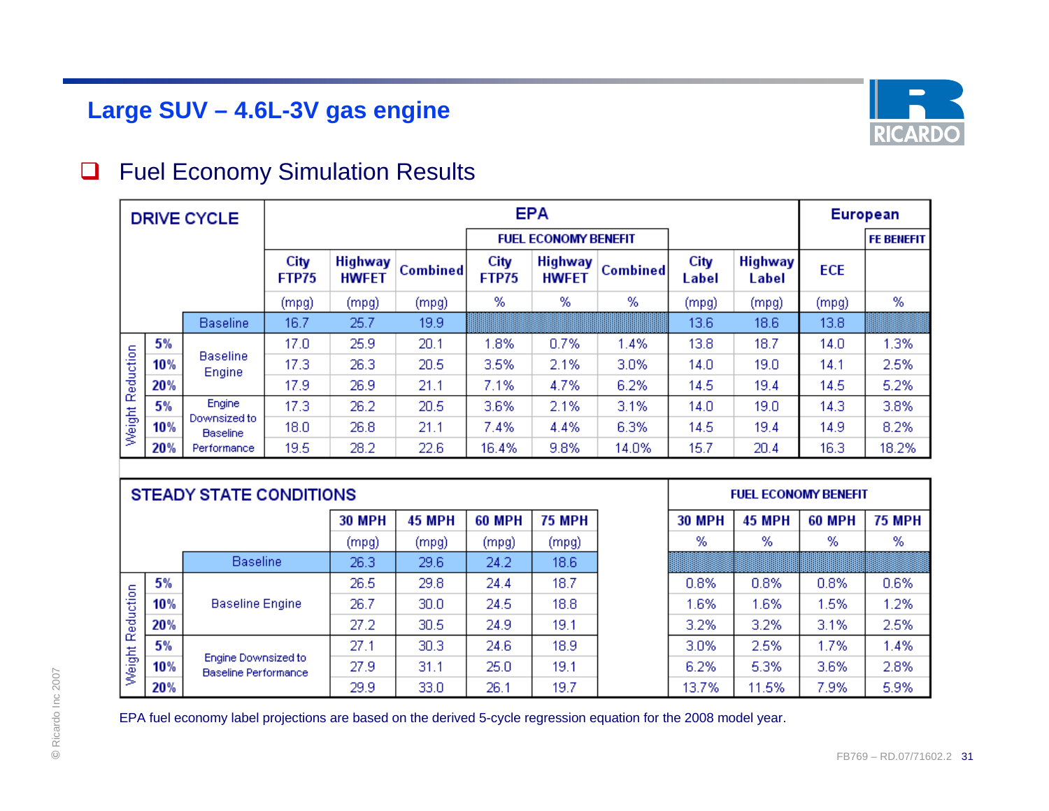## Large SUV – 4.6L-3V gas engine

- Fuel Economy Simulation Results

| DRIVE CYCLE | | | EPA | | | | | | | | European | |
|---|---|---|---|---|---|---|---|---|---|---|---|---|
| | | | | | | FUEL ECONOMY BENEFIT | | | | | | FE BENEFIT |
| | | | City FTP75 | Highway HWFET | Combined | City FTP75 | Highway HWFET | Combined | City Label | Highway Label | ECE | |
| | | | (mpg) | (mpg) | (mpg) | % | % | % | (mpg) | (mpg) | (mpg) | % |
| | | Baseline | 16.7 | 25.7 | 19.9 | | | | 13.6 | 18.6 | 13.8 | |
| Weight Reduction | 5% | Baseline Engine | 17.0 | 25.9 | 20.1 | 1.8% | 0.7% | 1.4% | 13.8 | 18.7 | 14.0 | 1.3% |
| | 10% | | 17.3 | 26.3 | 20.5 | 3.5% | 2.1% | 3.0% | 14.0 | 19.0 | 14.1 | 2.5% |
| | 20% | | 17.9 | 26.9 | 21.1 | 7.1% | 4.7% | 6.2% | 14.5 | 19.4 | 14.5 | 5.2% |
| | 5% | Engine Downsized to Baseline Performance | 17.3 | 26.2 | 20.5 | 3.6% | 2.1% | 3.1% | 14.0 | 19.0 | 14.3 | 3.8% |
| | 10% | | 18.0 | 26.8 | 21.1 | 7.4% | 4.4% | 6.3% | 14.5 | 19.4 | 14.9 | 8.2% |
| | 20% | | 19.5 | 28.2 | 22.6 | 16.4% | 9.8% | 14.0% | 15.7 | 20.4 | 16.3 | 18.2% |

| STEADY STATE CONDITIONS | | | | | | | FUEL ECONOMY BENEFIT | | | |
|---|---|---|---|---|---|---|---|---|---|---|
| | | | 30 MPH | 45 MPH | 60 MPH | 75 MPH | 30 MPH | 45 MPH | 60 MPH | 75 MPH |
| | | | (mpg) | (mpg) | (mpg) | (mpg) | % | % | % | % |
| | | Baseline | 26.3 | 29.6 | 24.2 | 18.6 | | | | |
| Weight Reduction | 5% | Baseline Engine | 26.5 | 29.8 | 24.4 | 18.7 | 0.8% | 0.8% | 0.8% | 0.6% |
| | 10% | | 26.7 | 30.0 | 24.5 | 18.8 | 1.6% | 1.6% | 1.5% | 1.2% |
| | 20% | | 27.2 | 30.5 | 24.9 | 19.1 | 3.2% | 3.2% | 3.1% | 2.5% |
| | 5% | Engine Downsized to Baseline Performance | 27.1 | 30.3 | 24.6 | 18.9 | 3.0% | 2.5% | 1.7% | 1.4% |
| | 10% | | 27.9 | 31.1 | 25.0 | 19.1 | 6.2% | 5.3% | 3.6% | 2.8% |
| | 20% | | 29.9 | 33.0 | 26.1 | 19.7 | 13.7% | 11.5% | 7.9% | 5.9% |

EPA fuel economy label projections are based on the derived 5-cycle regression equation for the 2008 model year.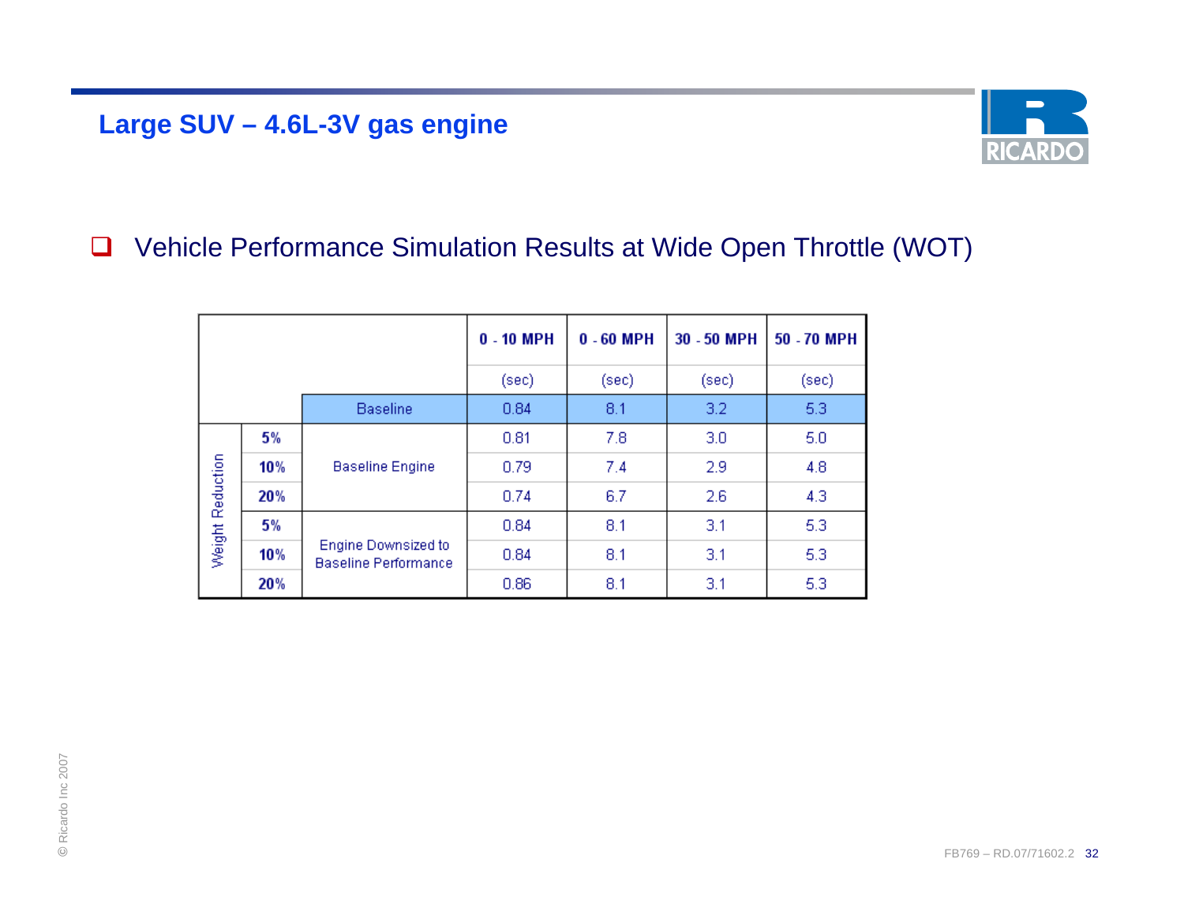## Large SUV – 4.6L-3V gas engine

- Vehicle Performance Simulation Results at Wide Open Throttle (WOT)

| | | | 0 - 10 MPH (sec) | 0 - 60 MPH (sec) | 30 - 50 MPH (sec) | 50 - 70 MPH (sec) |
|---|---|---|---|---|---|---|
| | | Baseline | 0.84 | 8.1 | 3.2 | 5.3 |
| Weight Reduction | 5% | Baseline Engine | 0.81 | 7.8 | 3.0 | 5.0 |
| | 10% | | 0.79 | 7.4 | 2.9 | 4.8 |
| | 20% | | 0.74 | 6.7 | 2.6 | 4.3 |
| | 5% | Engine Downsized to Baseline Performance | 0.84 | 8.1 | 3.1 | 5.3 |
| | 10% | | 0.84 | 8.1 | 3.1 | 5.3 |
| | 20% | | 0.86 | 8.1 | 3.1 | 5.3 |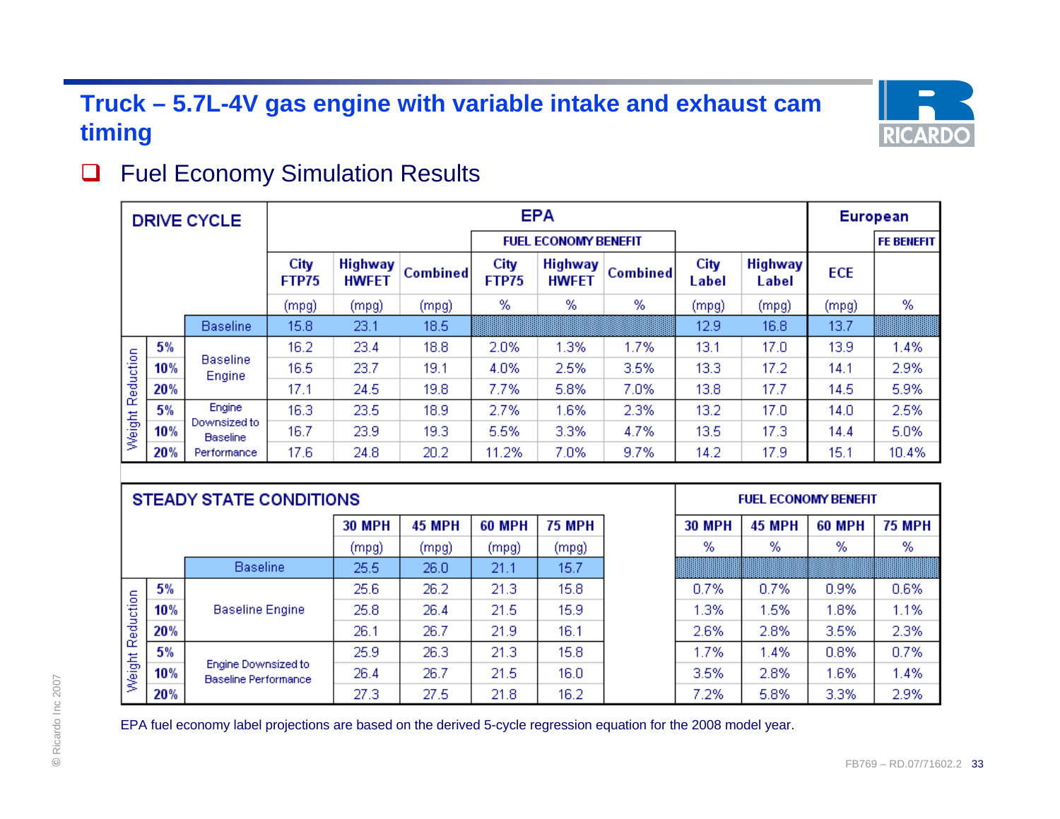# Truck – 5.7L-4V gas engine with variable intake and exhaust cam timing

- Fuel Economy Simulation Results

| DRIVE CYCLE | | | EPA | | | | | | | | European | |
|---|---|---|---|---|---|---|---|---|---|---|---|---|
| | | | | | | FUEL ECONOMY BENEFIT | | | | | | FE BENEFIT |
| | | | City FTP75 | Highway HWFET | Combined | City FTP75 | Highway HWFET | Combined | City Label | Highway Label | ECE | |
| | | | (mpg) | (mpg) | (mpg) | % | % | % | (mpg) | (mpg) | (mpg) | % |
| | | Baseline | 15.8 | 23.1 | 18.5 | | | | 12.9 | 16.8 | 13.7 | |
| Weight Reduction | 5% | Baseline Engine | 16.2 | 23.4 | 18.8 | 2.0% | 1.3% | 1.7% | 13.1 | 17.0 | 13.9 | 1.4% |
| | 10% | | 16.5 | 23.7 | 19.1 | 4.0% | 2.5% | 3.5% | 13.3 | 17.2 | 14.1 | 2.9% |
| | 20% | | 17.1 | 24.5 | 19.8 | 7.7% | 5.8% | 7.0% | 13.8 | 17.7 | 14.5 | 5.9% |
| | 5% | Engine Downsized to Baseline Performance | 16.3 | 23.5 | 18.9 | 2.7% | 1.6% | 2.3% | 13.2 | 17.0 | 14.0 | 2.5% |
| | 10% | | 16.7 | 23.9 | 19.3 | 5.5% | 3.3% | 4.7% | 13.5 | 17.3 | 14.4 | 5.0% |
| | 20% | | 17.6 | 24.8 | 20.2 | 11.2% | 7.0% | 9.7% | 14.2 | 17.9 | 15.1 | 10.4% |

| STEADY STATE CONDITIONS | | | | | | | FUEL ECONOMY BENEFIT | | | |
|---|---|---|---|---|---|---|---|---|---|---|
| | | | 30 MPH | 45 MPH | 60 MPH | 75 MPH | 30 MPH | 45 MPH | 60 MPH | 75 MPH |
| | | | (mpg) | (mpg) | (mpg) | (mpg) | % | % | % | % |
| | | Baseline | 25.5 | 26.0 | 21.1 | 15.7 | | | | |
| Weight Reduction | 5% | Baseline Engine | 25.6 | 26.2 | 21.3 | 15.8 | 0.7% | 0.7% | 0.9% | 0.6% |
| | 10% | | 25.8 | 26.4 | 21.5 | 15.9 | 1.3% | 1.5% | 1.8% | 1.1% |
| | 20% | | 26.1 | 26.7 | 21.9 | 16.1 | 2.6% | 2.8% | 3.5% | 2.3% |
| | 5% | Engine Downsized to Baseline Performance | 25.9 | 26.3 | 21.3 | 15.8 | 1.7% | 1.4% | 0.8% | 0.7% |
| | 10% | | 26.4 | 26.7 | 21.5 | 16.0 | 3.5% | 2.8% | 1.6% | 1.4% |
| | 20% | | 27.3 | 27.5 | 21.8 | 16.2 | 7.2% | 5.8% | 3.3% | 2.9% |

EPA fuel economy label projections are based on the derived 5-cycle regression equation for the 2008 model year.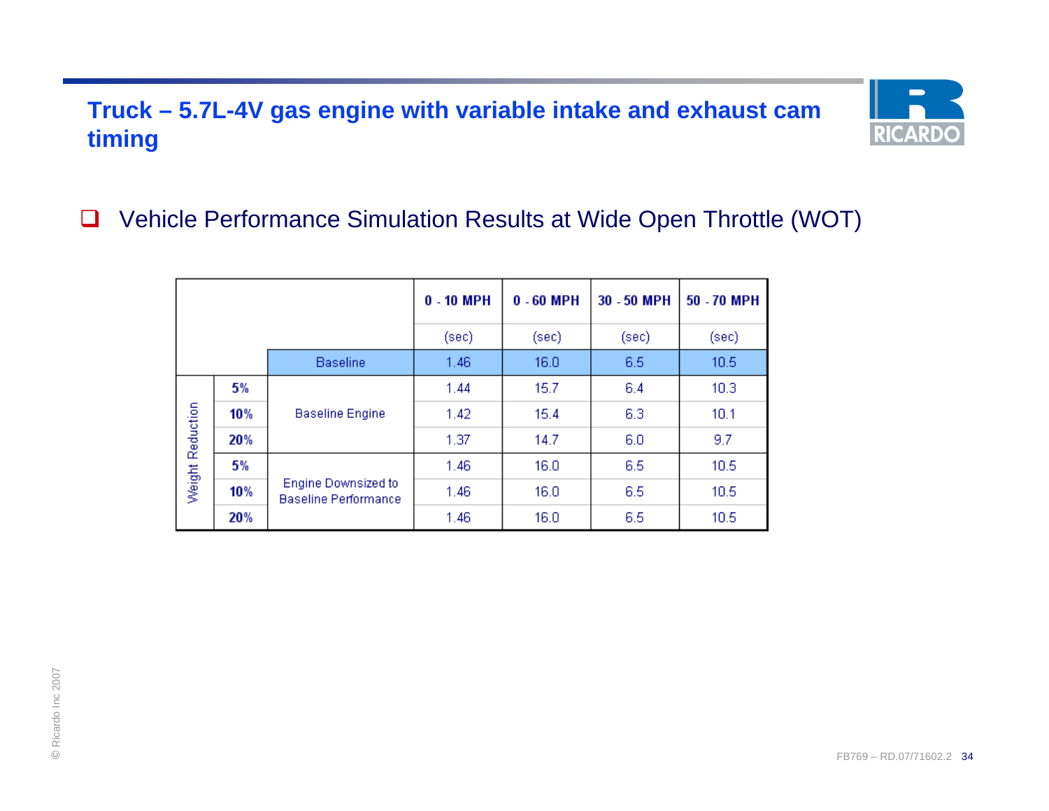# Truck – 5.7L-4V gas engine with variable intake and exhaust cam timing

- Vehicle Performance Simulation Results at Wide Open Throttle (WOT)

| | | | 0 - 10 MPH | 0 - 60 MPH | 30 - 50 MPH | 50 - 70 MPH |
|---|---|---|---|---|---|---|
| | | | (sec) | (sec) | (sec) | (sec) |
| | | Baseline | 1.46 | 16.0 | 6.5 | 10.5 |
| Weight Reduction | 5% | Baseline Engine | 1.44 | 15.7 | 6.4 | 10.3 |
| | 10% | | 1.42 | 15.4 | 6.3 | 10.1 |
| | 20% | | 1.37 | 14.7 | 6.0 | 9.7 |
| | 5% | Engine Downsized to Baseline Performance | 1.46 | 16.0 | 6.5 | 10.5 |
| | 10% | | 1.46 | 16.0 | 6.5 | 10.5 |
| | 20% | | 1.46 | 16.0 | 6.5 | 10.5 |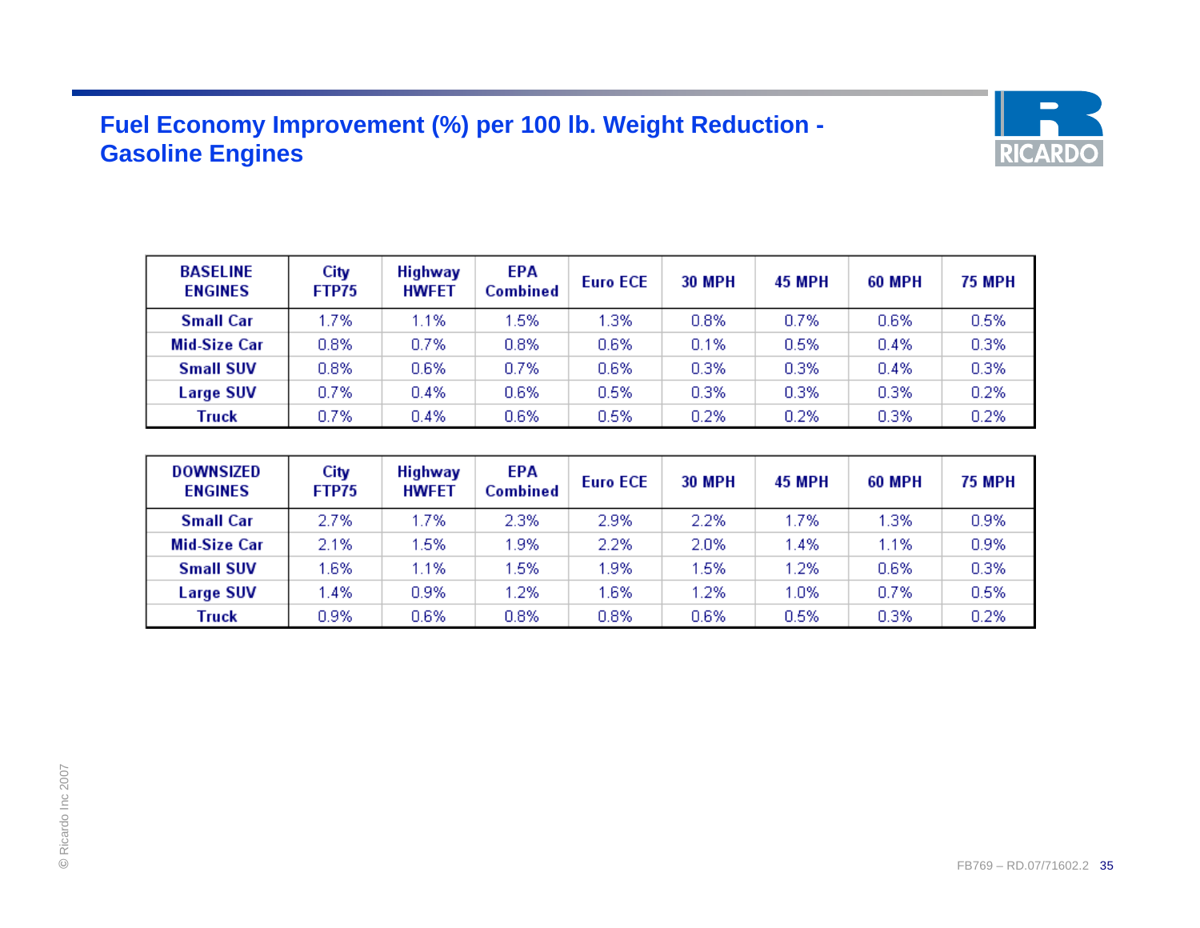## Fuel Economy Improvement (%) per 100 lb. Weight Reduction - Gasoline Engines

| BASELINE ENGINES | City FTP75 | Highway HWFET | EPA Combined | Euro ECE | 30 MPH | 45 MPH | 60 MPH | 75 MPH |
|---|---|---|---|---|---|---|---|---|
| Small Car | 1.7% | 1.1% | 1.5% | 1.3% | 0.8% | 0.7% | 0.6% | 0.5% |
| Mid-Size Car | 0.8% | 0.7% | 0.8% | 0.6% | 0.1% | 0.5% | 0.4% | 0.3% |
| Small SUV | 0.8% | 0.6% | 0.7% | 0.6% | 0.3% | 0.3% | 0.4% | 0.3% |
| Large SUV | 0.7% | 0.4% | 0.6% | 0.5% | 0.3% | 0.3% | 0.3% | 0.2% |
| Truck | 0.7% | 0.4% | 0.6% | 0.5% | 0.2% | 0.2% | 0.3% | 0.2% |

| DOWNSIZED ENGINES | City FTP75 | Highway HWFET | EPA Combined | Euro ECE | 30 MPH | 45 MPH | 60 MPH | 75 MPH |
|---|---|---|---|---|---|---|---|---|
| Small Car | 2.7% | 1.7% | 2.3% | 2.9% | 2.2% | 1.7% | 1.3% | 0.9% |
| Mid-Size Car | 2.1% | 1.5% | 1.9% | 2.2% | 2.0% | 1.4% | 1.1% | 0.9% |
| Small SUV | 1.6% | 1.1% | 1.5% | 1.9% | 1.5% | 1.2% | 0.6% | 0.3% |
| Large SUV | 1.4% | 0.9% | 1.2% | 1.6% | 1.2% | 1.0% | 0.7% | 0.5% |
| Truck | 0.9% | 0.6% | 0.8% | 0.8% | 0.6% | 0.5% | 0.3% | 0.2% |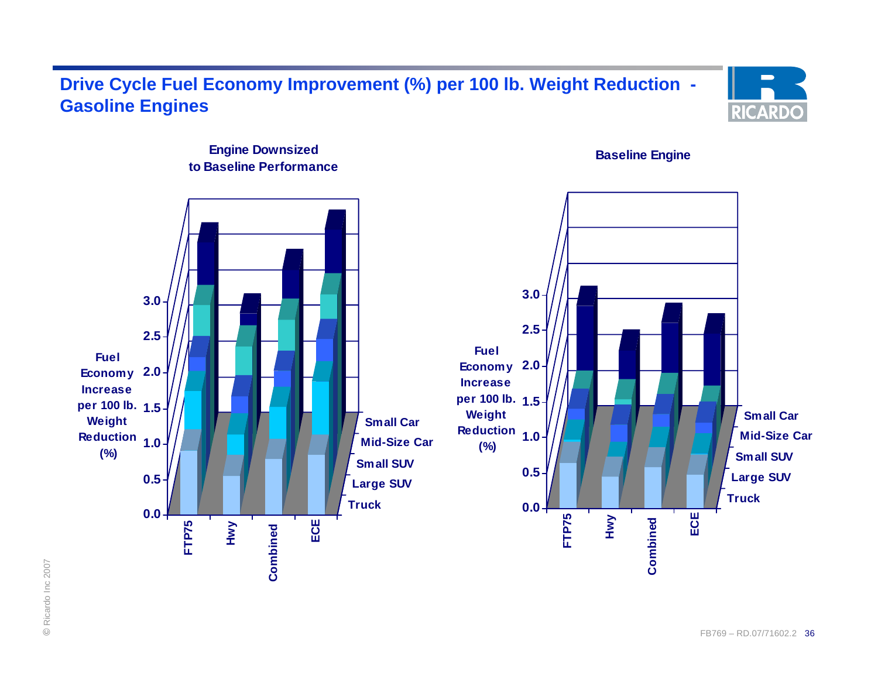# Drive Cycle Fuel Economy Improvement (%) per 100 lb. Weight Reduction - Gasoline Engines

**Engine Downsized to Baseline Performance**

Fuel Economy Increase per 100 lb. Weight Reduction (%)

0.0, 0.5, 1.0, 1.5, 2.0, 2.5, 3.0

FTP75, Hwy, Combined, ECE

Small Car, Mid-Size Car, Small SUV, Large SUV, Truck

**Baseline Engine**

Fuel Economy Increase per 100 lb. Weight Reduction (%)

0.0, 0.5, 1.0, 1.5, 2.0, 2.5, 3.0

FTP75, Hwy, Combined, ECE

Small Car, Mid-Size Car, Small SUV, Large SUV, Truck

© Ricardo Inc 2007

FB769 – RD.07/71602.2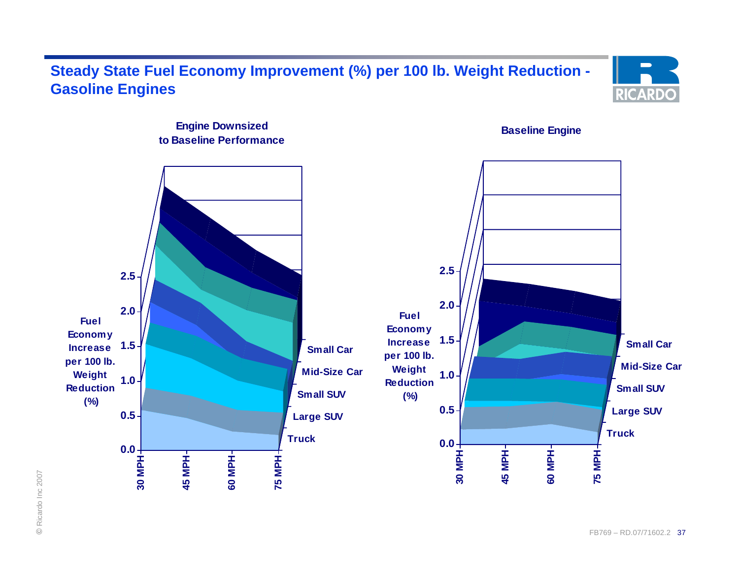# Steady State Fuel Economy Improvement (%) per 100 lb. Weight Reduction - Gasoline Engines

**Engine Downsized to Baseline Performance**

Fuel Economy Increase per 100 lb. Weight Reduction (%)

0.0, 0.5, 1.0, 1.5, 2.0, 2.5

30 MPH, 45 MPH, 60 MPH, 75 MPH

Small Car, Mid-Size Car, Small SUV, Large SUV, Truck

**Baseline Engine**

Fuel Economy Increase per 100 lb. Weight Reduction (%)

0.0, 0.5, 1.0, 1.5, 2.0, 2.5

30 MPH, 45 MPH, 60 MPH, 75 MPH

Small Car, Mid-Size Car, Small SUV, Large SUV, Truck

© Ricardo Inc 2007

FB769 – RD.07/71602.2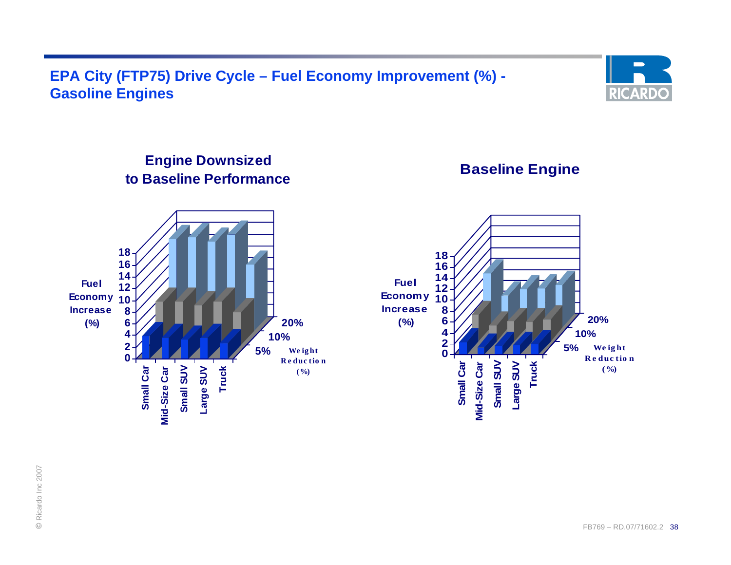# EPA City (FTP75) Drive Cycle – Fuel Economy Improvement (%) - Gasoline Engines

**Engine Downsized to Baseline Performance**

Fuel Economy Increase (%)

0, 2, 4, 6, 8, 10, 12, 14, 16, 18

Small Car, Mid-Size Car, Small SUV, Large SUV, Truck

Weight Reduction (%): 5%, 10%, 20%

**Baseline Engine**

Fuel Economy Increase (%)

0, 2, 4, 6, 8, 10, 12, 14, 16, 18

Small Car, Mid-Size Car, Small SUV, Large SUV, Truck

Weight Reduction (%): 5%, 10%, 20%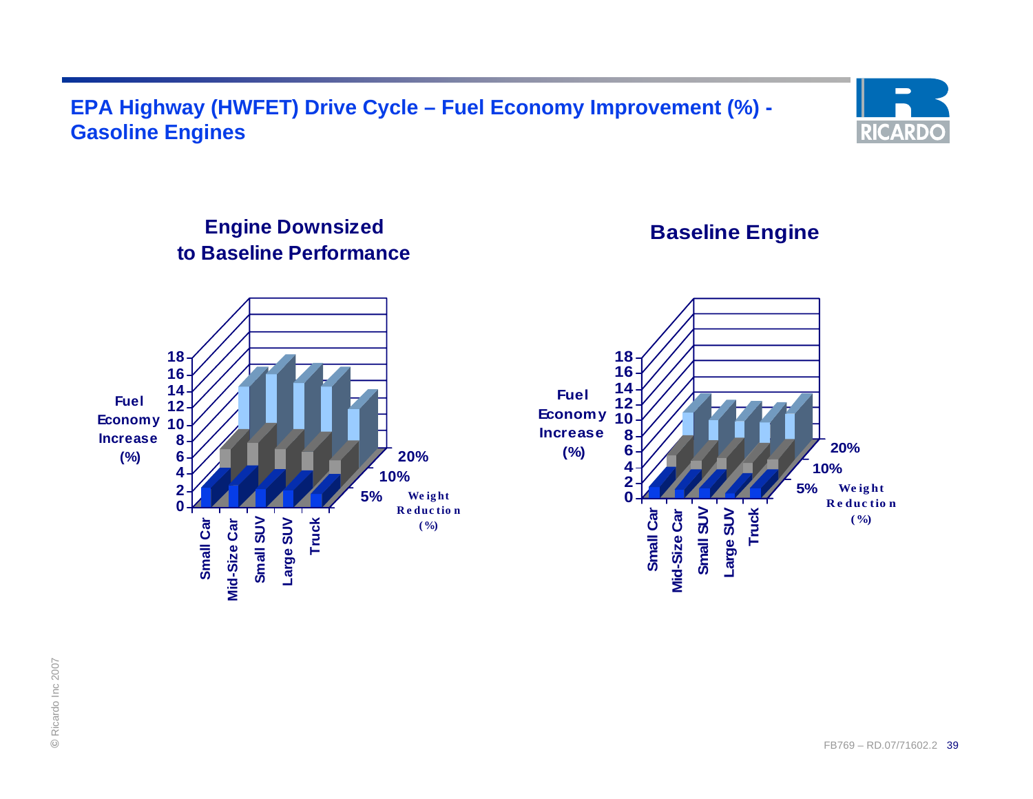# EPA Highway (HWFET) Drive Cycle – Fuel Economy Improvement (%) - Gasoline Engines

## Engine Downsized to Baseline Performance

Fuel Economy Increase (%)

18, 16, 14, 12, 10, 8, 6, 4, 2, 0

Small Car, Mid-Size Car, Small SUV, Large SUV, Truck

5%, 10%, 20% Weight Reduction (%)

## Baseline Engine

Fuel Economy Increase (%)

18, 16, 14, 12, 10, 8, 6, 4, 2, 0

Small Car, Mid-Size Car, Small SUV, Large SUV, Truck

5%, 10%, 20% Weight Reduction (%)

© Ricardo Inc 2007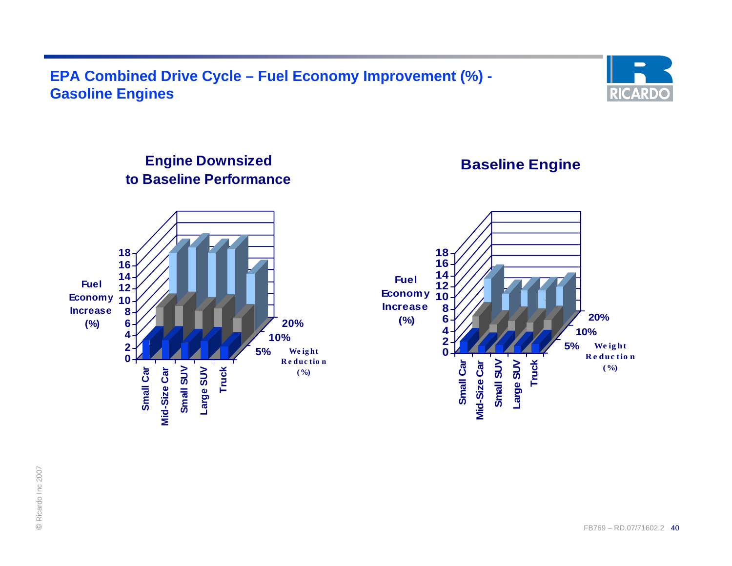## EPA Combined Drive Cycle – Fuel Economy Improvement (%) - Gasoline Engines

**Engine Downsized to Baseline Performance**

Fuel Economy Increase (%)

0, 2, 4, 6, 8, 10, 12, 14, 16, 18

Small Car, Mid-Size Car, Small SUV, Large SUV, Truck

5%, 10%, 20% Weight Reduction (%)

**Baseline Engine**

Fuel Economy Increase (%)

0, 2, 4, 6, 8, 10, 12, 14, 16, 18

Small Car, Mid-Size Car, Small SUV, Large SUV, Truck

5%, 10%, 20% Weight Reduction (%)

© Ricardo Inc 2007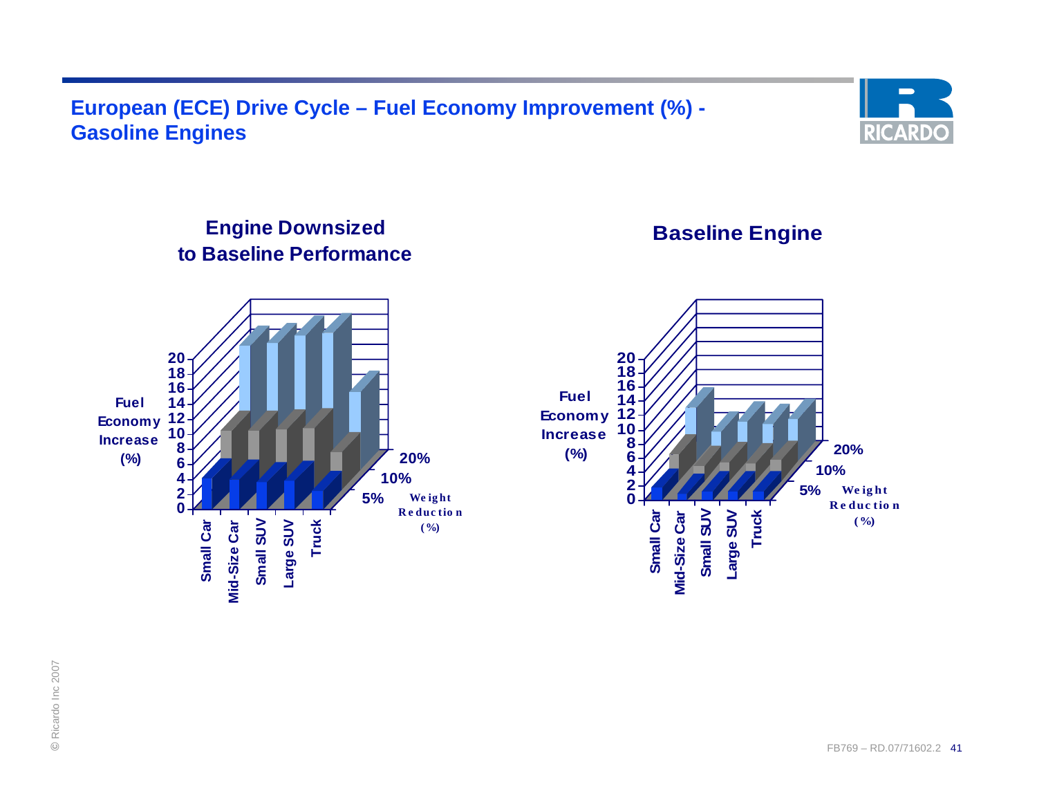## European (ECE) Drive Cycle – Fuel Economy Improvement (%) - Gasoline Engines

**Engine Downsized to Baseline Performance**

Fuel Economy Increase (%)

0 2 4 6 8 10 12 14 16 18 20

Small Car, Mid-Size Car, Small SUV, Large SUV, Truck

Weight Reduction (%): 5%, 10%, 20%

**Baseline Engine**

Fuel Economy Increase (%)

0 2 4 6 8 10 12 14 16 18 20

Small Car, Mid-Size Car, Small SUV, Large SUV, Truck

Weight Reduction (%): 5%, 10%, 20%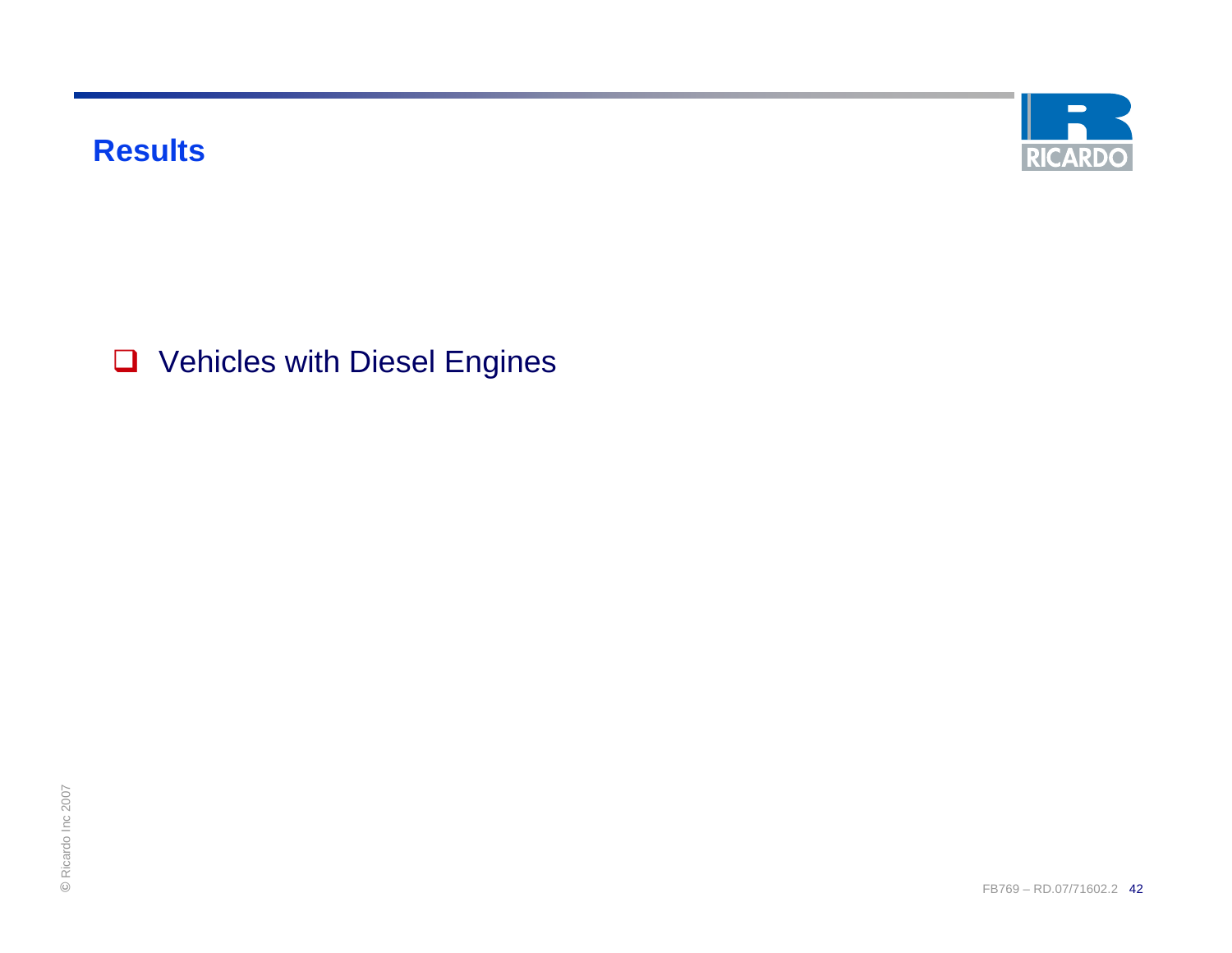## Results

- Vehicles with Diesel Engines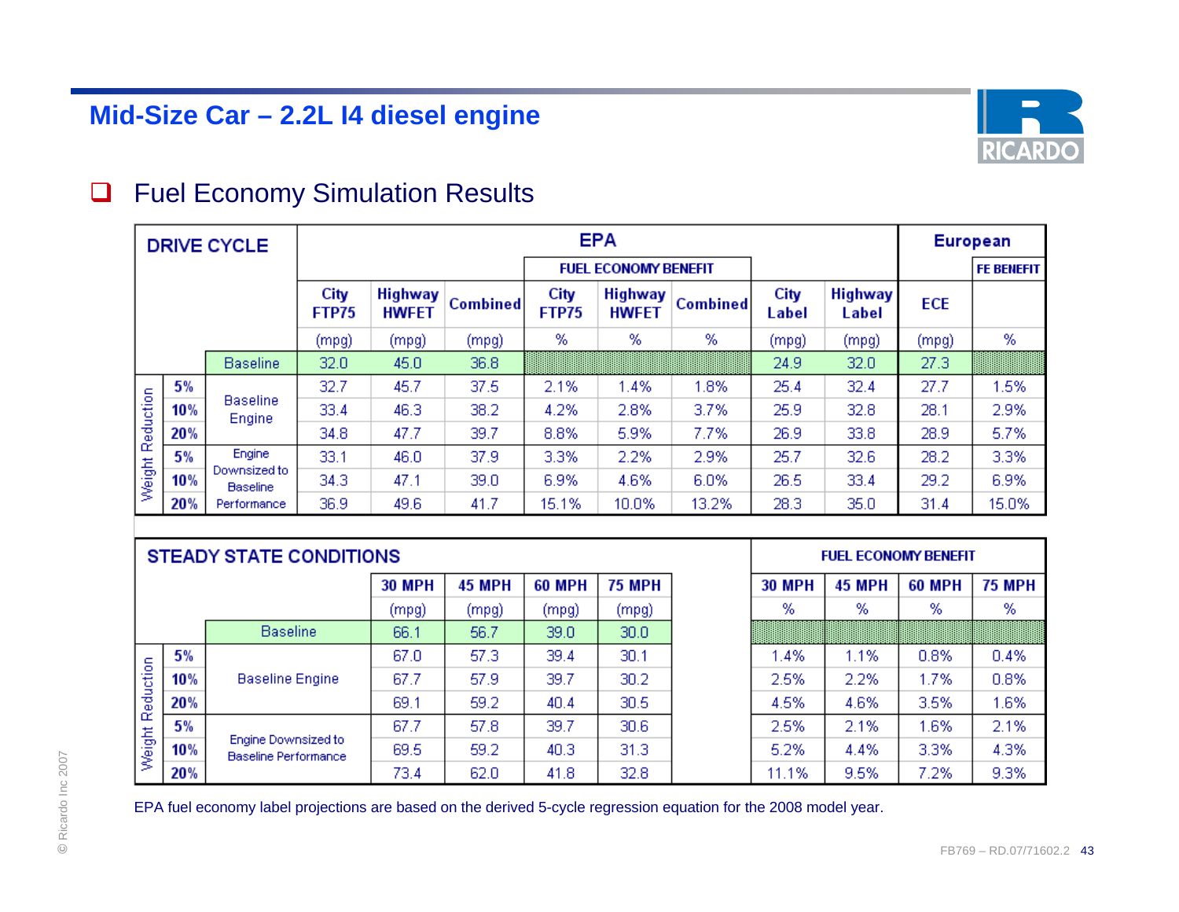# Mid-Size Car – 2.2L I4 diesel engine

- Fuel Economy Simulation Results

| DRIVE CYCLE | | | EPA | | | | | | | | European | |
|---|---|---|---|---|---|---|---|---|---|---|---|---|
| | | | | | | FUEL ECONOMY BENEFIT | | | | | | FE BENEFIT |
| | | | City FTP75 | Highway HWFET | Combined | City FTP75 | Highway HWFET | Combined | City Label | Highway Label | ECE | |
| | | | (mpg) | (mpg) | (mpg) | % | % | % | (mpg) | (mpg) | (mpg) | % |
| | | Baseline | 32.0 | 45.0 | 36.8 | | | | 24.9 | 32.0 | 27.3 | |
| Weight Reduction | 5% | Baseline Engine | 32.7 | 45.7 | 37.5 | 2.1% | 1.4% | 1.8% | 25.4 | 32.4 | 27.7 | 1.5% |
| | 10% | | 33.4 | 46.3 | 38.2 | 4.2% | 2.8% | 3.7% | 25.9 | 32.8 | 28.1 | 2.9% |
| | 20% | | 34.8 | 47.7 | 39.7 | 8.8% | 5.9% | 7.7% | 26.9 | 33.8 | 28.9 | 5.7% |
| | 5% | Engine Downsized to Baseline Performance | 33.1 | 46.0 | 37.9 | 3.3% | 2.2% | 2.9% | 25.7 | 32.6 | 28.2 | 3.3% |
| | 10% | | 34.3 | 47.1 | 39.0 | 6.9% | 4.6% | 6.0% | 26.5 | 33.4 | 29.2 | 6.9% |
| | 20% | | 36.9 | 49.6 | 41.7 | 15.1% | 10.0% | 13.2% | 28.3 | 35.0 | 31.4 | 15.0% |

| STEADY STATE CONDITIONS | | | | | | | | | FUEL ECONOMY BENEFIT | | | |
|---|---|---|---|---|---|---|---|---|---|---|---|---|
| | | | 30 MPH | 45 MPH | 60 MPH | 75 MPH | | | 30 MPH | 45 MPH | 60 MPH | 75 MPH |
| | | | (mpg) | (mpg) | (mpg) | (mpg) | | | % | % | % | % |
| | | Baseline | 66.1 | 56.7 | 39.0 | 30.0 | | | | | | |
| Weight Reduction | 5% | Baseline Engine | 67.0 | 57.3 | 39.4 | 30.1 | | | 1.4% | 1.1% | 0.8% | 0.4% |
| | 10% | | 67.7 | 57.9 | 39.7 | 30.2 | | | 2.5% | 2.2% | 1.7% | 0.8% |
| | 20% | | 69.1 | 59.2 | 40.4 | 30.5 | | | 4.5% | 4.6% | 3.5% | 1.6% |
| | 5% | Engine Downsized to Baseline Performance | 67.7 | 57.8 | 39.7 | 30.6 | | | 2.5% | 2.1% | 1.6% | 2.1% |
| | 10% | | 69.5 | 59.2 | 40.3 | 31.3 | | | 5.2% | 4.4% | 3.3% | 4.3% |
| | 20% | | 73.4 | 62.0 | 41.8 | 32.8 | | | 11.1% | 9.5% | 7.2% | 9.3% |

EPA fuel economy label projections are based on the derived 5-cycle regression equation for the 2008 model year.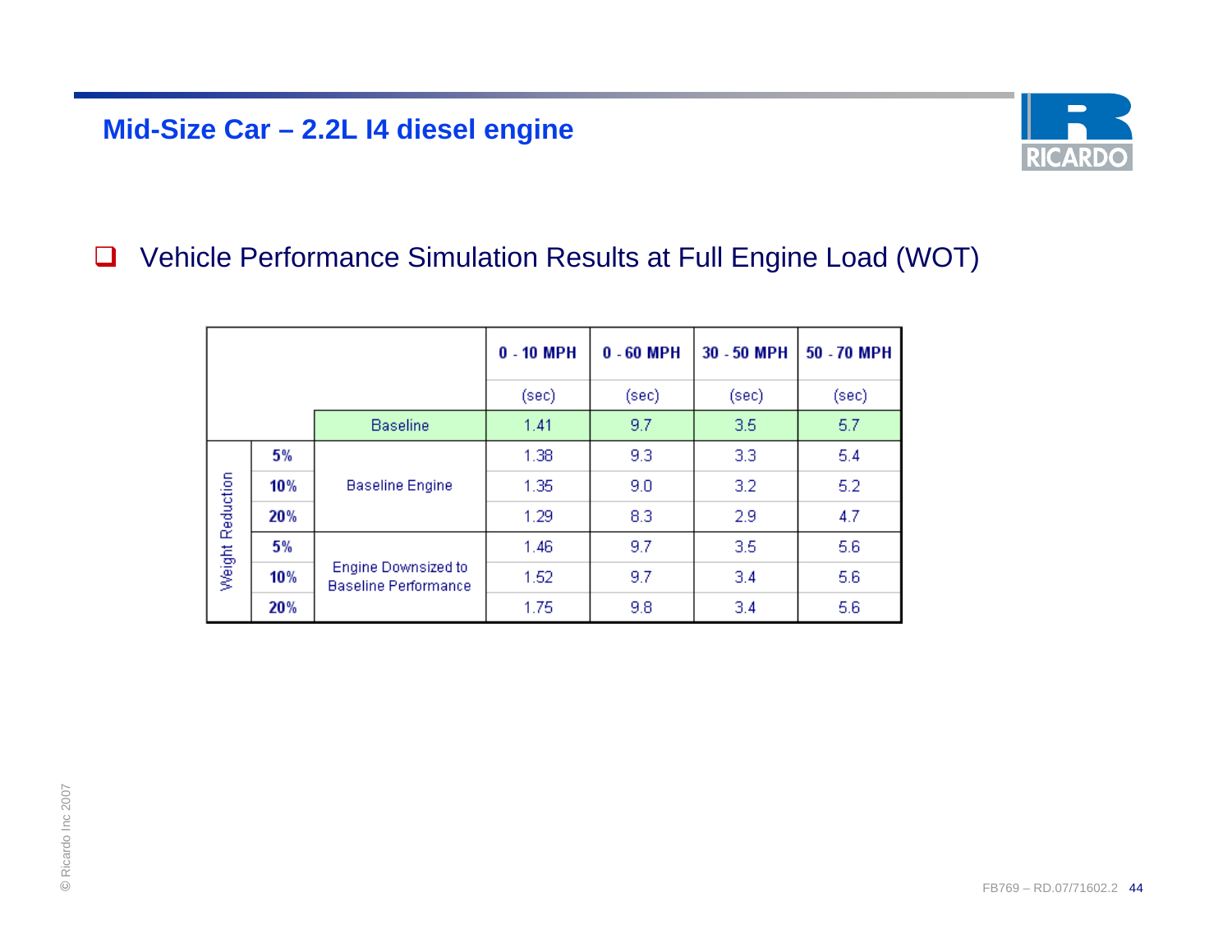# Mid-Size Car – 2.2L I4 diesel engine

- Vehicle Performance Simulation Results at Full Engine Load (WOT)

| | | | 0 - 10 MPH | 0 - 60 MPH | 30 - 50 MPH | 50 - 70 MPH |
|---|---|---|---|---|---|---|
| | | | (sec) | (sec) | (sec) | (sec) |
| | | Baseline | 1.41 | 9.7 | 3.5 | 5.7 |
| Weight Reduction | **5%** | Baseline Engine | 1.38 | 9.3 | 3.3 | 5.4 |
| | **10%** | | 1.35 | 9.0 | 3.2 | 5.2 |
| | **20%** | | 1.29 | 8.3 | 2.9 | 4.7 |
| | **5%** | Engine Downsized to Baseline Performance | 1.46 | 9.7 | 3.5 | 5.6 |
| | **10%** | | 1.52 | 9.7 | 3.4 | 5.6 |
| | **20%** | | 1.75 | 9.8 | 3.4 | 5.6 |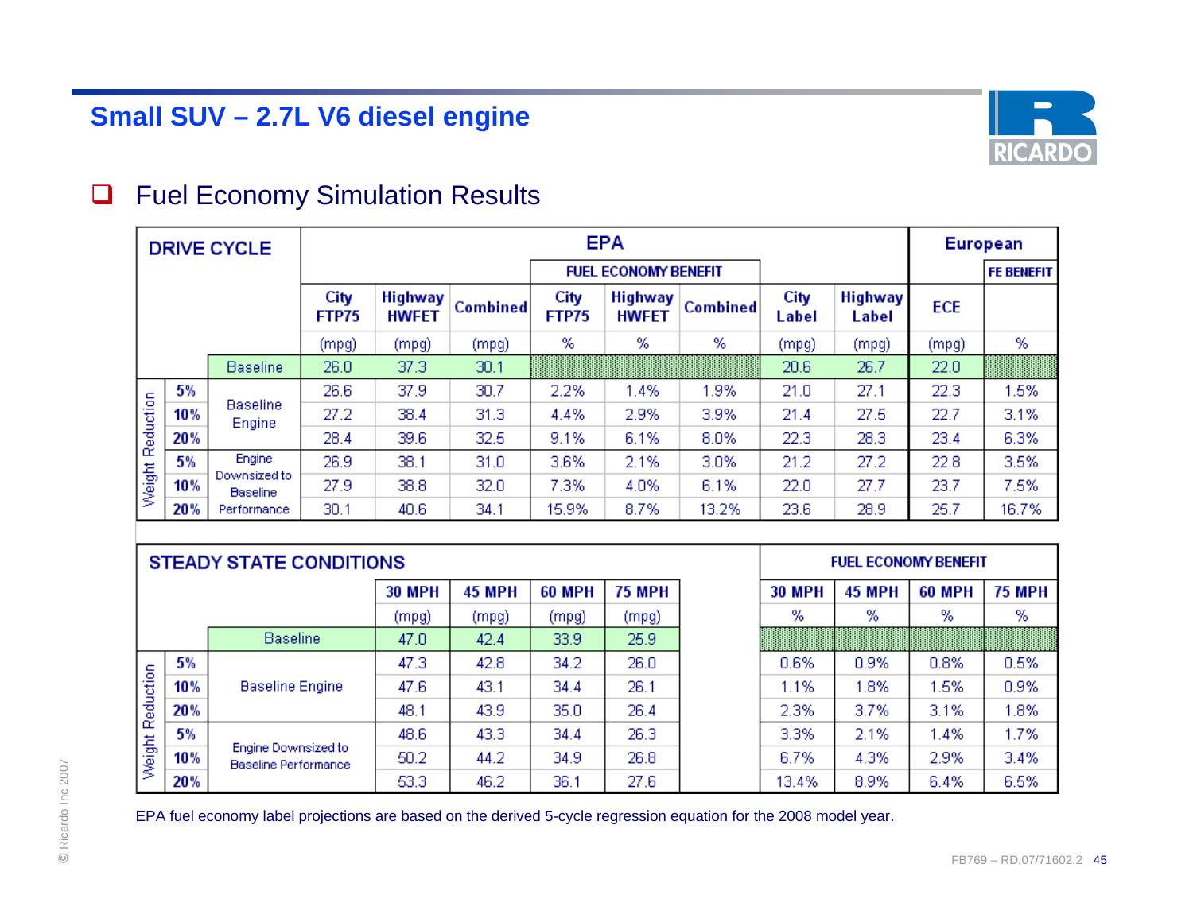## Small SUV – 2.7L V6 diesel engine

- Fuel Economy Simulation Results

| DRIVE CYCLE | | | EPA | | | | | | | | European | |
|---|---|---|---|---|---|---|---|---|---|---|---|---|
| | | | | | | FUEL ECONOMY BENEFIT | | | | | | FE BENEFIT |
| | | | City FTP75 | Highway HWFET | Combined | City FTP75 | Highway HWFET | Combined | City Label | Highway Label | ECE | |
| | | | (mpg) | (mpg) | (mpg) | % | % | % | (mpg) | (mpg) | (mpg) | % |
| | | Baseline | 26.0 | 37.3 | 30.1 | | | | 20.6 | 26.7 | 22.0 | |
| Weight Reduction | 5% | Baseline Engine | 26.6 | 37.9 | 30.7 | 2.2% | 1.4% | 1.9% | 21.0 | 27.1 | 22.3 | 1.5% |
| | 10% | | 27.2 | 38.4 | 31.3 | 4.4% | 2.9% | 3.9% | 21.4 | 27.5 | 22.7 | 3.1% |
| | 20% | | 28.4 | 39.6 | 32.5 | 9.1% | 6.1% | 8.0% | 22.3 | 28.3 | 23.4 | 6.3% |
| | 5% | Engine Downsized to Baseline Performance | 26.9 | 38.1 | 31.0 | 3.6% | 2.1% | 3.0% | 21.2 | 27.2 | 22.8 | 3.5% |
| | 10% | | 27.9 | 38.8 | 32.0 | 7.3% | 4.0% | 6.1% | 22.0 | 27.7 | 23.7 | 7.5% |
| | 20% | | 30.1 | 40.6 | 34.1 | 15.9% | 8.7% | 13.2% | 23.6 | 28.9 | 25.7 | 16.7% |

| STEADY STATE CONDITIONS | | | | | | | FUEL ECONOMY BENEFIT | | | |
|---|---|---|---|---|---|---|---|---|---|---|
| | | | 30 MPH | 45 MPH | 60 MPH | 75 MPH | 30 MPH | 45 MPH | 60 MPH | 75 MPH |
| | | | (mpg) | (mpg) | (mpg) | (mpg) | % | % | % | % |
| | | Baseline | 47.0 | 42.4 | 33.9 | 25.9 | | | | |
| Weight Reduction | 5% | Baseline Engine | 47.3 | 42.8 | 34.2 | 26.0 | 0.6% | 0.9% | 0.8% | 0.5% |
| | 10% | | 47.6 | 43.1 | 34.4 | 26.1 | 1.1% | 1.8% | 1.5% | 0.9% |
| | 20% | | 48.1 | 43.9 | 35.0 | 26.4 | 2.3% | 3.7% | 3.1% | 1.8% |
| | 5% | Engine Downsized to Baseline Performance | 48.6 | 43.3 | 34.4 | 26.3 | 3.3% | 2.1% | 1.4% | 1.7% |
| | 10% | | 50.2 | 44.2 | 34.9 | 26.8 | 6.7% | 4.3% | 2.9% | 3.4% |
| | 20% | | 53.3 | 46.2 | 36.1 | 27.6 | 13.4% | 8.9% | 6.4% | 6.5% |

EPA fuel economy label projections are based on the derived 5-cycle regression equation for the 2008 model year.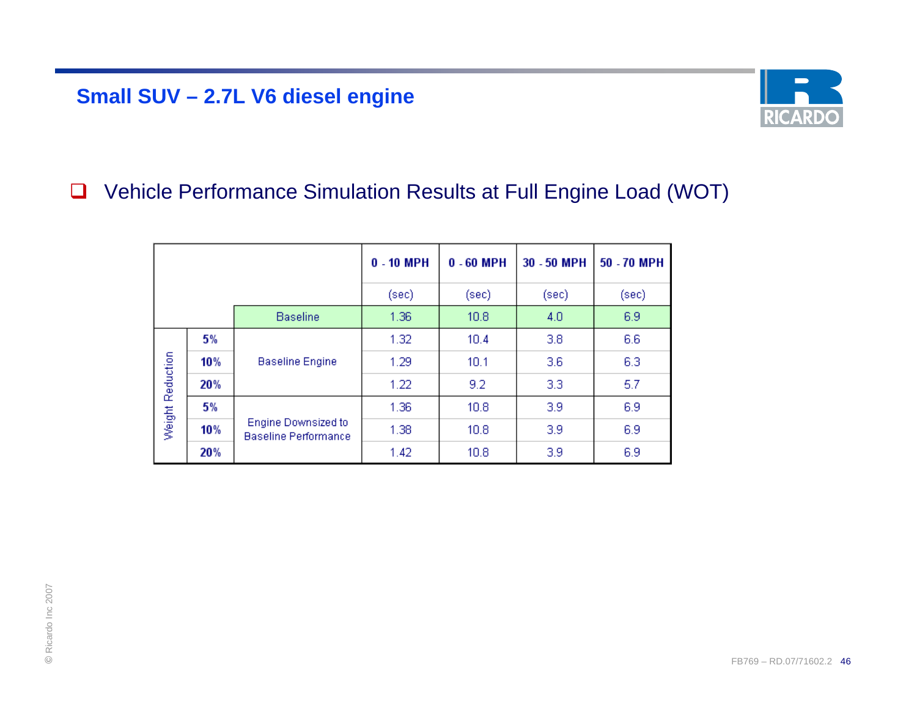## Small SUV – 2.7L V6 diesel engine

- Vehicle Performance Simulation Results at Full Engine Load (WOT)

| | | | 0 - 10 MPH | 0 - 60 MPH | 30 - 50 MPH | 50 - 70 MPH |
|---|---|---|---|---|---|---|
| | | | (sec) | (sec) | (sec) | (sec) |
| | | Baseline | 1.36 | 10.8 | 4.0 | 6.9 |
| Weight Reduction | 5% | Baseline Engine | 1.32 | 10.4 | 3.8 | 6.6 |
| | 10% | | 1.29 | 10.1 | 3.6 | 6.3 |
| | 20% | | 1.22 | 9.2 | 3.3 | 5.7 |
| | 5% | Engine Downsized to Baseline Performance | 1.36 | 10.8 | 3.9 | 6.9 |
| | 10% | | 1.38 | 10.8 | 3.9 | 6.9 |
| | 20% | | 1.42 | 10.8 | 3.9 | 6.9 |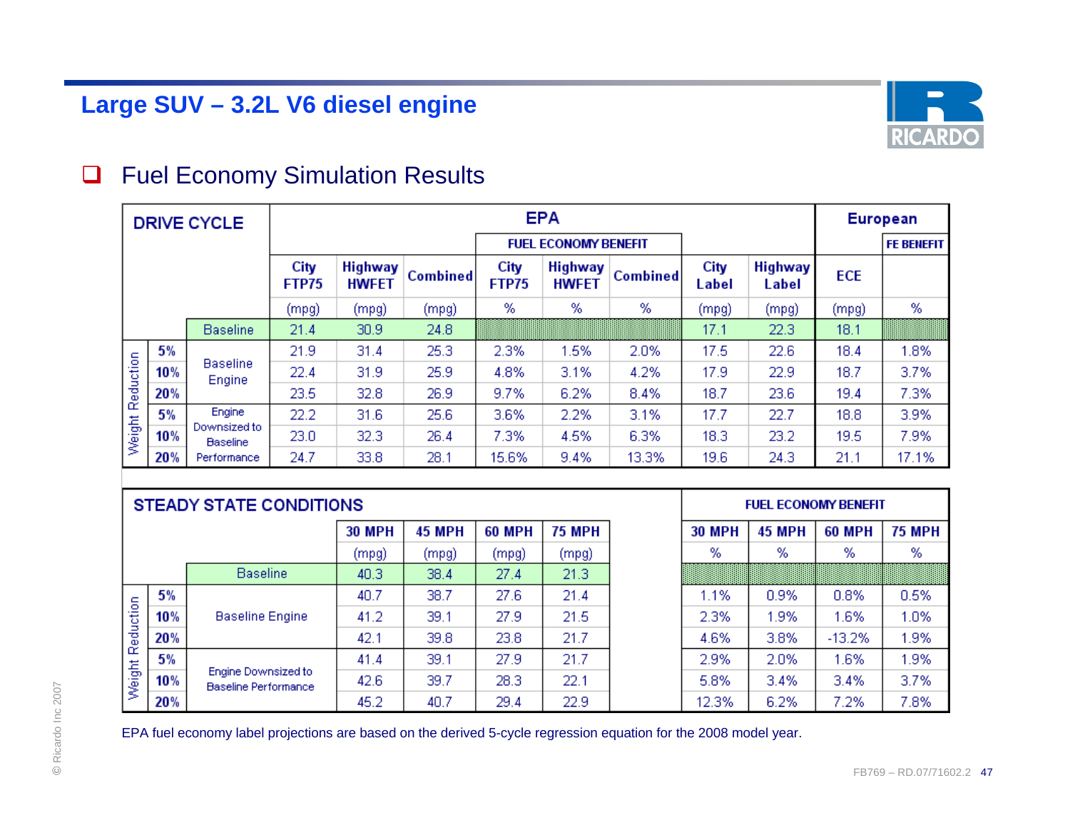# Large SUV – 3.2L V6 diesel engine

- Fuel Economy Simulation Results

| DRIVE CYCLE | | | EPA | | | | | | | | European | |
|---|---|---|---|---|---|---|---|---|---|---|---|---|
| | | | | | | FUEL ECONOMY BENEFIT | | | | | | FE BENEFIT |
| | | | City FTP75 | Highway HWFET | Combined | City FTP75 | Highway HWFET | Combined | City Label | Highway Label | ECE | |
| | | | (mpg) | (mpg) | (mpg) | % | % | % | (mpg) | (mpg) | (mpg) | % |
| | | Baseline | 21.4 | 30.9 | 24.8 | | | | 17.1 | 22.3 | 18.1 | |
| Weight Reduction | 5% | Baseline Engine | 21.9 | 31.4 | 25.3 | 2.3% | 1.5% | 2.0% | 17.5 | 22.6 | 18.4 | 1.8% |
| | 10% | | 22.4 | 31.9 | 25.9 | 4.8% | 3.1% | 4.2% | 17.9 | 22.9 | 18.7 | 3.7% |
| | 20% | | 23.5 | 32.8 | 26.9 | 9.7% | 6.2% | 8.4% | 18.7 | 23.6 | 19.4 | 7.3% |
| | 5% | Engine Downsized to Baseline Performance | 22.2 | 31.6 | 25.6 | 3.6% | 2.2% | 3.1% | 17.7 | 22.7 | 18.8 | 3.9% |
| | 10% | | 23.0 | 32.3 | 26.4 | 7.3% | 4.5% | 6.3% | 18.3 | 23.2 | 19.5 | 7.9% |
| | 20% | | 24.7 | 33.8 | 28.1 | 15.6% | 9.4% | 13.3% | 19.6 | 24.3 | 21.1 | 17.1% |

| STEADY STATE CONDITIONS | | | | | | | FUEL ECONOMY BENEFIT | | | |
|---|---|---|---|---|---|---|---|---|---|---|
| | | | 30 MPH | 45 MPH | 60 MPH | 75 MPH | 30 MPH | 45 MPH | 60 MPH | 75 MPH |
| | | | (mpg) | (mpg) | (mpg) | (mpg) | % | % | % | % |
| | | Baseline | 40.3 | 38.4 | 27.4 | 21.3 | | | | |
| Weight Reduction | 5% | Baseline Engine | 40.7 | 38.7 | 27.6 | 21.4 | 1.1% | 0.9% | 0.8% | 0.5% |
| | 10% | | 41.2 | 39.1 | 27.9 | 21.5 | 2.3% | 1.9% | 1.6% | 1.0% |
| | 20% | | 42.1 | 39.8 | 23.8 | 21.7 | 4.6% | 3.8% | -13.2% | 1.9% |
| | 5% | Engine Downsized to Baseline Performance | 41.4 | 39.1 | 27.9 | 21.7 | 2.9% | 2.0% | 1.6% | 1.9% |
| | 10% | | 42.6 | 39.7 | 28.3 | 22.1 | 5.8% | 3.4% | 3.4% | 3.7% |
| | 20% | | 45.2 | 40.7 | 29.4 | 22.9 | 12.3% | 6.2% | 7.2% | 7.8% |

EPA fuel economy label projections are based on the derived 5-cycle regression equation for the 2008 model year.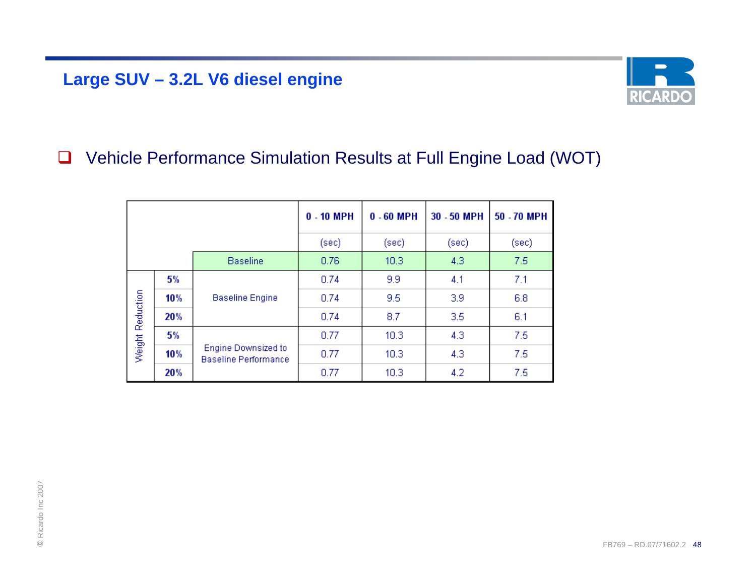## Large SUV – 3.2L V6 diesel engine

- Vehicle Performance Simulation Results at Full Engine Load (WOT)

| | | | 0 - 10 MPH | 0 - 60 MPH | 30 - 50 MPH | 50 - 70 MPH |
|---|---|---|---|---|---|---|
| | | | (sec) | (sec) | (sec) | (sec) |
| | | Baseline | 0.76 | 10.3 | 4.3 | 7.5 |
| Weight Reduction | **5%** | Baseline Engine | 0.74 | 9.9 | 4.1 | 7.1 |
| | **10%** | | 0.74 | 9.5 | 3.9 | 6.8 |
| | **20%** | | 0.74 | 8.7 | 3.5 | 6.1 |
| | **5%** | Engine Downsized to Baseline Performance | 0.77 | 10.3 | 4.3 | 7.5 |
| | **10%** | | 0.77 | 10.3 | 4.3 | 7.5 |
| | **20%** | | 0.77 | 10.3 | 4.2 | 7.5 |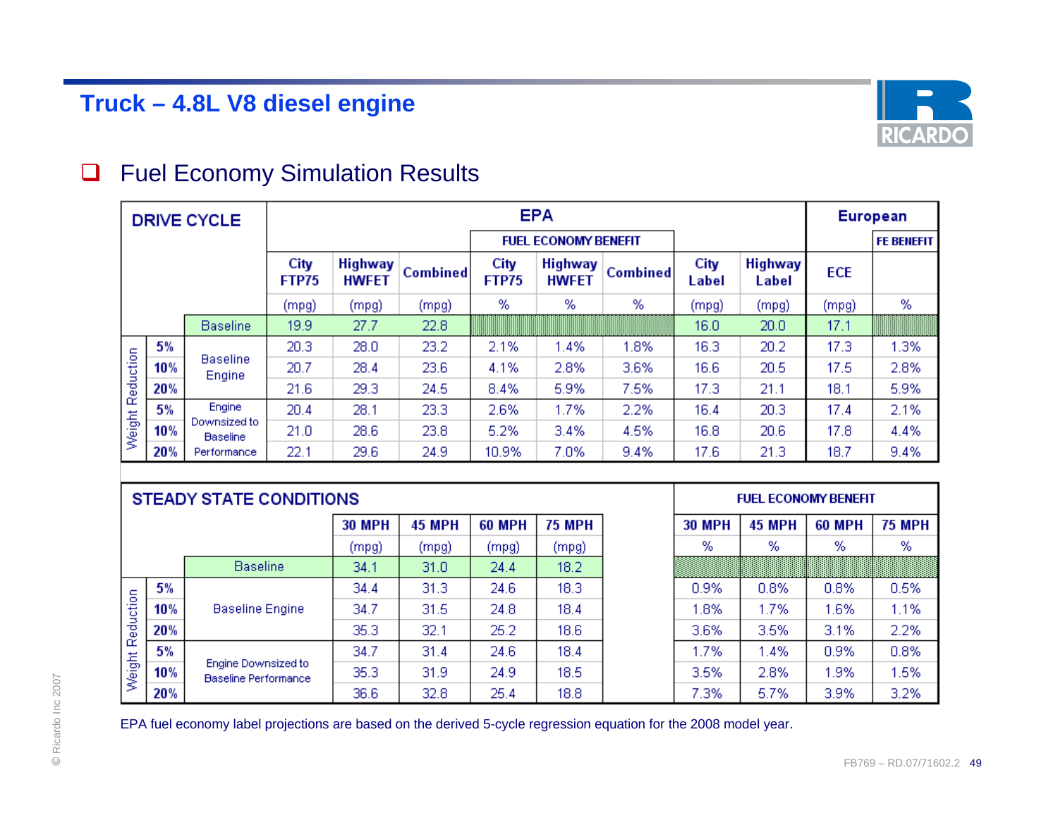# Truck – 4.8L V8 diesel engine

- Fuel Economy Simulation Results

| DRIVE CYCLE | | | EPA | | | | | | | | European | |
|---|---|---|---|---|---|---|---|---|---|---|---|---|
| | | | | | | FUEL ECONOMY BENEFIT | | | | | | FE BENEFIT |
| | | | City FTP75 | Highway HWFET | Combined | City FTP75 | Highway HWFET | Combined | City Label | Highway Label | ECE | |
| | | | (mpg) | (mpg) | (mpg) | % | % | % | (mpg) | (mpg) | (mpg) | % |
| | | Baseline | 19.9 | 27.7 | 22.8 | | | | 16.0 | 20.0 | 17.1 | |
| Weight Reduction | 5% | Baseline Engine | 20.3 | 28.0 | 23.2 | 2.1% | 1.4% | 1.8% | 16.3 | 20.2 | 17.3 | 1.3% |
| | 10% | | 20.7 | 28.4 | 23.6 | 4.1% | 2.8% | 3.6% | 16.6 | 20.5 | 17.5 | 2.8% |
| | 20% | | 21.6 | 29.3 | 24.5 | 8.4% | 5.9% | 7.5% | 17.3 | 21.1 | 18.1 | 5.9% |
| | 5% | Engine Downsized to Baseline Performance | 20.4 | 28.1 | 23.3 | 2.6% | 1.7% | 2.2% | 16.4 | 20.3 | 17.4 | 2.1% |
| | 10% | | 21.0 | 28.6 | 23.8 | 5.2% | 3.4% | 4.5% | 16.8 | 20.6 | 17.8 | 4.4% |
| | 20% | | 22.1 | 29.6 | 24.9 | 10.9% | 7.0% | 9.4% | 17.6 | 21.3 | 18.7 | 9.4% |

| STEADY STATE CONDITIONS | | | | | | | FUEL ECONOMY BENEFIT | | | |
|---|---|---|---|---|---|---|---|---|---|---|
| | | | 30 MPH | 45 MPH | 60 MPH | 75 MPH | 30 MPH | 45 MPH | 60 MPH | 75 MPH |
| | | | (mpg) | (mpg) | (mpg) | (mpg) | % | % | % | % |
| | | Baseline | 34.1 | 31.0 | 24.4 | 18.2 | | | | |
| Weight Reduction | 5% | Baseline Engine | 34.4 | 31.3 | 24.6 | 18.3 | 0.9% | 0.8% | 0.8% | 0.5% |
| | 10% | | 34.7 | 31.5 | 24.8 | 18.4 | 1.8% | 1.7% | 1.6% | 1.1% |
| | 20% | | 35.3 | 32.1 | 25.2 | 18.6 | 3.6% | 3.5% | 3.1% | 2.2% |
| | 5% | Engine Downsized to Baseline Performance | 34.7 | 31.4 | 24.6 | 18.4 | 1.7% | 1.4% | 0.9% | 0.8% |
| | 10% | | 35.3 | 31.9 | 24.9 | 18.5 | 3.5% | 2.8% | 1.9% | 1.5% |
| | 20% | | 36.6 | 32.8 | 25.4 | 18.8 | 7.3% | 5.7% | 3.9% | 3.2% |

EPA fuel economy label projections are based on the derived 5-cycle regression equation for the 2008 model year.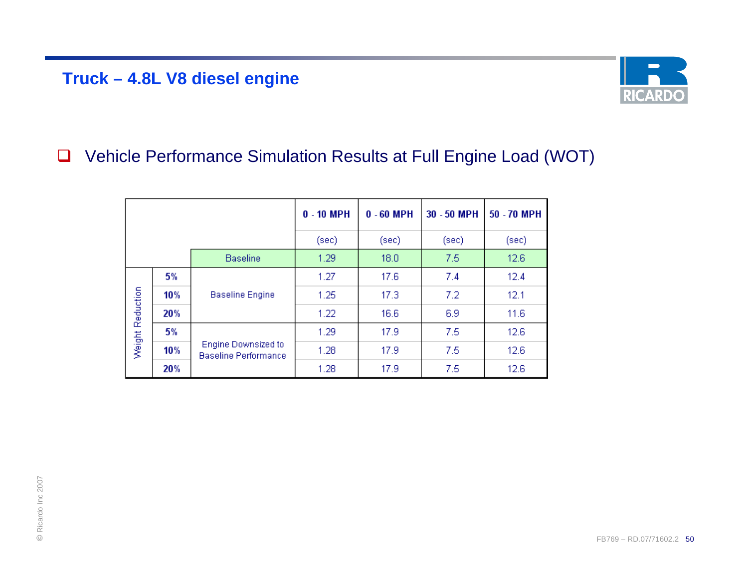## Truck – 4.8L V8 diesel engine

- Vehicle Performance Simulation Results at Full Engine Load (WOT)

| | | | 0 - 10 MPH | 0 - 60 MPH | 30 - 50 MPH | 50 - 70 MPH |
|---|---|---|---|---|---|---|
| | | | (sec) | (sec) | (sec) | (sec) |
| | | Baseline | 1.29 | 18.0 | 7.5 | 12.6 |
| Weight Reduction | **5%** | Baseline Engine | 1.27 | 17.6 | 7.4 | 12.4 |
| | **10%** | | 1.25 | 17.3 | 7.2 | 12.1 |
| | **20%** | | 1.22 | 16.6 | 6.9 | 11.6 |
| | **5%** | Engine Downsized to Baseline Performance | 1.29 | 17.9 | 7.5 | 12.6 |
| | **10%** | | 1.28 | 17.9 | 7.5 | 12.6 |
| | **20%** | | 1.28 | 17.9 | 7.5 | 12.6 |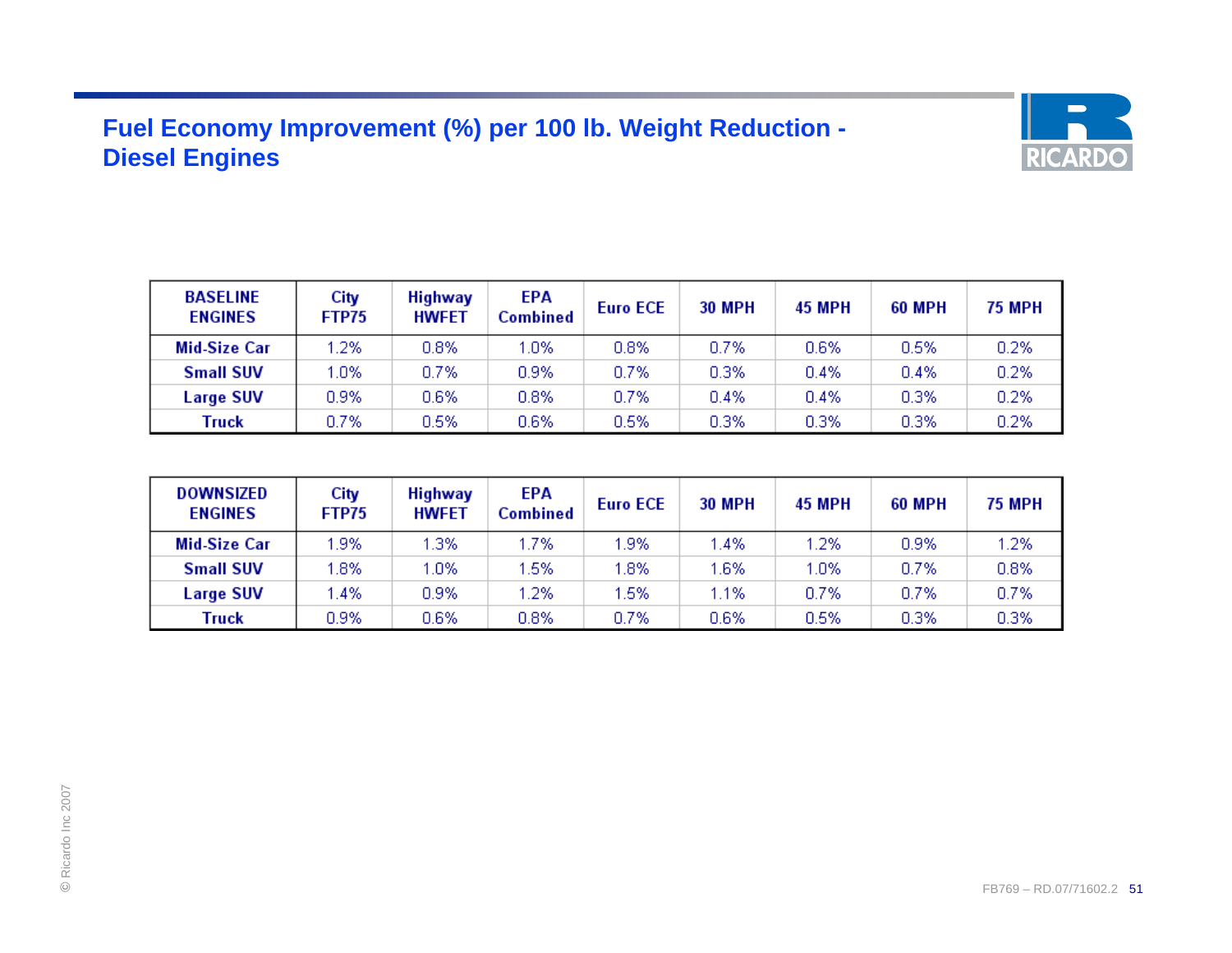# Fuel Economy Improvement (%) per 100 lb. Weight Reduction - Diesel Engines

| BASELINE ENGINES | City FTP75 | Highway HWFET | EPA Combined | Euro ECE | 30 MPH | 45 MPH | 60 MPH | 75 MPH |
|---|---|---|---|---|---|---|---|---|
| Mid-Size Car | 1.2% | 0.8% | 1.0% | 0.8% | 0.7% | 0.6% | 0.5% | 0.2% |
| Small SUV | 1.0% | 0.7% | 0.9% | 0.7% | 0.3% | 0.4% | 0.4% | 0.2% |
| Large SUV | 0.9% | 0.6% | 0.8% | 0.7% | 0.4% | 0.4% | 0.3% | 0.2% |
| Truck | 0.7% | 0.5% | 0.6% | 0.5% | 0.3% | 0.3% | 0.3% | 0.2% |

| DOWNSIZED ENGINES | City FTP75 | Highway HWFET | EPA Combined | Euro ECE | 30 MPH | 45 MPH | 60 MPH | 75 MPH |
|---|---|---|---|---|---|---|---|---|
| Mid-Size Car | 1.9% | 1.3% | 1.7% | 1.9% | 1.4% | 1.2% | 0.9% | 1.2% |
| Small SUV | 1.8% | 1.0% | 1.5% | 1.8% | 1.6% | 1.0% | 0.7% | 0.8% |
| Large SUV | 1.4% | 0.9% | 1.2% | 1.5% | 1.1% | 0.7% | 0.7% | 0.7% |
| Truck | 0.9% | 0.6% | 0.8% | 0.7% | 0.6% | 0.5% | 0.3% | 0.3% |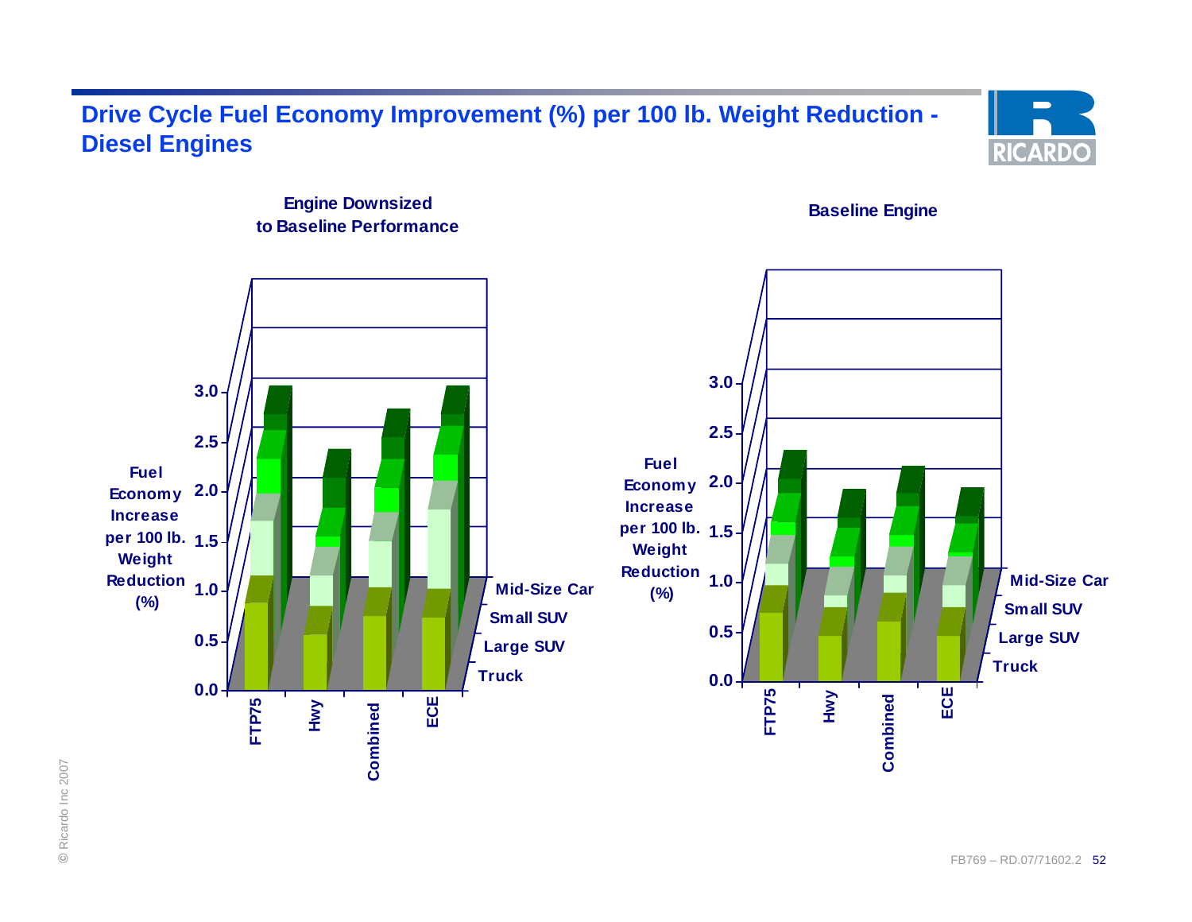# Drive Cycle Fuel Economy Improvement (%) per 100 lb. Weight Reduction - Diesel Engines

**Engine Downsized to Baseline Performance**

**Baseline Engine**

Fuel Economy Increase per 100 lb. Weight Reduction (%)

0.0, 0.5, 1.0, 1.5, 2.0, 2.5, 3.0

FTP75, Hwy, Combined, ECE

Mid-Size Car, Small SUV, Large SUV, Truck

© Ricardo Inc 2007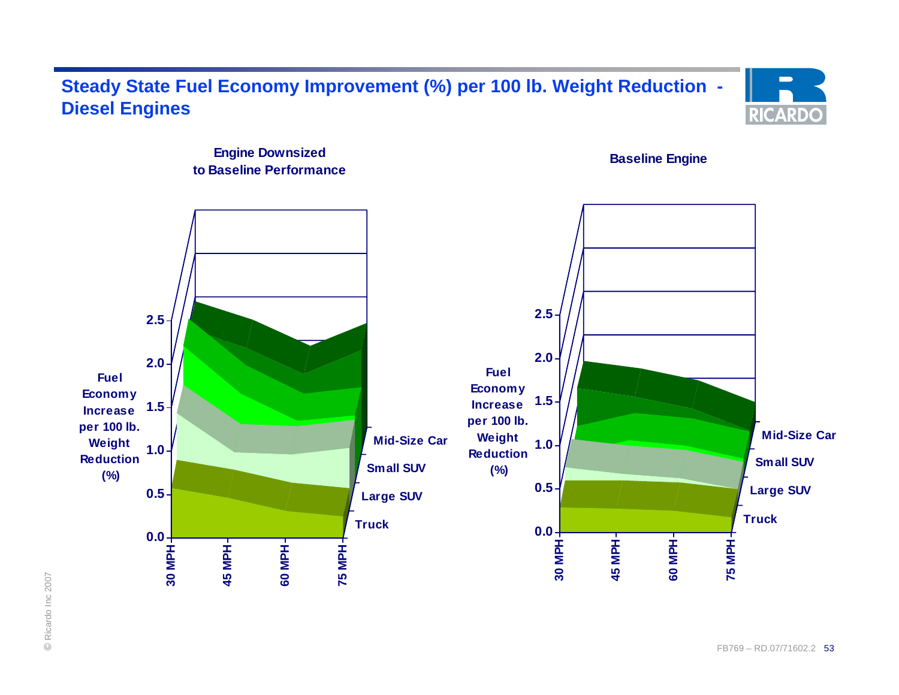## Steady State Fuel Economy Improvement (%) per 100 lb. Weight Reduction - Diesel Engines

**Engine Downsized to Baseline Performance**

Fuel Economy Increase per 100 lb. Weight Reduction (%)

0.0, 0.5, 1.0, 1.5, 2.0, 2.5

30 MPH, 45 MPH, 60 MPH, 75 MPH

Mid-Size Car, Small SUV, Large SUV, Truck

**Baseline Engine**

Fuel Economy Increase per 100 lb. Weight Reduction (%)

0.0, 0.5, 1.0, 1.5, 2.0, 2.5

30 MPH, 45 MPH, 60 MPH, 75 MPH

Mid-Size Car, Small SUV, Large SUV, Truck

© Ricardo Inc 2007

FB769 – RD.07/71602.2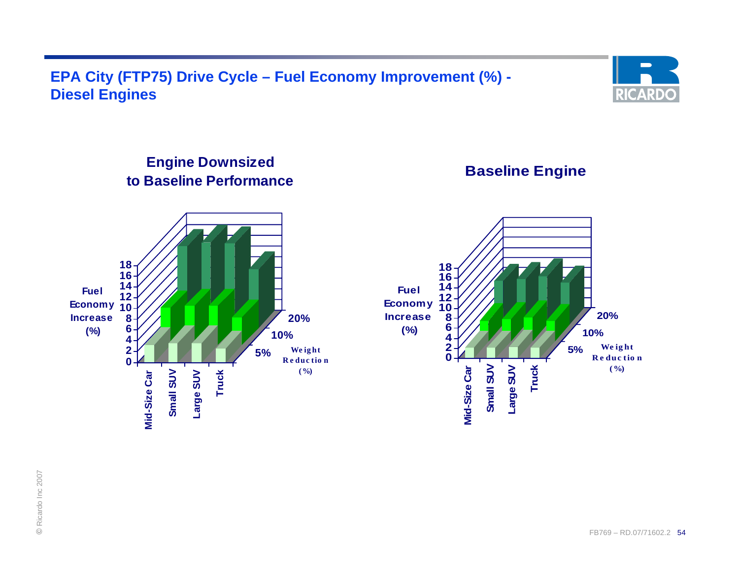# EPA City (FTP75) Drive Cycle – Fuel Economy Improvement (%) - Diesel Engines

**Engine Downsized to Baseline Performance**

Fuel Economy Increase (%)

18
16
14
12
10
8
6
4
2
0

Mid-Size Car | Small SUV | Large SUV | Truck

5% | 10% | 20%

Weight Reduction (%)

**Baseline Engine**

Fuel Economy Increase (%)

18
16
14
12
10
8
6
4
2
0

Mid-Size Car | Small SUV | Large SUV | Truck

5% | 10% | 20%

Weight Reduction (%)

© Ricardo Inc 2007

FB769 – RD.07/71602.2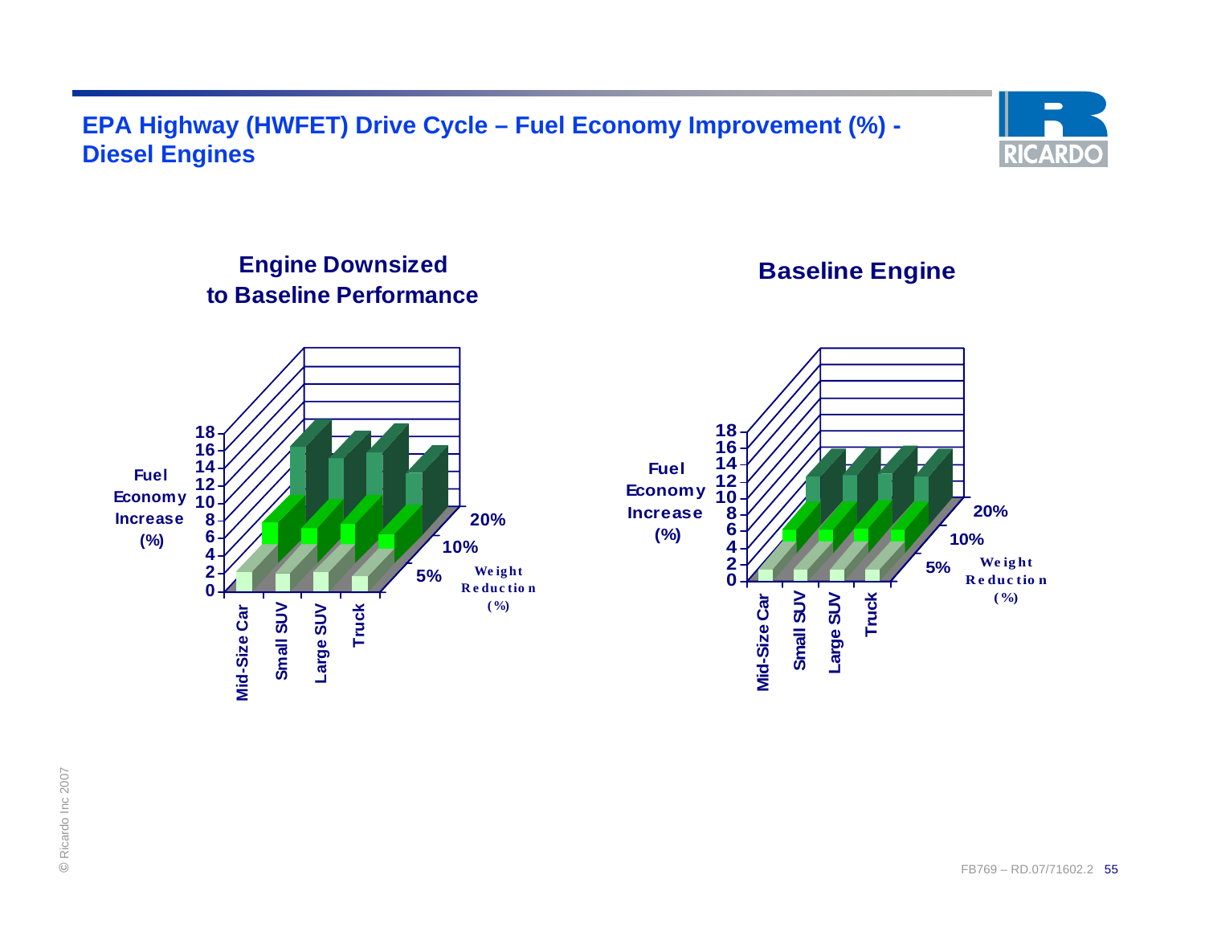# EPA Highway (HWFET) Drive Cycle – Fuel Economy Improvement (%) - Diesel Engines

**Engine Downsized to Baseline Performance**

Fuel Economy Increase (%)

18, 16, 14, 12, 10, 8, 6, 4, 2, 0

Mid-Size Car, Small SUV, Large SUV, Truck

5%, 10%, 20%

Weight Reduction (%)

**Baseline Engine**

Fuel Economy Increase (%)

18, 16, 14, 12, 10, 8, 6, 4, 2, 0

Mid-Size Car, Small SUV, Large SUV, Truck

5%, 10%, 20%

Weight Reduction (%)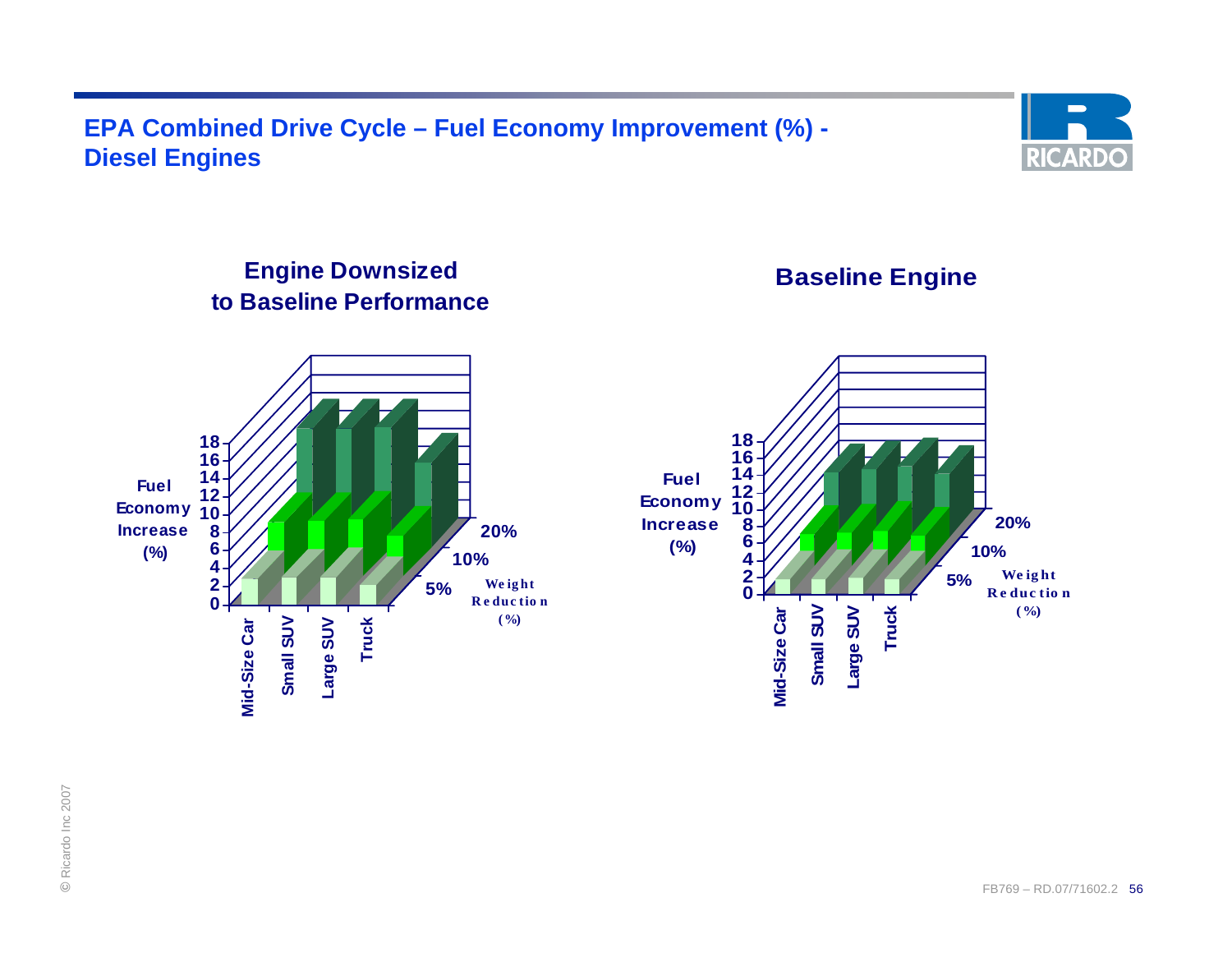# EPA Combined Drive Cycle – Fuel Economy Improvement (%) - Diesel Engines

## Engine Downsized to Baseline Performance

Fuel Economy Increase (%)

0, 2, 4, 6, 8, 10, 12, 14, 16, 18

Mid-Size Car | Small SUV | Large SUV | Truck

5% | 10% | 20%

Weight Reduction (%)

## Baseline Engine

Fuel Economy Increase (%)

0, 2, 4, 6, 8, 10, 12, 14, 16, 18

Mid-Size Car | Small SUV | Large SUV | Truck

5% | 10% | 20%

Weight Reduction (%)

© Ricardo Inc 2007

FB769 – RD.07/71602.2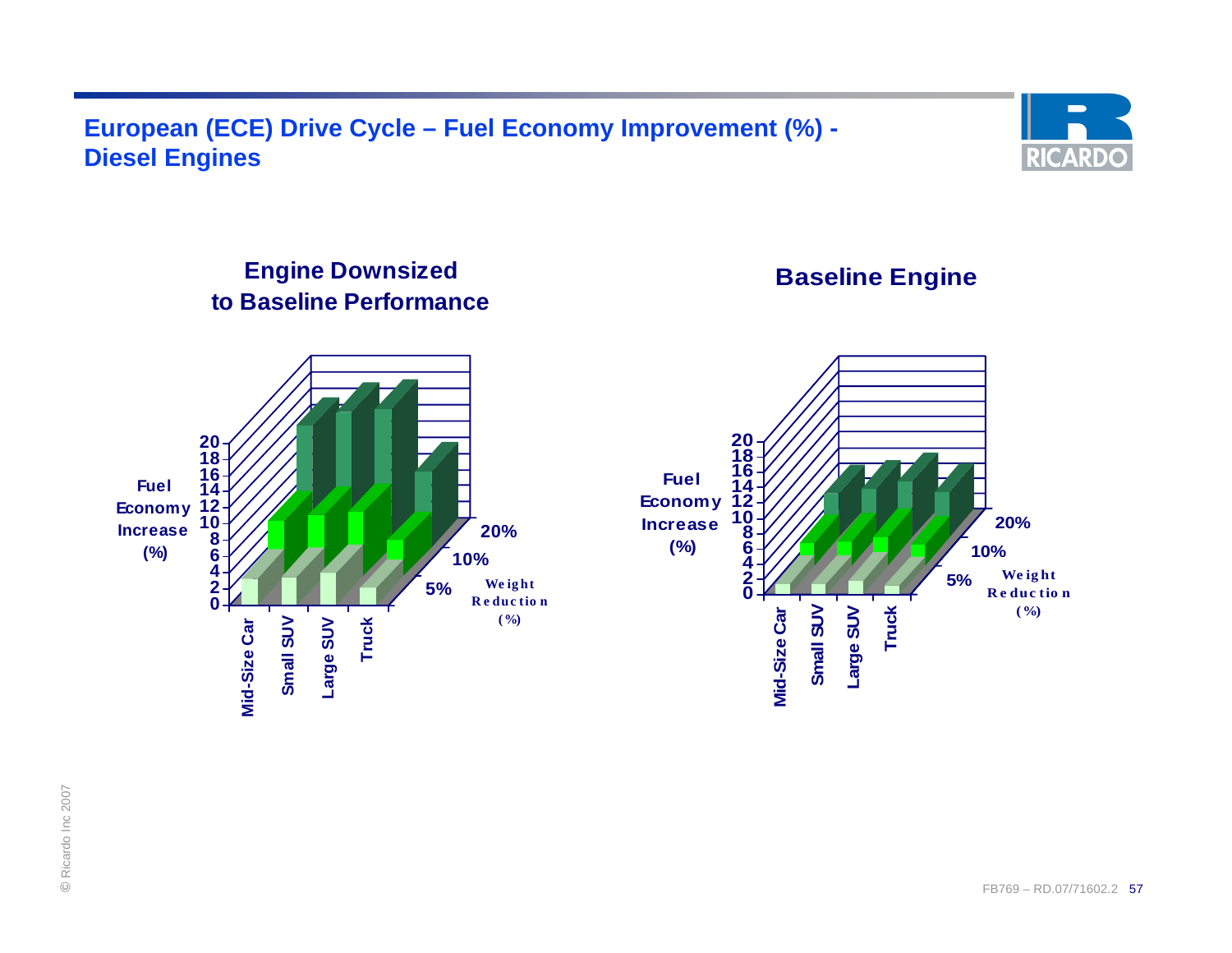# European (ECE) Drive Cycle – Fuel Economy Improvement (%) - Diesel Engines

**Engine Downsized to Baseline Performance**

Fuel Economy Increase (%)

20, 18, 16, 14, 12, 10, 8, 6, 4, 2, 0

Mid-Size Car, Small SUV, Large SUV, Truck

5%, 10%, 20% Weight Reduction (%)

**Baseline Engine**

Fuel Economy Increase (%)

20, 18, 16, 14, 12, 10, 8, 6, 4, 2, 0

Mid-Size Car, Small SUV, Large SUV, Truck

5%, 10%, 20% Weight Reduction (%)

© Ricardo Inc 2007

FB769 – RD.07/71602.2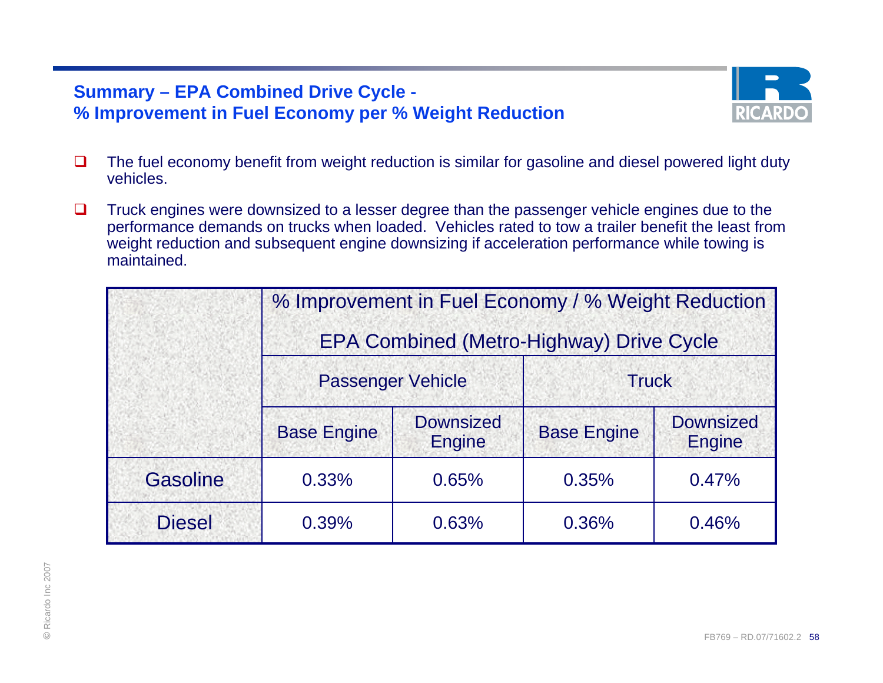## Summary – EPA Combined Drive Cycle - % Improvement in Fuel Economy per % Weight Reduction

- The fuel economy benefit from weight reduction is similar for gasoline and diesel powered light duty vehicles.
- Truck engines were downsized to a lesser degree than the passenger vehicle engines due to the performance demands on trucks when loaded. Vehicles rated to tow a trailer benefit the least from weight reduction and subsequent engine downsizing if acceleration performance while towing is maintained.

| | % Improvement in Fuel Economy / % Weight Reduction EPA Combined (Metro-Highway) Drive Cycle | | | |
|---|---|---|---|---|
| | Passenger Vehicle | | Truck | |
| | Base Engine | Downsized Engine | Base Engine | Downsized Engine |
| Gasoline | 0.33% | 0.65% | 0.35% | 0.47% |
| Diesel | 0.39% | 0.63% | 0.36% | 0.46% |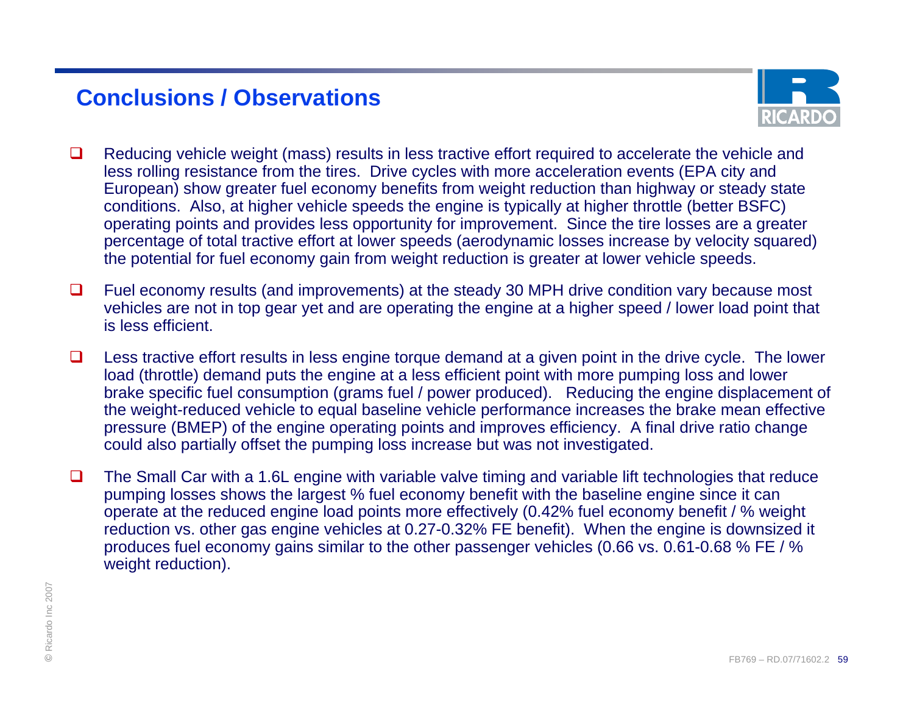## Conclusions / Observations

- Reducing vehicle weight (mass) results in less tractive effort required to accelerate the vehicle and less rolling resistance from the tires. Drive cycles with more acceleration events (EPA city and European) show greater fuel economy benefits from weight reduction than highway or steady state conditions. Also, at higher vehicle speeds the engine is typically at higher throttle (better BSFC) operating points and provides less opportunity for improvement. Since the tire losses are a greater percentage of total tractive effort at lower speeds (aerodynamic losses increase by velocity squared) the potential for fuel economy gain from weight reduction is greater at lower vehicle speeds.
- Fuel economy results (and improvements) at the steady 30 MPH drive condition vary because most vehicles are not in top gear yet and are operating the engine at a higher speed / lower load point that is less efficient.
- Less tractive effort results in less engine torque demand at a given point in the drive cycle. The lower load (throttle) demand puts the engine at a less efficient point with more pumping loss and lower brake specific fuel consumption (grams fuel / power produced). Reducing the engine displacement of the weight-reduced vehicle to equal baseline vehicle performance increases the brake mean effective pressure (BMEP) of the engine operating points and improves efficiency. A final drive ratio change could also partially offset the pumping loss increase but was not investigated.
- The Small Car with a 1.6L engine with variable valve timing and variable lift technologies that reduce pumping losses shows the largest % fuel economy benefit with the baseline engine since it can operate at the reduced engine load points more effectively (0.42% fuel economy benefit / % weight reduction vs. other gas engine vehicles at 0.27-0.32% FE benefit). When the engine is downsized it produces fuel economy gains similar to the other passenger vehicles (0.66 vs. 0.61-0.68 % FE / % weight reduction).